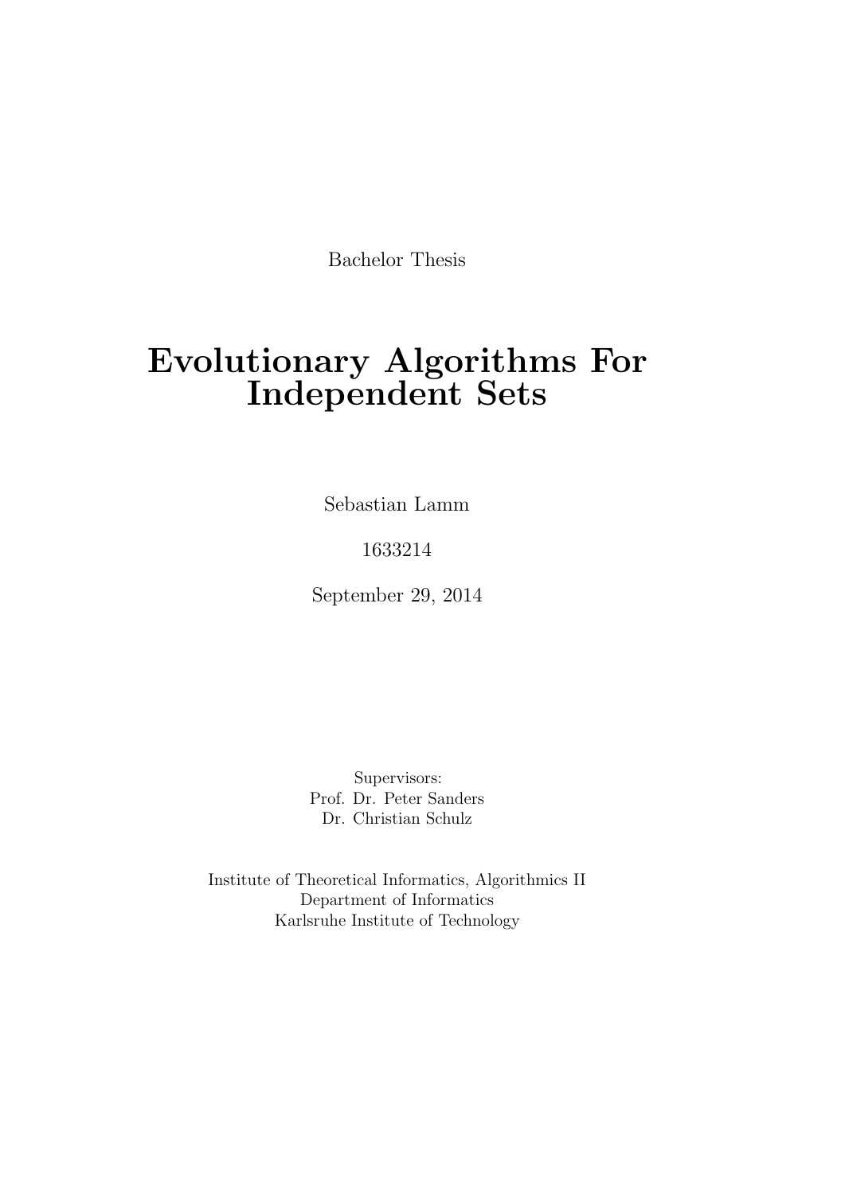Bachelor Thesis

# Evolutionary Algorithms For Independent Sets

Sebastian Lamm

1633214

September 29, 2014

Supervisors:
Prof. Dr. Peter Sanders
Dr. Christian Schulz

Institute of Theoretical Informatics, Algorithmics II
Department of Informatics
Karlsruhe Institute of Technology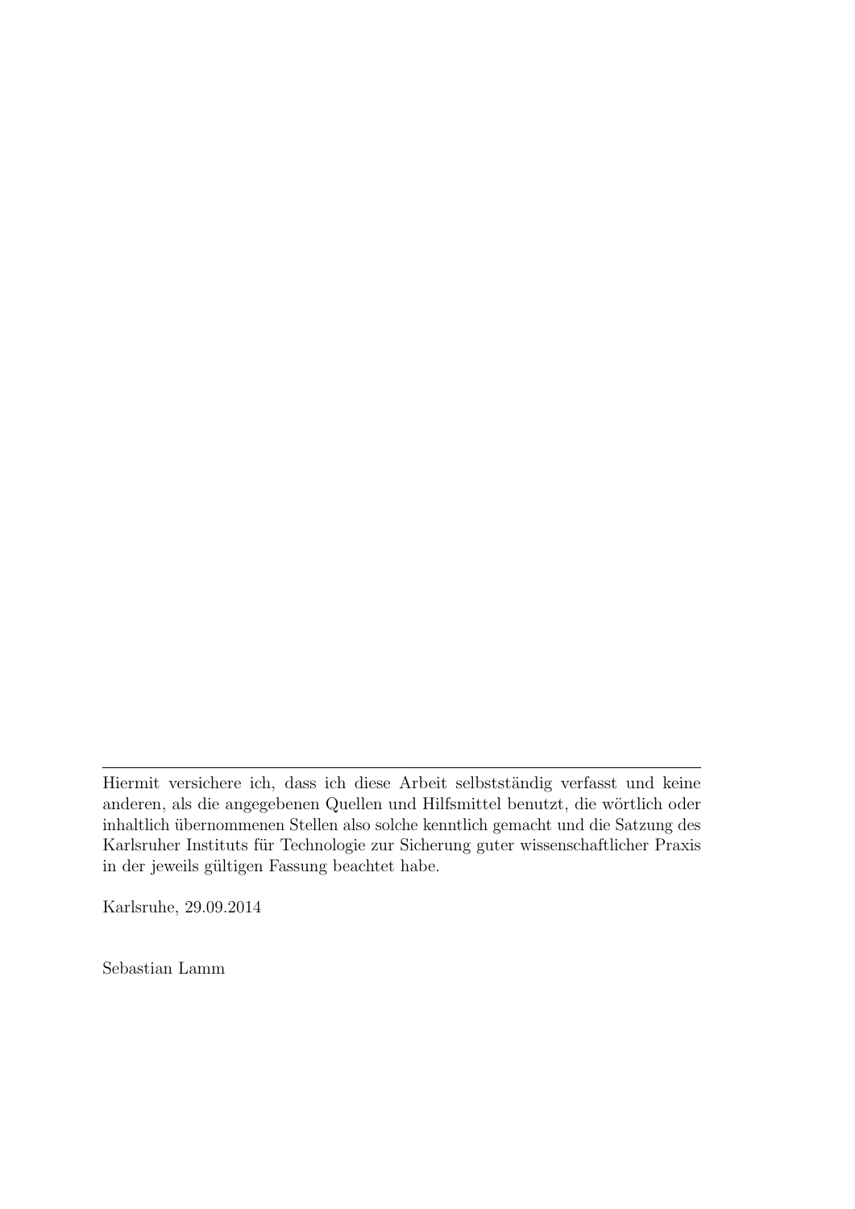---

Hiermit versichere ich, dass ich diese Arbeit selbstständig verfasst und keine anderen, als die angegebenen Quellen und Hilfsmittel benutzt, die wörtlich oder inhaltlich übernommenen Stellen also solche kenntlich gemacht und die Satzung des Karlsruher Instituts für Technologie zur Sicherung guter wissenschaftlicher Praxis in der jeweils gültigen Fassung beachtet habe.

Karlsruhe, 29.09.2014

Sebastian Lamm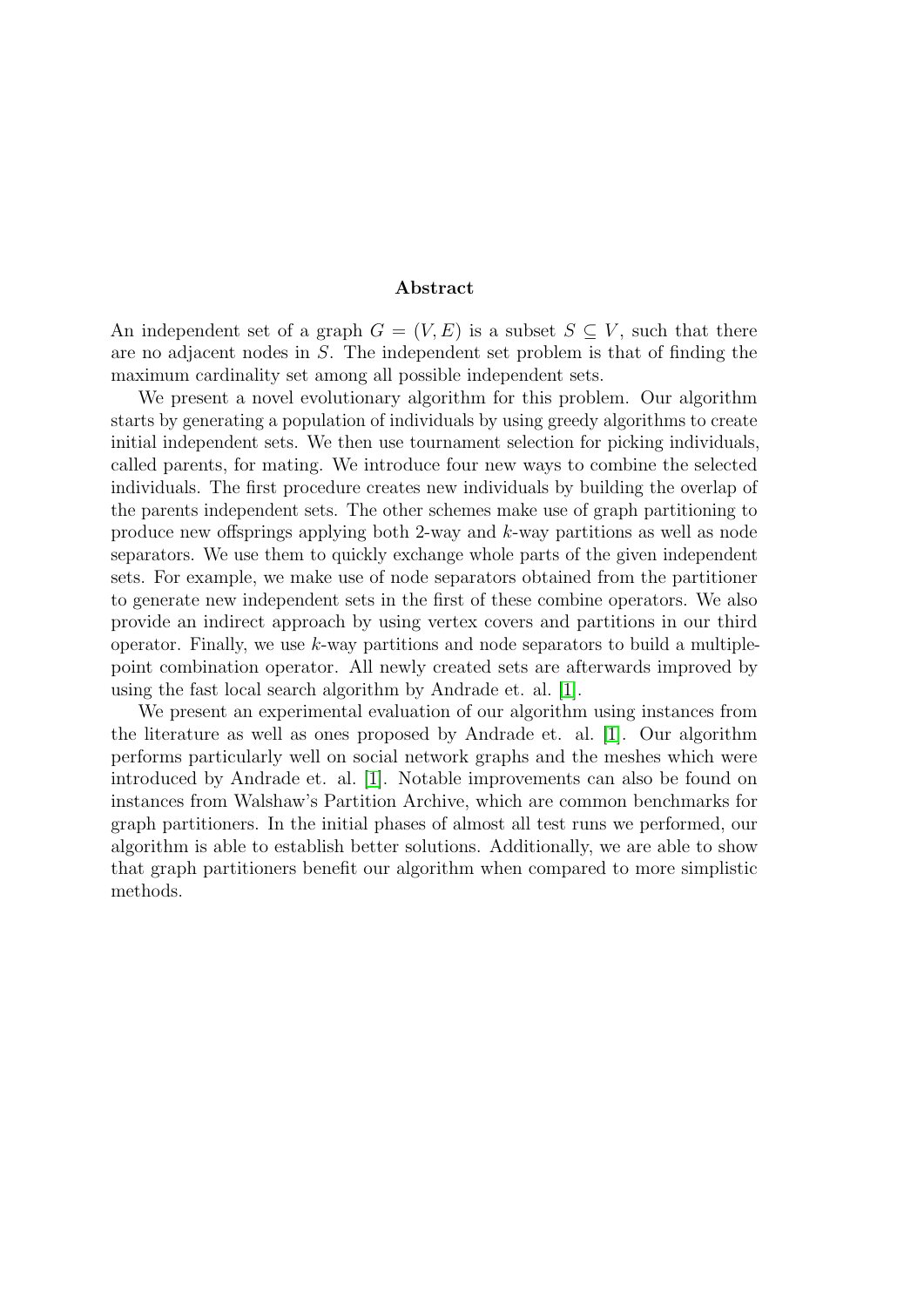## Abstract

An independent set of a graph $G = (V, E)$ is a subset $S \subseteq V$, such that there are no adjacent nodes in $S$. The independent set problem is that of finding the maximum cardinality set among all possible independent sets.

We present a novel evolutionary algorithm for this problem. Our algorithm starts by generating a population of individuals by using greedy algorithms to create initial independent sets. We then use tournament selection for picking individuals, called parents, for mating. We introduce four new ways to combine the selected individuals. The first procedure creates new individuals by building the overlap of the parents independent sets. The other schemes make use of graph partitioning to produce new offsprings applying both 2-way and $k$-way partitions as well as node separators. We use them to quickly exchange whole parts of the given independent sets. For example, we make use of node separators obtained from the partitioner to generate new independent sets in the first of these combine operators. We also provide an indirect approach by using vertex covers and partitions in our third operator. Finally, we use $k$-way partitions and node separators to build a multiple-point combination operator. All newly created sets are afterwards improved by using the fast local search algorithm by Andrade et. al. [1].

We present an experimental evaluation of our algorithm using instances from the literature as well as ones proposed by Andrade et. al. [1]. Our algorithm performs particularly well on social network graphs and the meshes which were introduced by Andrade et. al. [1]. Notable improvements can also be found on instances from Walshaw's Partition Archive, which are common benchmarks for graph partitioners. In the initial phases of almost all test runs we performed, our algorithm is able to establish better solutions. Additionally, we are able to show that graph partitioners benefit our algorithm when compared to more simplistic methods.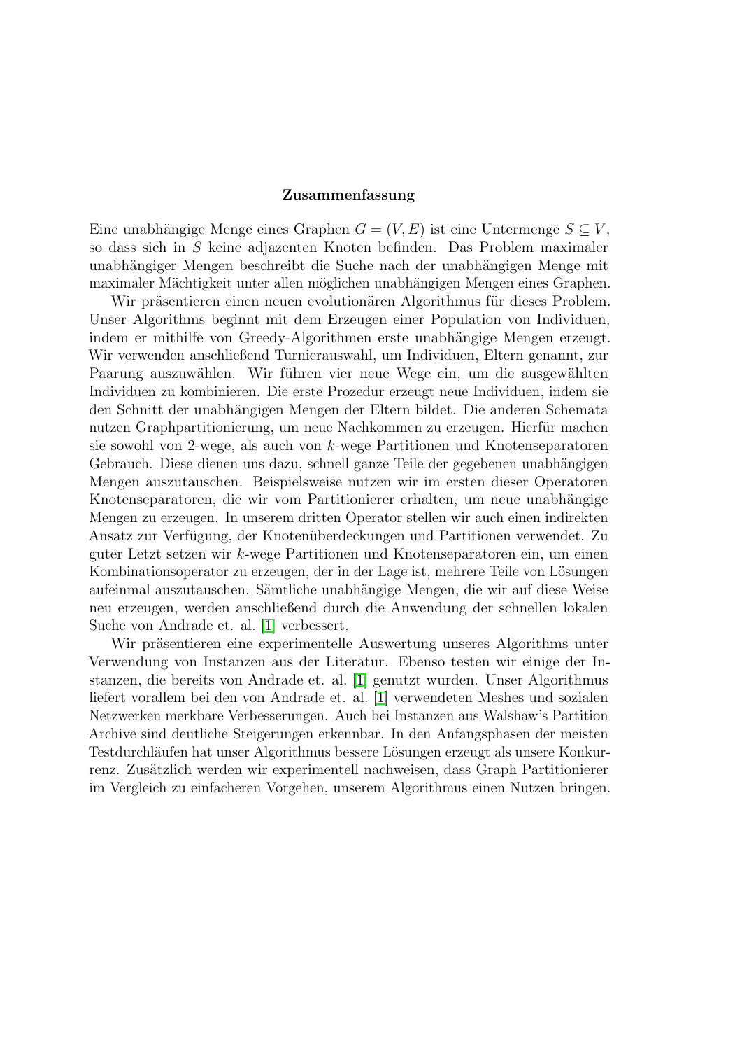## Zusammenfassung

Eine unabhängige Menge eines Graphen $G = (V, E)$ ist eine Untermenge $S \subseteq V$, so dass sich in $S$ keine adjazenten Knoten befinden. Das Problem maximaler unabhängiger Mengen beschreibt die Suche nach der unabhängigen Menge mit maximaler Mächtigkeit unter allen möglichen unabhängigen Mengen eines Graphen.

Wir präsentieren einen neuen evolutionären Algorithmus für dieses Problem. Unser Algorithms beginnt mit dem Erzeugen einer Population von Individuen, indem er mithilfe von Greedy-Algorithmen erste unabhängige Mengen erzeugt. Wir verwenden anschließend Turnierauswahl, um Individuen, Eltern genannt, zur Paarung auszuwählen. Wir führen vier neue Wege ein, um die ausgewählten Individuen zu kombinieren. Die erste Prozedur erzeugt neue Individuen, indem sie den Schnitt der unabhängigen Mengen der Eltern bildet. Die anderen Schemata nutzen Graphpartitionierung, um neue Nachkommen zu erzeugen. Hierfür machen sie sowohl von 2-wege, als auch von $k$-wege Partitionen und Knotenseparatoren Gebrauch. Diese dienen uns dazu, schnell ganze Teile der gegebenen unabhängigen Mengen auszutauschen. Beispielsweise nutzen wir im ersten dieser Operatoren Knotenseparatoren, die wir vom Partitionierer erhalten, um neue unabhängige Mengen zu erzeugen. In unserem dritten Operator stellen wir auch einen indirekten Ansatz zur Verfügung, der Knotenüberdeckungen und Partitionen verwendet. Zu guter Letzt setzen wir $k$-wege Partitionen und Knotenseparatoren ein, um einen Kombinationsoperator zu erzeugen, der in der Lage ist, mehrere Teile von Lösungen aufeinmal auszutauschen. Sämtliche unabhängige Mengen, die wir auf diese Weise neu erzeugen, werden anschließend durch die Anwendung der schnellen lokalen Suche von Andrade et. al. [1] verbessert.

Wir präsentieren eine experimentelle Auswertung unseres Algorithms unter Verwendung von Instanzen aus der Literatur. Ebenso testen wir einige der Instanzen, die bereits von Andrade et. al. [1] genutzt wurden. Unser Algorithmus liefert vorallem bei den von Andrade et. al. [1] verwendeten Meshes und sozialen Netzwerken merkbare Verbesserungen. Auch bei Instanzen aus Walshaw's Partition Archive sind deutliche Steigerungen erkennbar. In den Anfangsphasen der meisten Testdurchläufen hat unser Algorithmus bessere Lösungen erzeugt als unsere Konkurrenz. Zusätzlich werden wir experimentell nachweisen, dass Graph Partitionierer im Vergleich zu einfacheren Vorgehen, unserem Algorithmus einen Nutzen bringen.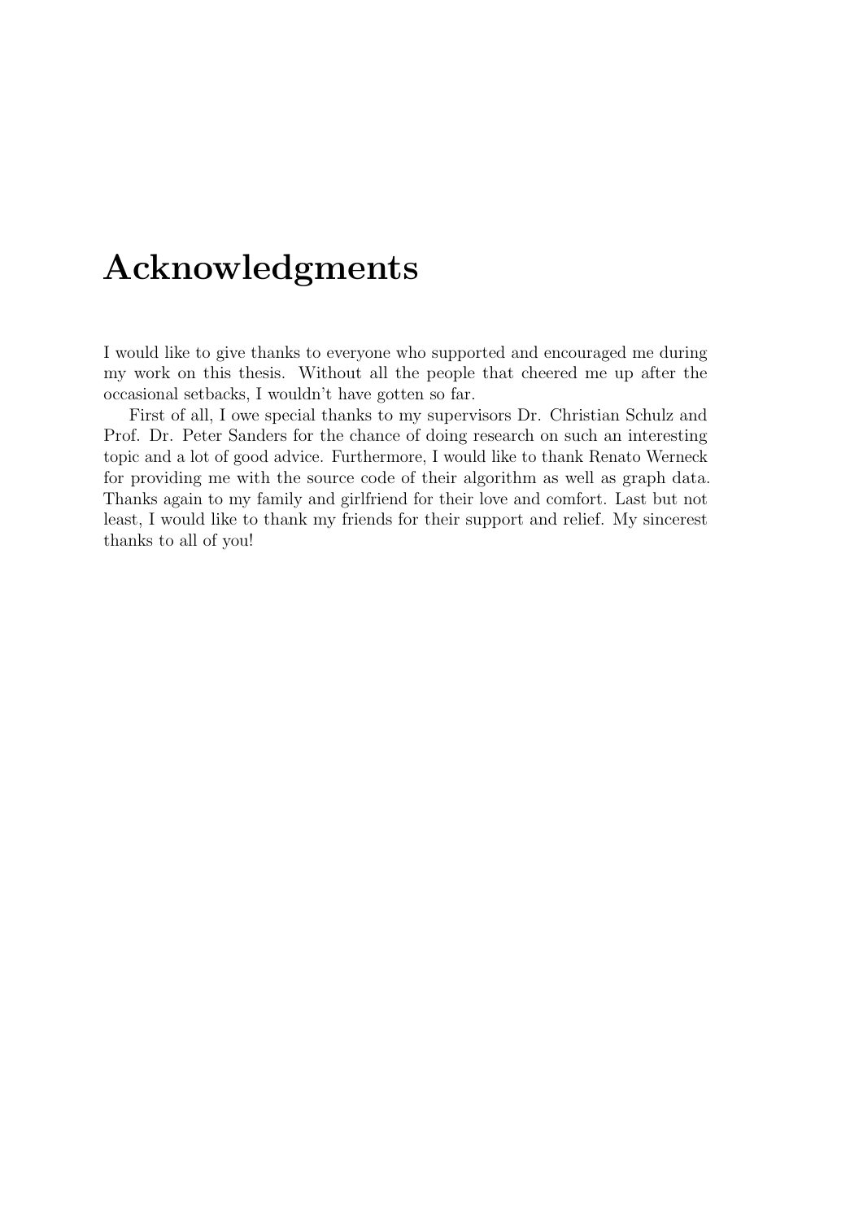# Acknowledgments

I would like to give thanks to everyone who supported and encouraged me during my work on this thesis. Without all the people that cheered me up after the occasional setbacks, I wouldn't have gotten so far.

First of all, I owe special thanks to my supervisors Dr. Christian Schulz and Prof. Dr. Peter Sanders for the chance of doing research on such an interesting topic and a lot of good advice. Furthermore, I would like to thank Renato Werneck for providing me with the source code of their algorithm as well as graph data. Thanks again to my family and girlfriend for their love and comfort. Last but not least, I would like to thank my friends for their support and relief. My sincerest thanks to all of you!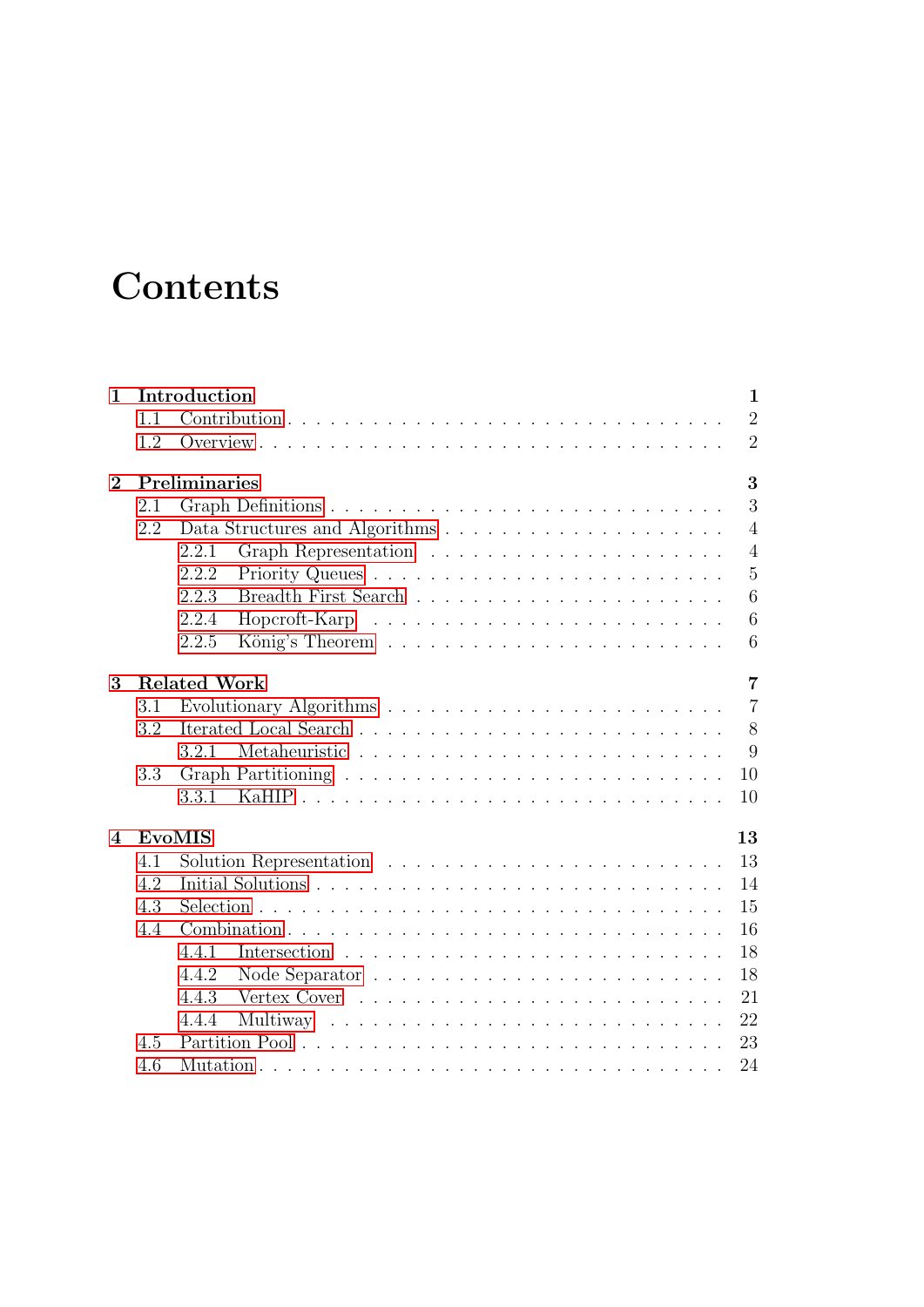# Contents

**1 Introduction** **1**
- 1.1 Contribution . . . . . . . . . . . . . . . . . . . . . . . . . . . . . . . 2
- 1.2 Overview . . . . . . . . . . . . . . . . . . . . . . . . . . . . . . . . 2

**2 Preliminaries** **3**
- 2.1 Graph Definitions . . . . . . . . . . . . . . . . . . . . . . . . . . . . 3
- 2.2 Data Structures and Algorithms . . . . . . . . . . . . . . . . . . . . 4
  - 2.2.1 Graph Representation . . . . . . . . . . . . . . . . . . . . . 4
  - 2.2.2 Priority Queues . . . . . . . . . . . . . . . . . . . . . . . . 5
  - 2.2.3 Breadth First Search . . . . . . . . . . . . . . . . . . . . . 6
  - 2.2.4 Hopcroft-Karp . . . . . . . . . . . . . . . . . . . . . . . . 6
  - 2.2.5 König's Theorem . . . . . . . . . . . . . . . . . . . . . . . 6

**3 Related Work** **7**
- 3.1 Evolutionary Algorithms . . . . . . . . . . . . . . . . . . . . . . . . 7
- 3.2 Iterated Local Search . . . . . . . . . . . . . . . . . . . . . . . . . . 8
  - 3.2.1 Metaheuristic . . . . . . . . . . . . . . . . . . . . . . . . . . 9
- 3.3 Graph Partitioning . . . . . . . . . . . . . . . . . . . . . . . . . . . 10
  - 3.3.1 KaHIP . . . . . . . . . . . . . . . . . . . . . . . . . . . . . 10

**4 EvoMIS** **13**
- 4.1 Solution Representation . . . . . . . . . . . . . . . . . . . . . . . . 13
- 4.2 Initial Solutions . . . . . . . . . . . . . . . . . . . . . . . . . . . . . 14
- 4.3 Selection . . . . . . . . . . . . . . . . . . . . . . . . . . . . . . . . 15
- 4.4 Combination . . . . . . . . . . . . . . . . . . . . . . . . . . . . . . 16
  - 4.4.1 Intersection . . . . . . . . . . . . . . . . . . . . . . . . . . 18
  - 4.4.2 Node Separator . . . . . . . . . . . . . . . . . . . . . . . . 18
  - 4.4.3 Vertex Cover . . . . . . . . . . . . . . . . . . . . . . . . . . 21
  - 4.4.4 Multiway . . . . . . . . . . . . . . . . . . . . . . . . . . . 22
- 4.5 Partition Pool . . . . . . . . . . . . . . . . . . . . . . . . . . . . . . 23
- 4.6 Mutation . . . . . . . . . . . . . . . . . . . . . . . . . . . . . . . . 24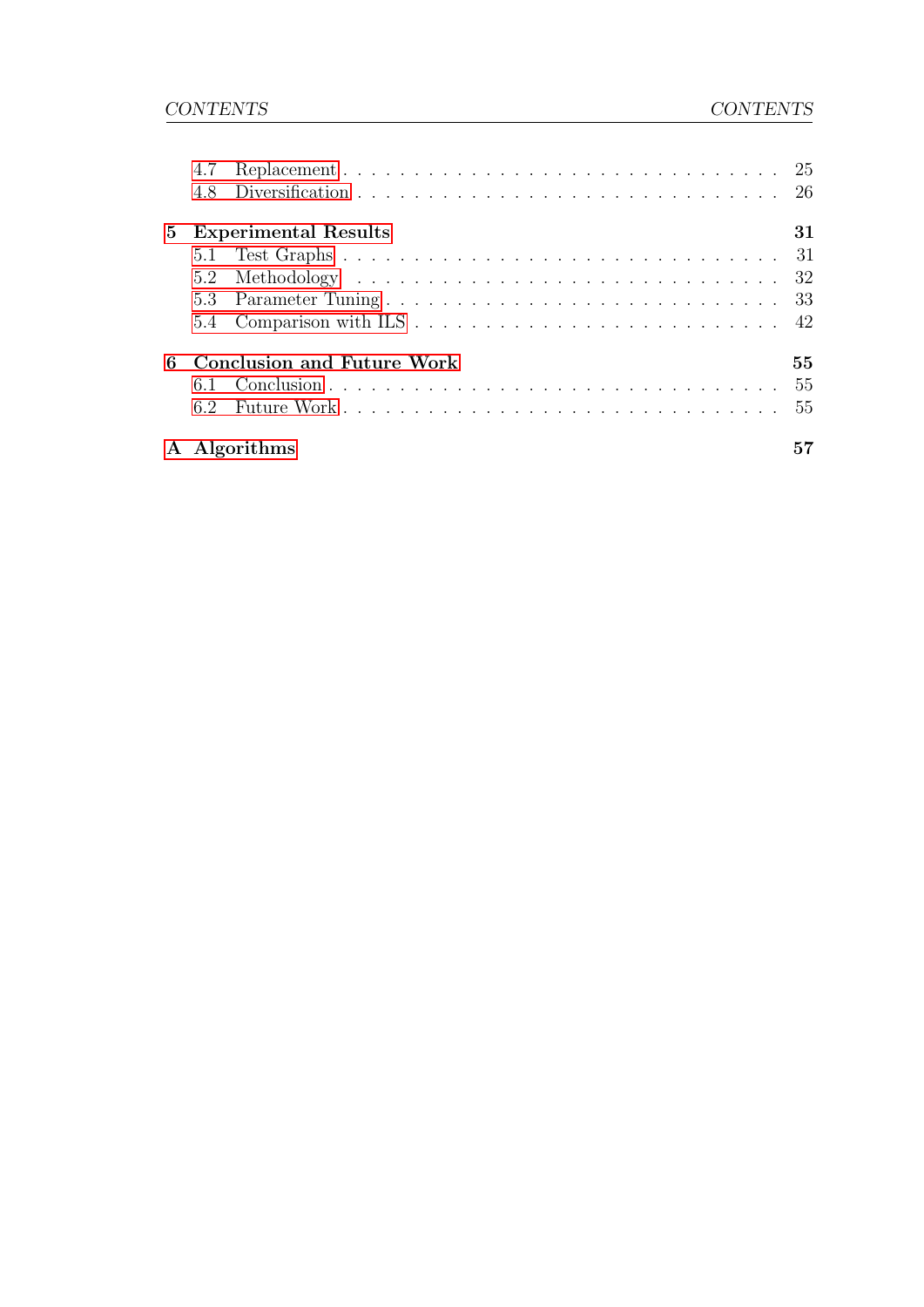4.7 Replacement . . . . . . . . . . . . . . . . . . . . . . . . . . . . . . 25
4.8 Diversification . . . . . . . . . . . . . . . . . . . . . . . . . . . . . 26

**5 Experimental Results** **31**
5.1 Test Graphs . . . . . . . . . . . . . . . . . . . . . . . . . . . . . . 31
5.2 Methodology . . . . . . . . . . . . . . . . . . . . . . . . . . . . . . 32
5.3 Parameter Tuning . . . . . . . . . . . . . . . . . . . . . . . . . . . 33
5.4 Comparison with ILS . . . . . . . . . . . . . . . . . . . . . . . . . 42

**6 Conclusion and Future Work** **55**
6.1 Conclusion . . . . . . . . . . . . . . . . . . . . . . . . . . . . . . . 55
6.2 Future Work . . . . . . . . . . . . . . . . . . . . . . . . . . . . . . 55

**A Algorithms** **57**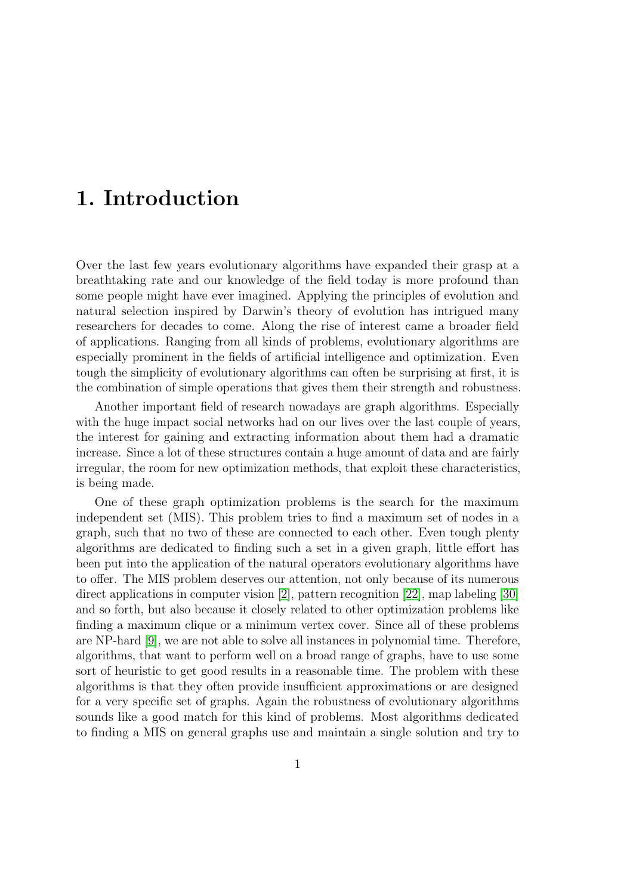# 1. Introduction

Over the last few years evolutionary algorithms have expanded their grasp at a breathtaking rate and our knowledge of the field today is more profound than some people might have ever imagined. Applying the principles of evolution and natural selection inspired by Darwin's theory of evolution has intrigued many researchers for decades to come. Along the rise of interest came a broader field of applications. Ranging from all kinds of problems, evolutionary algorithms are especially prominent in the fields of artificial intelligence and optimization. Even tough the simplicity of evolutionary algorithms can often be surprising at first, it is the combination of simple operations that gives them their strength and robustness.

Another important field of research nowadays are graph algorithms. Especially with the huge impact social networks had on our lives over the last couple of years, the interest for gaining and extracting information about them had a dramatic increase. Since a lot of these structures contain a huge amount of data and are fairly irregular, the room for new optimization methods, that exploit these characteristics, is being made.

One of these graph optimization problems is the search for the maximum independent set (MIS). This problem tries to find a maximum set of nodes in a graph, such that no two of these are connected to each other. Even tough plenty algorithms are dedicated to finding such a set in a given graph, little effort has been put into the application of the natural operators evolutionary algorithms have to offer. The MIS problem deserves our attention, not only because of its numerous direct applications in computer vision [2], pattern recognition [22], map labeling [30] and so forth, but also because it closely related to other optimization problems like finding a maximum clique or a minimum vertex cover. Since all of these problems are NP-hard [9], we are not able to solve all instances in polynomial time. Therefore, algorithms, that want to perform well on a broad range of graphs, have to use some sort of heuristic to get good results in a reasonable time. The problem with these algorithms is that they often provide insufficient approximations or are designed for a very specific set of graphs. Again the robustness of evolutionary algorithms sounds like a good match for this kind of problems. Most algorithms dedicated to finding a MIS on general graphs use and maintain a single solution and try to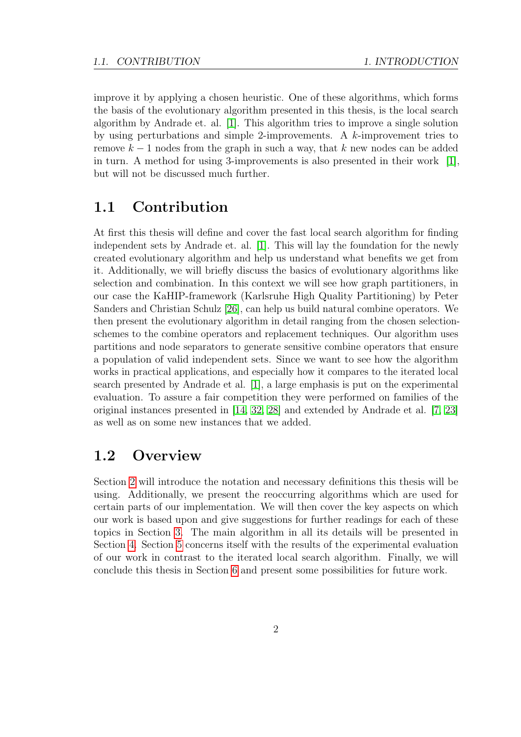improve it by applying a chosen heuristic. One of these algorithms, which forms the basis of the evolutionary algorithm presented in this thesis, is the local search algorithm by Andrade et. al. [1]. This algorithm tries to improve a single solution by using perturbations and simple 2-improvements. A $k$-improvement tries to remove $k-1$ nodes from the graph in such a way, that $k$ new nodes can be added in turn. A method for using 3-improvements is also presented in their work [1], but will not be discussed much further.

## 1.1 Contribution

At first this thesis will define and cover the fast local search algorithm for finding independent sets by Andrade et. al. [1]. This will lay the foundation for the newly created evolutionary algorithm and help us understand what benefits we get from it. Additionally, we will briefly discuss the basics of evolutionary algorithms like selection and combination. In this context we will see how graph partitioners, in our case the KaHIP-framework (Karlsruhe High Quality Partitioning) by Peter Sanders and Christian Schulz [26], can help us build natural combine operators. We then present the evolutionary algorithm in detail ranging from the chosen selection-schemes to the combine operators and replacement techniques. Our algorithm uses partitions and node separators to generate sensitive combine operators that ensure a population of valid independent sets. Since we want to see how the algorithm works in practical applications, and especially how it compares to the iterated local search presented by Andrade et al. [1], a large emphasis is put on the experimental evaluation. To assure a fair competition they were performed on families of the original instances presented in [14, 32, 28] and extended by Andrade et al. [7, 23] as well as on some new instances that we added.

## 1.2 Overview

Section 2 will introduce the notation and necessary definitions this thesis will be using. Additionally, we present the reoccurring algorithms which are used for certain parts of our implementation. We will then cover the key aspects on which our work is based upon and give suggestions for further readings for each of these topics in Section 3. The main algorithm in all its details will be presented in Section 4. Section 5 concerns itself with the results of the experimental evaluation of our work in contrast to the iterated local search algorithm. Finally, we will conclude this thesis in Section 6 and present some possibilities for future work.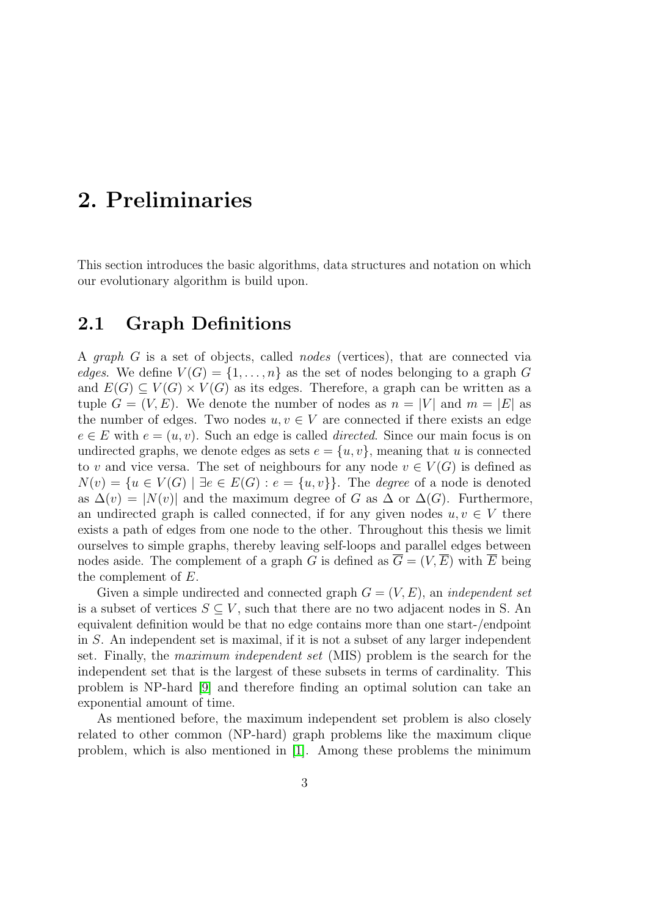# 2. Preliminaries

This section introduces the basic algorithms, data structures and notation on which our evolutionary algorithm is build upon.

## 2.1 Graph Definitions

A *graph* $G$ is a set of objects, called *nodes* (vertices), that are connected via *edges*. We define $V(G) = \{1, \ldots, n\}$ as the set of nodes belonging to a graph $G$ and $E(G) \subseteq V(G) \times V(G)$ as its edges. Therefore, a graph can be written as a tuple $G = (V, E)$. We denote the number of nodes as $n = |V|$ and $m = |E|$ as the number of edges. Two nodes $u, v \in V$ are connected if there exists an edge $e \in E$ with $e = (u, v)$. Such an edge is called *directed*. Since our main focus is on undirected graphs, we denote edges as sets $e = \{u, v\}$, meaning that $u$ is connected to $v$ and vice versa. The set of neighbours for any node $v \in V(G)$ is defined as $N(v) = \{u \in V(G) \mid \exists e \in E(G) : e = \{u, v\}\}$. The *degree* of a node is denoted as $\Delta(v) = |N(v)|$ and the maximum degree of $G$ as $\Delta$ or $\Delta(G)$. Furthermore, an undirected graph is called connected, if for any given nodes $u, v \in V$ there exists a path of edges from one node to the other. Throughout this thesis we limit ourselves to simple graphs, thereby leaving self-loops and parallel edges between nodes aside. The complement of a graph $G$ is defined as $\overline{G} = (V, \overline{E})$ with $\overline{E}$ being the complement of $E$.

Given a simple undirected and connected graph $G = (V, E)$, an *independent set* is a subset of vertices $S \subseteq V$, such that there are no two adjacent nodes in S. An equivalent definition would be that no edge contains more than one start-/endpoint in $S$. An independent set is maximal, if it is not a subset of any larger independent set. Finally, the *maximum independent set* (MIS) problem is the search for the independent set that is the largest of these subsets in terms of cardinality. This problem is NP-hard [9] and therefore finding an optimal solution can take an exponential amount of time.

As mentioned before, the maximum independent set problem is also closely related to other common (NP-hard) graph problems like the maximum clique problem, which is also mentioned in [1]. Among these problems the minimum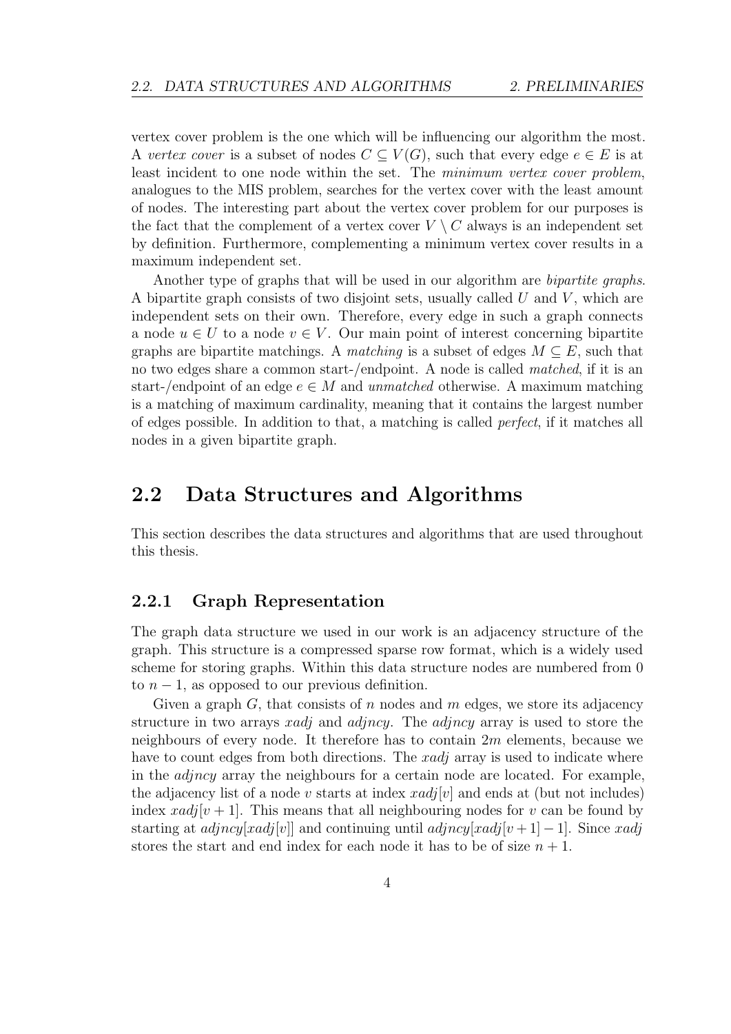vertex cover problem is the one which will be influencing our algorithm the most. A *vertex cover* is a subset of nodes $C \subseteq V(G)$, such that every edge $e \in E$ is at least incident to one node within the set. The *minimum vertex cover problem*, analogues to the MIS problem, searches for the vertex cover with the least amount of nodes. The interesting part about the vertex cover problem for our purposes is the fact that the complement of a vertex cover $V \setminus C$ always is an independent set by definition. Furthermore, complementing a minimum vertex cover results in a maximum independent set.

Another type of graphs that will be used in our algorithm are *bipartite graphs*. A bipartite graph consists of two disjoint sets, usually called $U$ and $V$, which are independent sets on their own. Therefore, every edge in such a graph connects a node $u \in U$ to a node $v \in V$. Our main point of interest concerning bipartite graphs are bipartite matchings. A *matching* is a subset of edges $M \subseteq E$, such that no two edges share a common start-/endpoint. A node is called *matched*, if it is an start-/endpoint of an edge $e \in M$ and *unmatched* otherwise. A maximum matching is a matching of maximum cardinality, meaning that it contains the largest number of edges possible. In addition to that, a matching is called *perfect*, if it matches all nodes in a given bipartite graph.

## 2.2 Data Structures and Algorithms

This section describes the data structures and algorithms that are used throughout this thesis.

### 2.2.1 Graph Representation

The graph data structure we used in our work is an adjacency structure of the graph. This structure is a compressed sparse row format, which is a widely used scheme for storing graphs. Within this data structure nodes are numbered from 0 to $n - 1$, as opposed to our previous definition.

Given a graph $G$, that consists of $n$ nodes and $m$ edges, we store its adjacency structure in two arrays *xadj* and *adjncy*. The *adjncy* array is used to store the neighbours of every node. It therefore has to contain $2m$ elements, because we have to count edges from both directions. The *xadj* array is used to indicate where in the *adjncy* array the neighbours for a certain node are located. For example, the adjacency list of a node $v$ starts at index $xadj[v]$ and ends at (but not includes) index $xadj[v + 1]$. This means that all neighbouring nodes for $v$ can be found by starting at $adjncy[xadj[v]]$ and continuing until $adjncy[xadj[v + 1] - 1]$. Since *xadj* stores the start and end index for each node it has to be of size $n + 1$.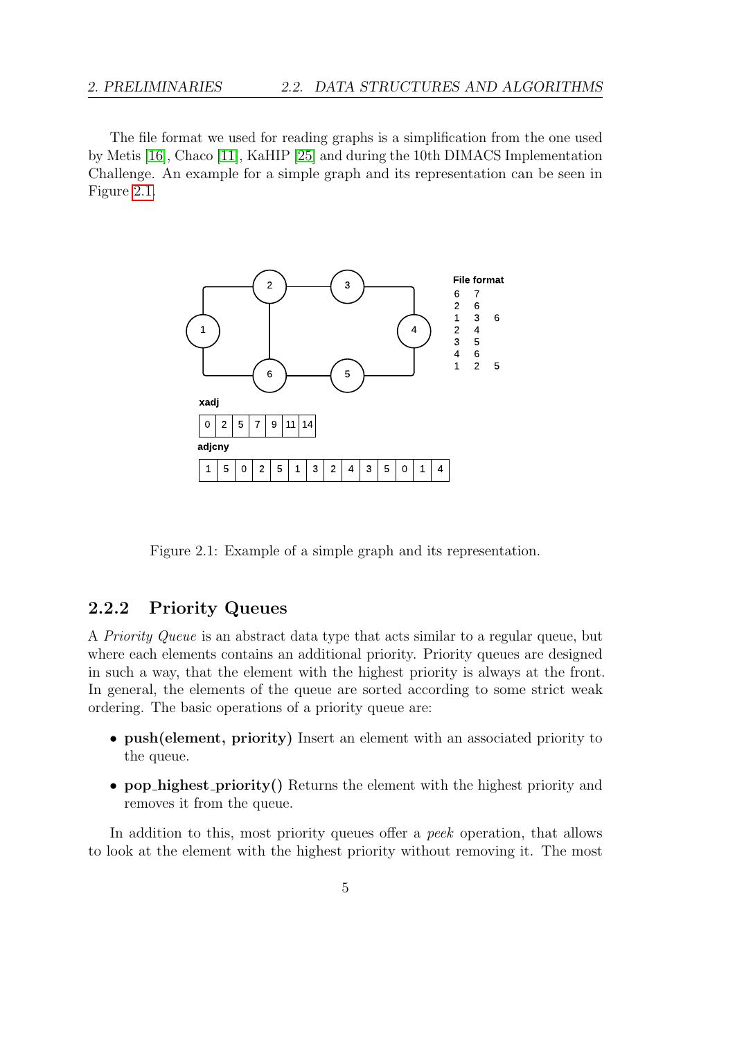The file format we used for reading graphs is a simplification from the one used by Metis [16], Chaco [11], KaHIP [25] and during the 10th DIMACS Implementation Challenge. An example for a simple graph and its representation can be seen in Figure 2.1.

**File format**

```
6 7
2 6
1 3 6
2 4
3 5
4 6
1 2 5
```

**xadj**

| 0 | 2 | 5 | 7 | 9 | 11 | 14 |
|---|---|---|---|---|---|---|

**adjcny**

| 1 | 5 | 0 | 2 | 5 | 1 | 3 | 2 | 4 | 3 | 5 | 0 | 1 | 4 |
|---|---|---|---|---|---|---|---|---|---|---|---|---|---|

Figure 2.1: Example of a simple graph and its representation.

### 2.2.2 Priority Queues

A *Priority Queue* is an abstract data type that acts similar to a regular queue, but where each elements contains an additional priority. Priority queues are designed in such a way, that the element with the highest priority is always at the front. In general, the elements of the queue are sorted according to some strict weak ordering. The basic operations of a priority queue are:

- **push(element, priority)** Insert an element with an associated priority to the queue.
- **pop_highest_priority()** Returns the element with the highest priority and removes it from the queue.

In addition to this, most priority queues offer a *peek* operation, that allows to look at the element with the highest priority without removing it. The most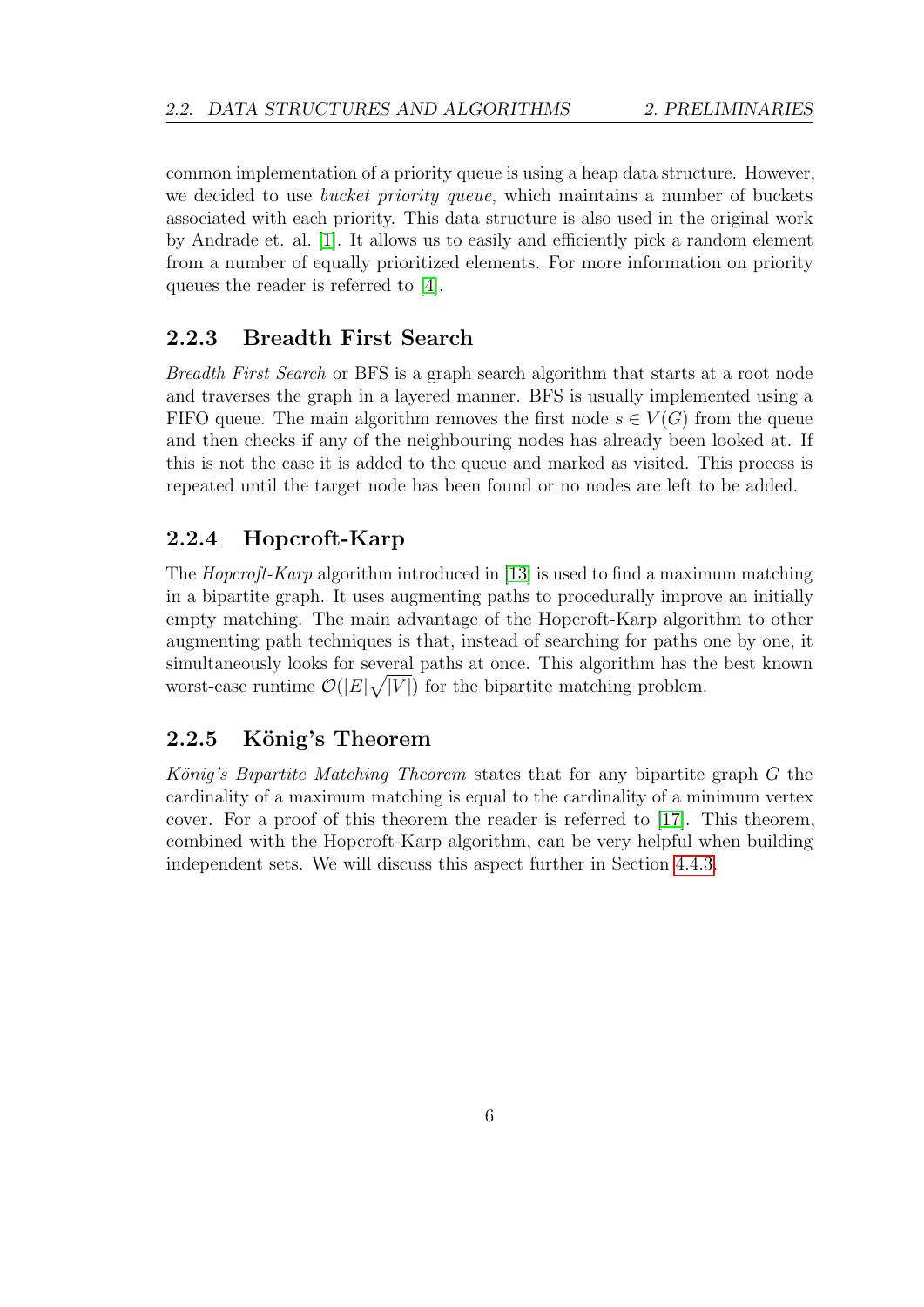common implementation of a priority queue is using a heap data structure. However, we decided to use *bucket priority queue*, which maintains a number of buckets associated with each priority. This data structure is also used in the original work by Andrade et. al. [1]. It allows us to easily and efficiently pick a random element from a number of equally prioritized elements. For more information on priority queues the reader is referred to [4].

### 2.2.3 Breadth First Search

*Breadth First Search* or BFS is a graph search algorithm that starts at a root node and traverses the graph in a layered manner. BFS is usually implemented using a FIFO queue. The main algorithm removes the first node $s \in V(G)$ from the queue and then checks if any of the neighbouring nodes has already been looked at. If this is not the case it is added to the queue and marked as visited. This process is repeated until the target node has been found or no nodes are left to be added.

### 2.2.4 Hopcroft-Karp

The *Hopcroft-Karp* algorithm introduced in [13] is used to find a maximum matching in a bipartite graph. It uses augmenting paths to procedurally improve an initially empty matching. The main advantage of the Hopcroft-Karp algorithm to other augmenting path techniques is that, instead of searching for paths one by one, it simultaneously looks for several paths at once. This algorithm has the best known worst-case runtime $\mathcal{O}(|E|\sqrt{|V|})$ for the bipartite matching problem.

### 2.2.5 König's Theorem

*König's Bipartite Matching Theorem* states that for any bipartite graph $G$ the cardinality of a maximum matching is equal to the cardinality of a minimum vertex cover. For a proof of this theorem the reader is referred to [17]. This theorem, combined with the Hopcroft-Karp algorithm, can be very helpful when building independent sets. We will discuss this aspect further in Section 4.4.3.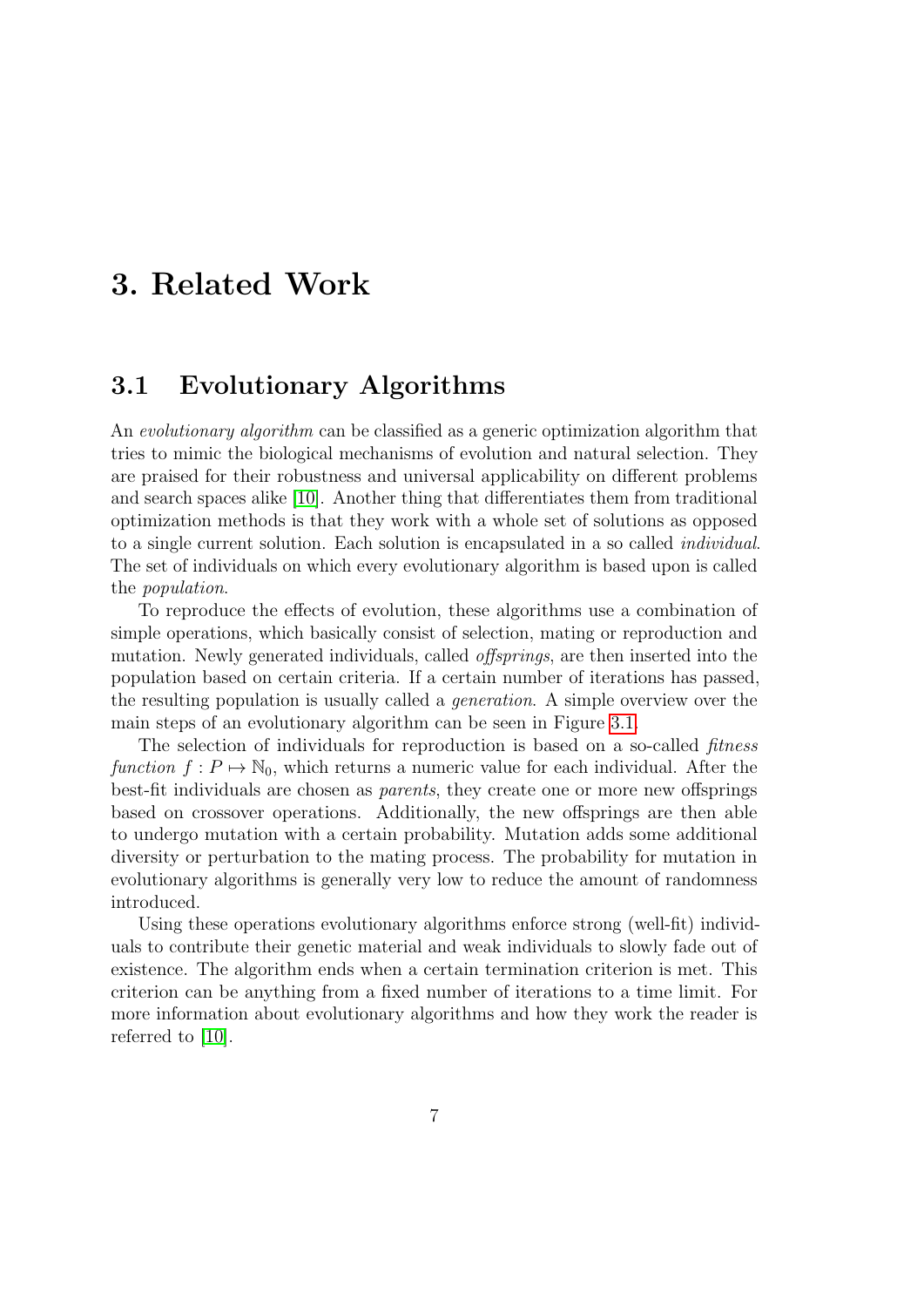# 3. Related Work

## 3.1 Evolutionary Algorithms

An *evolutionary algorithm* can be classified as a generic optimization algorithm that tries to mimic the biological mechanisms of evolution and natural selection. They are praised for their robustness and universal applicability on different problems and search spaces alike [10]. Another thing that differentiates them from traditional optimization methods is that they work with a whole set of solutions as opposed to a single current solution. Each solution is encapsulated in a so called *individual*. The set of individuals on which every evolutionary algorithm is based upon is called the *population*.

To reproduce the effects of evolution, these algorithms use a combination of simple operations, which basically consist of selection, mating or reproduction and mutation. Newly generated individuals, called *offsprings*, are then inserted into the population based on certain criteria. If a certain number of iterations has passed, the resulting population is usually called a *generation*. A simple overview over the main steps of an evolutionary algorithm can be seen in Figure 3.1.

The selection of individuals for reproduction is based on a so-called *fitness function* $f : P \mapsto \mathbb{N}_0$, which returns a numeric value for each individual. After the best-fit individuals are chosen as *parents*, they create one or more new offsprings based on crossover operations. Additionally, the new offsprings are then able to undergo mutation with a certain probability. Mutation adds some additional diversity or perturbation to the mating process. The probability for mutation in evolutionary algorithms is generally very low to reduce the amount of randomness introduced.

Using these operations evolutionary algorithms enforce strong (well-fit) individuals to contribute their genetic material and weak individuals to slowly fade out of existence. The algorithm ends when a certain termination criterion is met. This criterion can be anything from a fixed number of iterations to a time limit. For more information about evolutionary algorithms and how they work the reader is referred to [10].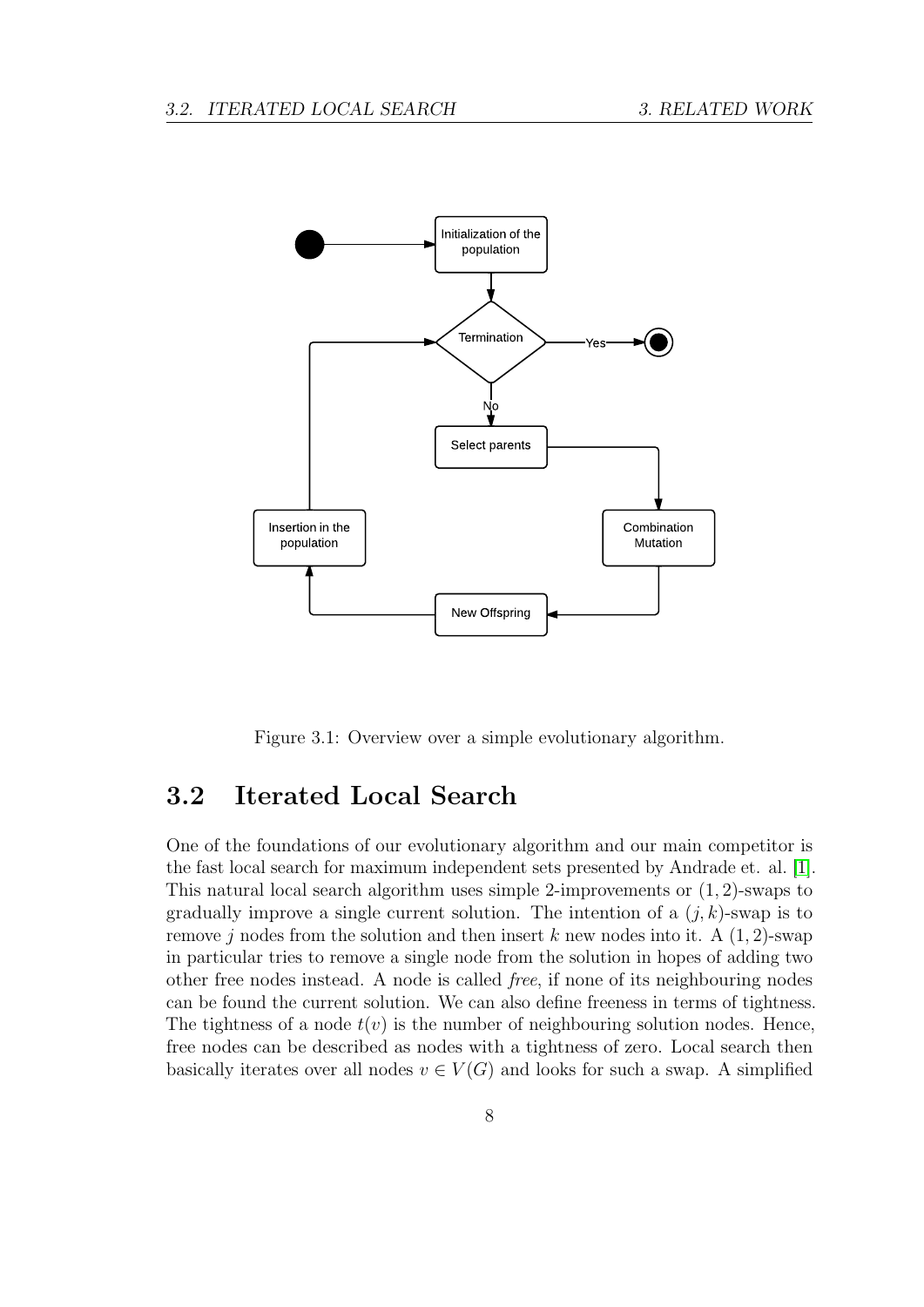Figure 3.1: Overview over a simple evolutionary algorithm.

## 3.2 Iterated Local Search

One of the foundations of our evolutionary algorithm and our main competitor is the fast local search for maximum independent sets presented by Andrade et. al. [1]. This natural local search algorithm uses simple 2-improvements or $(1, 2)$-swaps to gradually improve a single current solution. The intention of a $(j, k)$-swap is to remove $j$ nodes from the solution and then insert $k$ new nodes into it. A $(1, 2)$-swap in particular tries to remove a single node from the solution in hopes of adding two other free nodes instead. A node is called *free*, if none of its neighbouring nodes can be found the current solution. We can also define freeness in terms of tightness. The tightness of a node $t(v)$ is the number of neighbouring solution nodes. Hence, free nodes can be described as nodes with a tightness of zero. Local search then basically iterates over all nodes $v \in V(G)$ and looks for such a swap. A simplified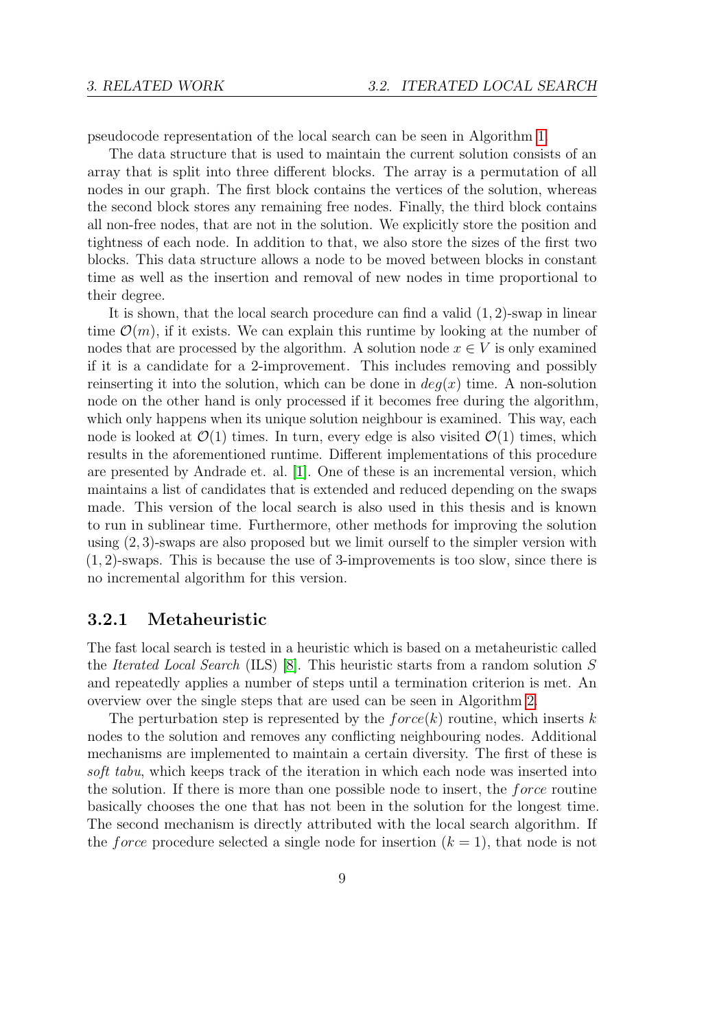pseudocode representation of the local search can be seen in Algorithm 1.

The data structure that is used to maintain the current solution consists of an array that is split into three different blocks. The array is a permutation of all nodes in our graph. The first block contains the vertices of the solution, whereas the second block stores any remaining free nodes. Finally, the third block contains all non-free nodes, that are not in the solution. We explicitly store the position and tightness of each node. In addition to that, we also store the sizes of the first two blocks. This data structure allows a node to be moved between blocks in constant time as well as the insertion and removal of new nodes in time proportional to their degree.

It is shown, that the local search procedure can find a valid $(1, 2)$-swap in linear time $\mathcal{O}(m)$, if it exists. We can explain this runtime by looking at the number of nodes that are processed by the algorithm. A solution node $x \in V$ is only examined if it is a candidate for a 2-improvement. This includes removing and possibly reinserting it into the solution, which can be done in $deg(x)$ time. A non-solution node on the other hand is only processed if it becomes free during the algorithm, which only happens when its unique solution neighbour is examined. This way, each node is looked at $\mathcal{O}(1)$ times. In turn, every edge is also visited $\mathcal{O}(1)$ times, which results in the aforementioned runtime. Different implementations of this procedure are presented by Andrade et. al. [1]. One of these is an incremental version, which maintains a list of candidates that is extended and reduced depending on the swaps made. This version of the local search is also used in this thesis and is known to run in sublinear time. Furthermore, other methods for improving the solution using $(2, 3)$-swaps are also proposed but we limit ourself to the simpler version with $(1, 2)$-swaps. This is because the use of 3-improvements is too slow, since there is no incremental algorithm for this version.

### 3.2.1 Metaheuristic

The fast local search is tested in a heuristic which is based on a metaheuristic called the *Iterated Local Search* (ILS) [8]. This heuristic starts from a random solution $S$ and repeatedly applies a number of steps until a termination criterion is met. An overview over the single steps that are used can be seen in Algorithm 2.

The perturbation step is represented by the $force(k)$ routine, which inserts $k$ nodes to the solution and removes any conflicting neighbouring nodes. Additional mechanisms are implemented to maintain a certain diversity. The first of these is *soft tabu*, which keeps track of the iteration in which each node was inserted into the solution. If there is more than one possible node to insert, the $force$ routine basically chooses the one that has not been in the solution for the longest time. The second mechanism is directly attributed with the local search algorithm. If the $force$ procedure selected a single node for insertion ($k = 1$), that node is not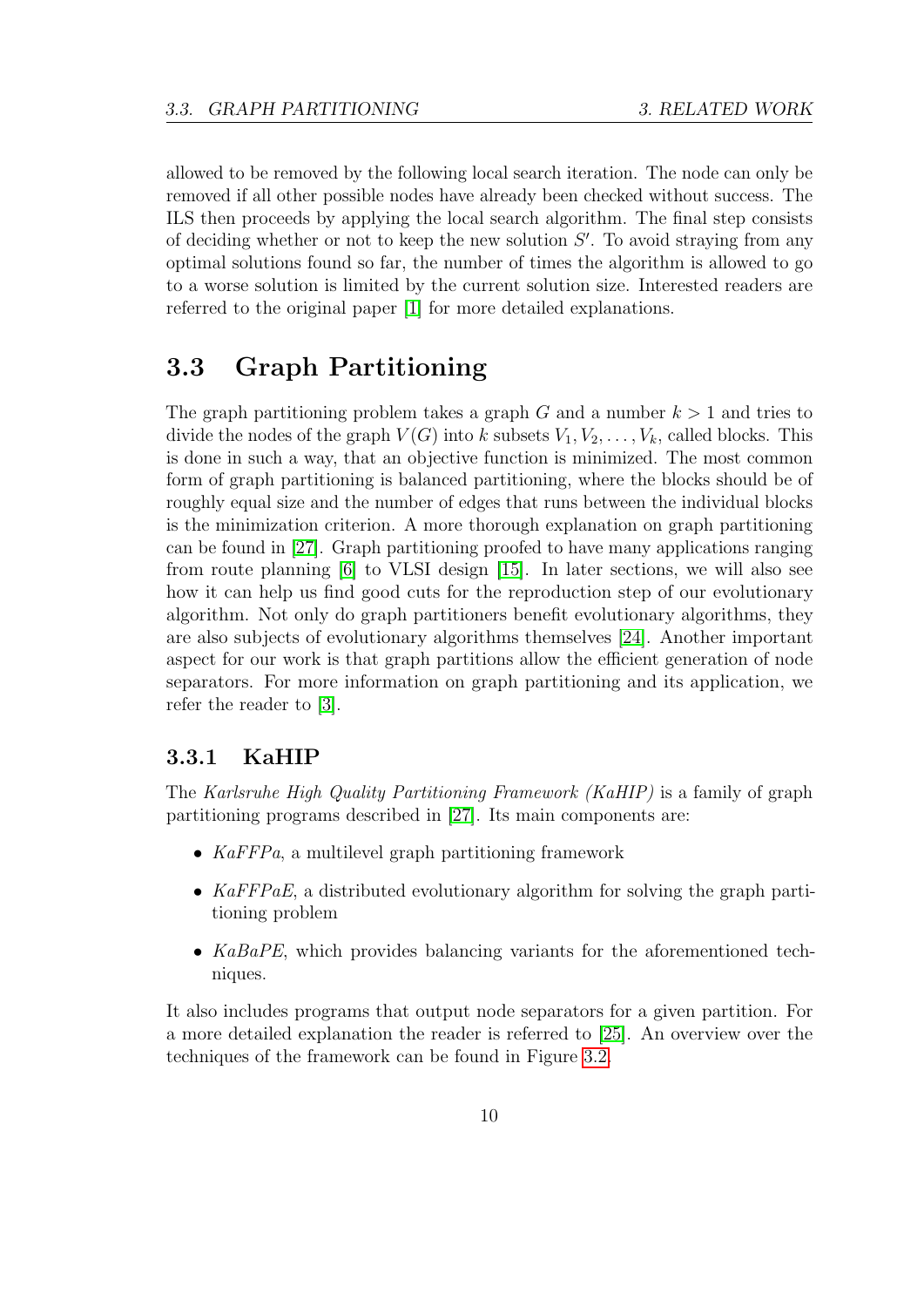allowed to be removed by the following local search iteration. The node can only be removed if all other possible nodes have already been checked without success. The ILS then proceeds by applying the local search algorithm. The final step consists of deciding whether or not to keep the new solution $S'$. To avoid straying from any optimal solutions found so far, the number of times the algorithm is allowed to go to a worse solution is limited by the current solution size. Interested readers are referred to the original paper [1] for more detailed explanations.

## 3.3 Graph Partitioning

The graph partitioning problem takes a graph $G$ and a number $k > 1$ and tries to divide the nodes of the graph $V(G)$ into $k$ subsets $V_1, V_2, \ldots, V_k$, called blocks. This is done in such a way, that an objective function is minimized. The most common form of graph partitioning is balanced partitioning, where the blocks should be of roughly equal size and the number of edges that runs between the individual blocks is the minimization criterion. A more thorough explanation on graph partitioning can be found in [27]. Graph partitioning proofed to have many applications ranging from route planning [6] to VLSI design [15]. In later sections, we will also see how it can help us find good cuts for the reproduction step of our evolutionary algorithm. Not only do graph partitioners benefit evolutionary algorithms, they are also subjects of evolutionary algorithms themselves [24]. Another important aspect for our work is that graph partitions allow the efficient generation of node separators. For more information on graph partitioning and its application, we refer the reader to [3].

### 3.3.1 KaHIP

The *Karlsruhe High Quality Partitioning Framework (KaHIP)* is a family of graph partitioning programs described in [27]. Its main components are:

- *KaFFPa*, a multilevel graph partitioning framework
- *KaFFPaE*, a distributed evolutionary algorithm for solving the graph partitioning problem
- *KaBaPE*, which provides balancing variants for the aforementioned techniques.

It also includes programs that output node separators for a given partition. For a more detailed explanation the reader is referred to [25]. An overview over the techniques of the framework can be found in Figure 3.2.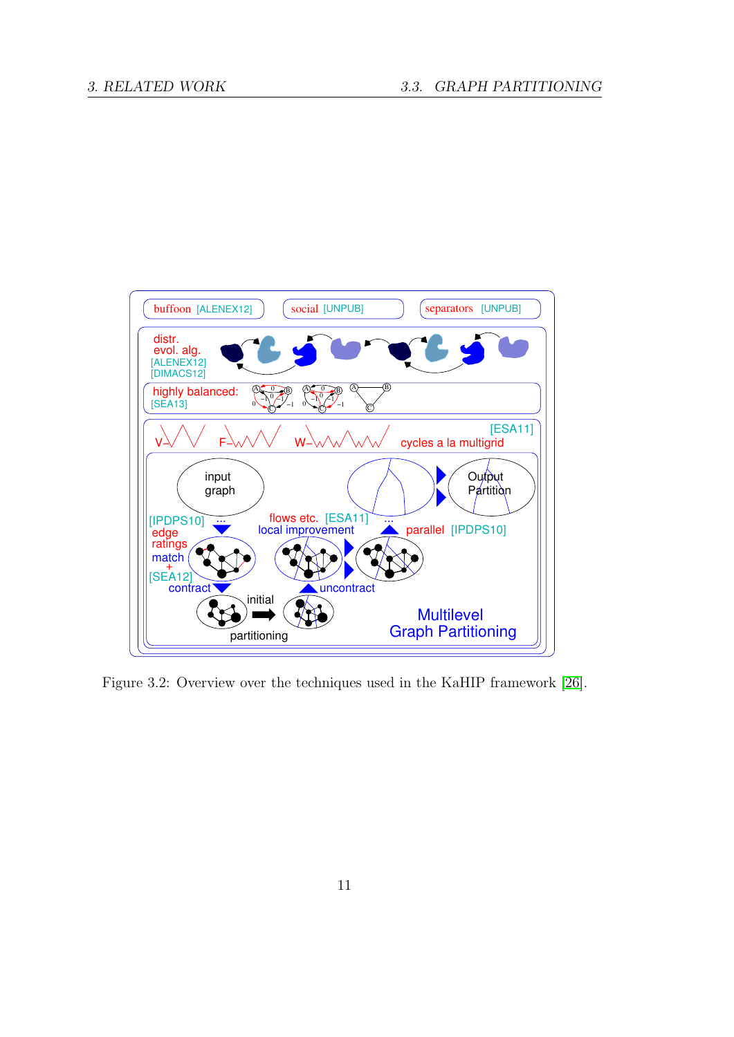Figure 3.2: Overview over the techniques used in the KaHIP framework [26].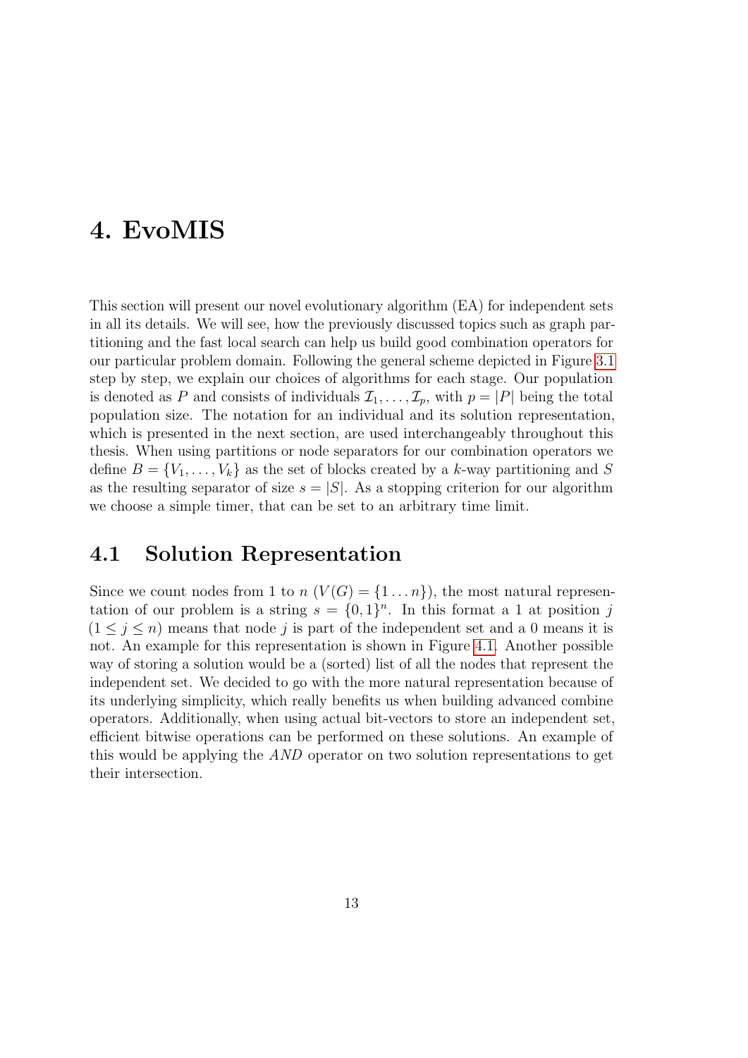# 4. EvoMIS

This section will present our novel evolutionary algorithm (EA) for independent sets in all its details. We will see, how the previously discussed topics such as graph partitioning and the fast local search can help us build good combination operators for our particular problem domain. Following the general scheme depicted in Figure 3.1 step by step, we explain our choices of algorithms for each stage. Our population is denoted as $P$ and consists of individuals $\mathcal{I}_1, \ldots, \mathcal{I}_p$, with $p = |P|$ being the total population size. The notation for an individual and its solution representation, which is presented in the next section, are used interchangeably throughout this thesis. When using partitions or node separators for our combination operators we define $B = \{V_1, \ldots, V_k\}$ as the set of blocks created by a $k$-way partitioning and $S$ as the resulting separator of size $s = |S|$. As a stopping criterion for our algorithm we choose a simple timer, that can be set to an arbitrary time limit.

## 4.1 Solution Representation

Since we count nodes from 1 to $n$ ($V(G) = \{1 \ldots n\}$), the most natural representation of our problem is a string $s = \{0, 1\}^n$. In this format a 1 at position $j$ ($1 \leq j \leq n$) means that node $j$ is part of the independent set and a 0 means it is not. An example for this representation is shown in Figure 4.1. Another possible way of storing a solution would be a (sorted) list of all the nodes that represent the independent set. We decided to go with the more natural representation because of its underlying simplicity, which really benefits us when building advanced combine operators. Additionally, when using actual bit-vectors to store an independent set, efficient bitwise operations can be performed on these solutions. An example of this would be applying the *AND* operator on two solution representations to get their intersection.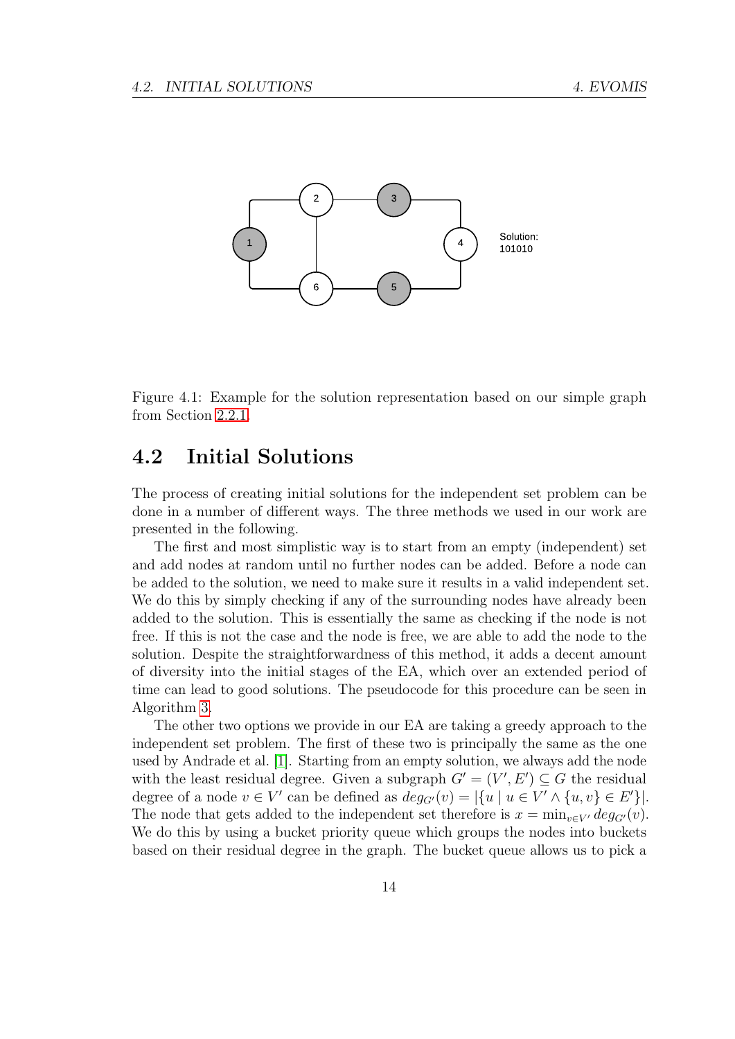Figure 4.1: Example for the solution representation based on our simple graph from Section 2.2.1.

## 4.2 Initial Solutions

The process of creating initial solutions for the independent set problem can be done in a number of different ways. The three methods we used in our work are presented in the following.

The first and most simplistic way is to start from an empty (independent) set and add nodes at random until no further nodes can be added. Before a node can be added to the solution, we need to make sure it results in a valid independent set. We do this by simply checking if any of the surrounding nodes have already been added to the solution. This is essentially the same as checking if the node is not free. If this is not the case and the node is free, we are able to add the node to the solution. Despite the straightforwardness of this method, it adds a decent amount of diversity into the initial stages of the EA, which over an extended period of time can lead to good solutions. The pseudocode for this procedure can be seen in Algorithm 3.

The other two options we provide in our EA are taking a greedy approach to the independent set problem. The first of these two is principally the same as the one used by Andrade et al. [1]. Starting from an empty solution, we always add the node with the least residual degree. Given a subgraph $G' = (V', E') \subseteq G$ the residual degree of a node $v \in V'$ can be defined as $deg_{G'}(v) = |\{u \mid u \in V' \land \{u, v\} \in E'\}|$. The node that gets added to the independent set therefore is $x = \min_{v \in V'} deg_{G'}(v)$. We do this by using a bucket priority queue which groups the nodes into buckets based on their residual degree in the graph. The bucket queue allows us to pick a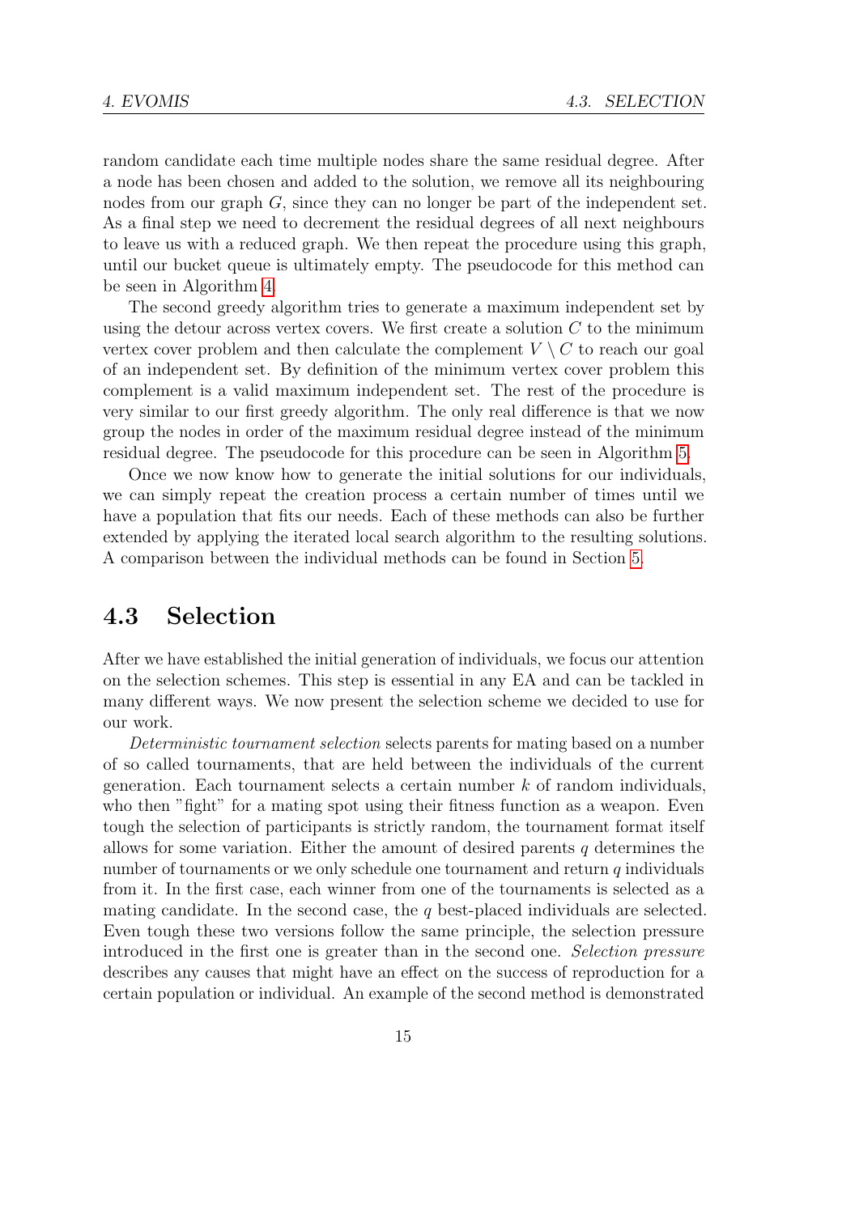random candidate each time multiple nodes share the same residual degree. After a node has been chosen and added to the solution, we remove all its neighbouring nodes from our graph $G$, since they can no longer be part of the independent set. As a final step we need to decrement the residual degrees of all next neighbours to leave us with a reduced graph. We then repeat the procedure using this graph, until our bucket queue is ultimately empty. The pseudocode for this method can be seen in Algorithm 4.

The second greedy algorithm tries to generate a maximum independent set by using the detour across vertex covers. We first create a solution $C$ to the minimum vertex cover problem and then calculate the complement $V \setminus C$ to reach our goal of an independent set. By definition of the minimum vertex cover problem this complement is a valid maximum independent set. The rest of the procedure is very similar to our first greedy algorithm. The only real difference is that we now group the nodes in order of the maximum residual degree instead of the minimum residual degree. The pseudocode for this procedure can be seen in Algorithm 5.

Once we now know how to generate the initial solutions for our individuals, we can simply repeat the creation process a certain number of times until we have a population that fits our needs. Each of these methods can also be further extended by applying the iterated local search algorithm to the resulting solutions. A comparison between the individual methods can be found in Section 5.

## 4.3 Selection

After we have established the initial generation of individuals, we focus our attention on the selection schemes. This step is essential in any EA and can be tackled in many different ways. We now present the selection scheme we decided to use for our work.

*Deterministic tournament selection* selects parents for mating based on a number of so called tournaments, that are held between the individuals of the current generation. Each tournament selects a certain number $k$ of random individuals, who then "fight" for a mating spot using their fitness function as a weapon. Even tough the selection of participants is strictly random, the tournament format itself allows for some variation. Either the amount of desired parents $q$ determines the number of tournaments or we only schedule one tournament and return $q$ individuals from it. In the first case, each winner from one of the tournaments is selected as a mating candidate. In the second case, the $q$ best-placed individuals are selected. Even tough these two versions follow the same principle, the selection pressure introduced in the first one is greater than in the second one. *Selection pressure* describes any causes that might have an effect on the success of reproduction for a certain population or individual. An example of the second method is demonstrated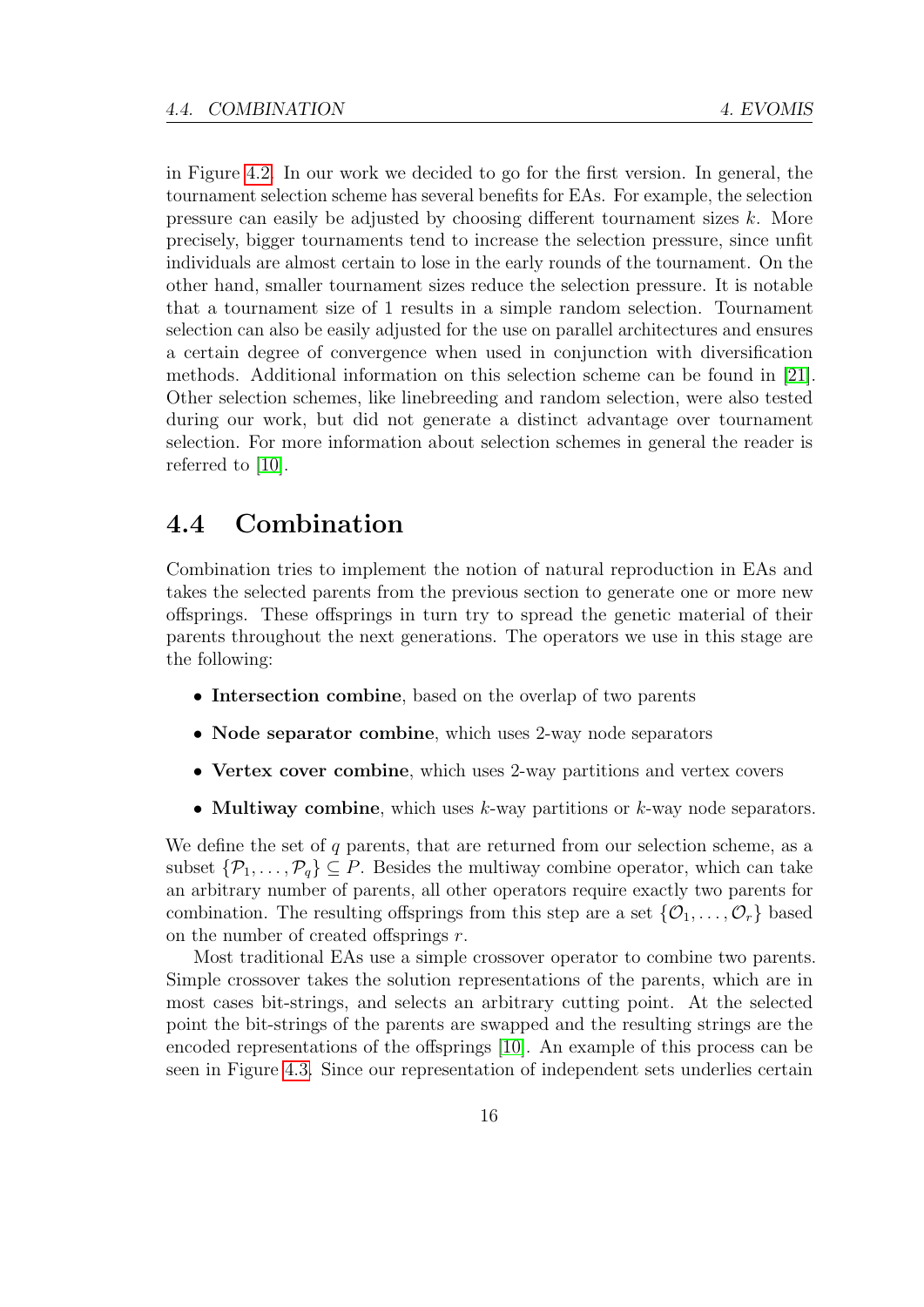in Figure 4.2. In our work we decided to go for the first version. In general, the tournament selection scheme has several benefits for EAs. For example, the selection pressure can easily be adjusted by choosing different tournament sizes $k$. More precisely, bigger tournaments tend to increase the selection pressure, since unfit individuals are almost certain to lose in the early rounds of the tournament. On the other hand, smaller tournament sizes reduce the selection pressure. It is notable that a tournament size of 1 results in a simple random selection. Tournament selection can also be easily adjusted for the use on parallel architectures and ensures a certain degree of convergence when used in conjunction with diversification methods. Additional information on this selection scheme can be found in [21]. Other selection schemes, like linebreeding and random selection, were also tested during our work, but did not generate a distinct advantage over tournament selection. For more information about selection schemes in general the reader is referred to [10].

## 4.4 Combination

Combination tries to implement the notion of natural reproduction in EAs and takes the selected parents from the previous section to generate one or more new offsprings. These offsprings in turn try to spread the genetic material of their parents throughout the next generations. The operators we use in this stage are the following:

- **Intersection combine**, based on the overlap of two parents
- **Node separator combine**, which uses 2-way node separators
- **Vertex cover combine**, which uses 2-way partitions and vertex covers
- **Multiway combine**, which uses $k$-way partitions or $k$-way node separators.

We define the set of $q$ parents, that are returned from our selection scheme, as a subset $\{\mathcal{P}_1, \ldots, \mathcal{P}_q\} \subseteq P$. Besides the multiway combine operator, which can take an arbitrary number of parents, all other operators require exactly two parents for combination. The resulting offsprings from this step are a set $\{\mathcal{O}_1, \ldots, \mathcal{O}_r\}$ based on the number of created offsprings $r$.

Most traditional EAs use a simple crossover operator to combine two parents. Simple crossover takes the solution representations of the parents, which are in most cases bit-strings, and selects an arbitrary cutting point. At the selected point the bit-strings of the parents are swapped and the resulting strings are the encoded representations of the offsprings [10]. An example of this process can be seen in Figure 4.3. Since our representation of independent sets underlies certain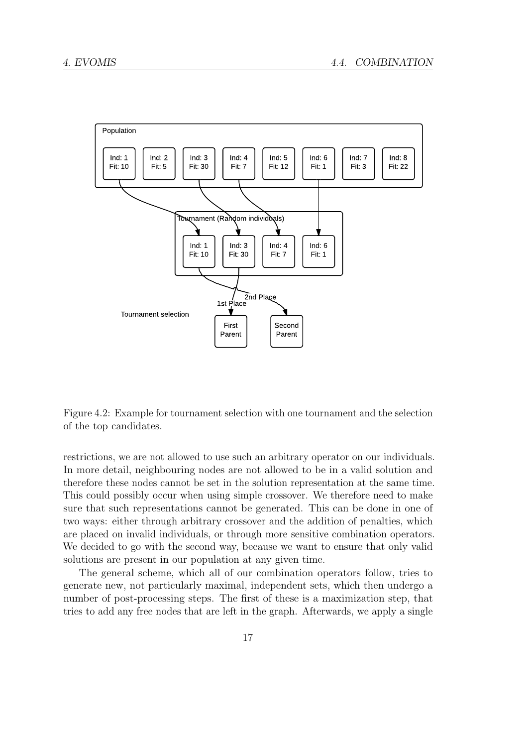Figure 4.2: Example for tournament selection with one tournament and the selection of the top candidates.

restrictions, we are not allowed to use such an arbitrary operator on our individuals. In more detail, neighbouring nodes are not allowed to be in a valid solution and therefore these nodes cannot be set in the solution representation at the same time. This could possibly occur when using simple crossover. We therefore need to make sure that such representations cannot be generated. This can be done in one of two ways: either through arbitrary crossover and the addition of penalties, which are placed on invalid individuals, or through more sensitive combination operators. We decided to go with the second way, because we want to ensure that only valid solutions are present in our population at any given time.

The general scheme, which all of our combination operators follow, tries to generate new, not particularly maximal, independent sets, which then undergo a number of post-processing steps. The first of these is a maximization step, that tries to add any free nodes that are left in the graph. Afterwards, we apply a single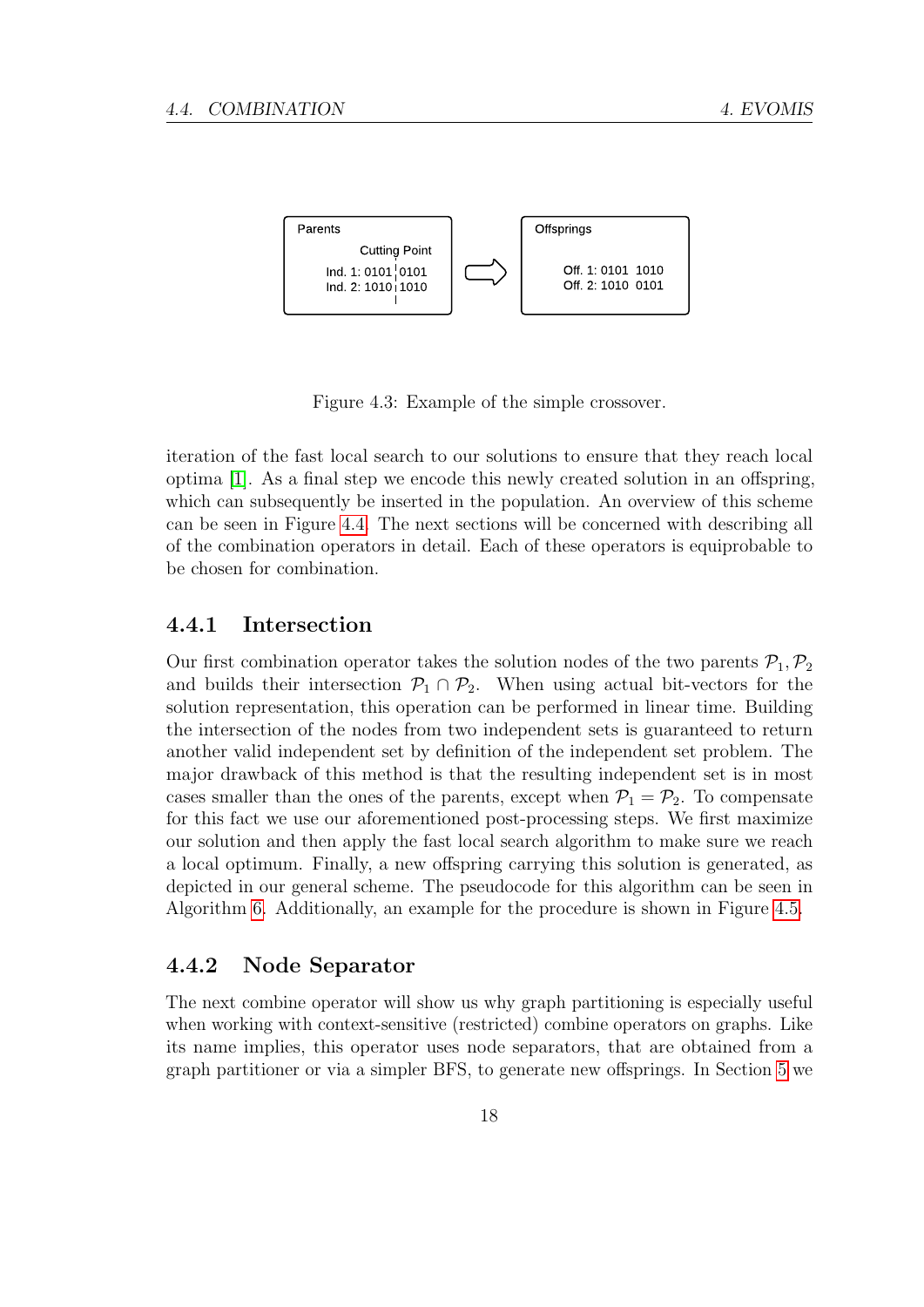Parents

Cutting Point

Ind. 1: 0101 | 0101
Ind. 2: 1010 | 1010

Offsprings

Off. 1: 0101 1010
Off. 2: 1010 0101

Figure 4.3: Example of the simple crossover.

iteration of the fast local search to our solutions to ensure that they reach local optima [1]. As a final step we encode this newly created solution in an offspring, which can subsequently be inserted in the population. An overview of this scheme can be seen in Figure 4.4. The next sections will be concerned with describing all of the combination operators in detail. Each of these operators is equiprobable to be chosen for combination.

### 4.4.1 Intersection

Our first combination operator takes the solution nodes of the two parents $\mathcal{P}_1, \mathcal{P}_2$ and builds their intersection $\mathcal{P}_1 \cap \mathcal{P}_2$. When using actual bit-vectors for the solution representation, this operation can be performed in linear time. Building the intersection of the nodes from two independent sets is guaranteed to return another valid independent set by definition of the independent set problem. The major drawback of this method is that the resulting independent set is in most cases smaller than the ones of the parents, except when $\mathcal{P}_1 = \mathcal{P}_2$. To compensate for this fact we use our aforementioned post-processing steps. We first maximize our solution and then apply the fast local search algorithm to make sure we reach a local optimum. Finally, a new offspring carrying this solution is generated, as depicted in our general scheme. The pseudocode for this algorithm can be seen in Algorithm 6. Additionally, an example for the procedure is shown in Figure 4.5.

### 4.4.2 Node Separator

The next combine operator will show us why graph partitioning is especially useful when working with context-sensitive (restricted) combine operators on graphs. Like its name implies, this operator uses node separators, that are obtained from a graph partitioner or via a simpler BFS, to generate new offsprings. In Section 5 we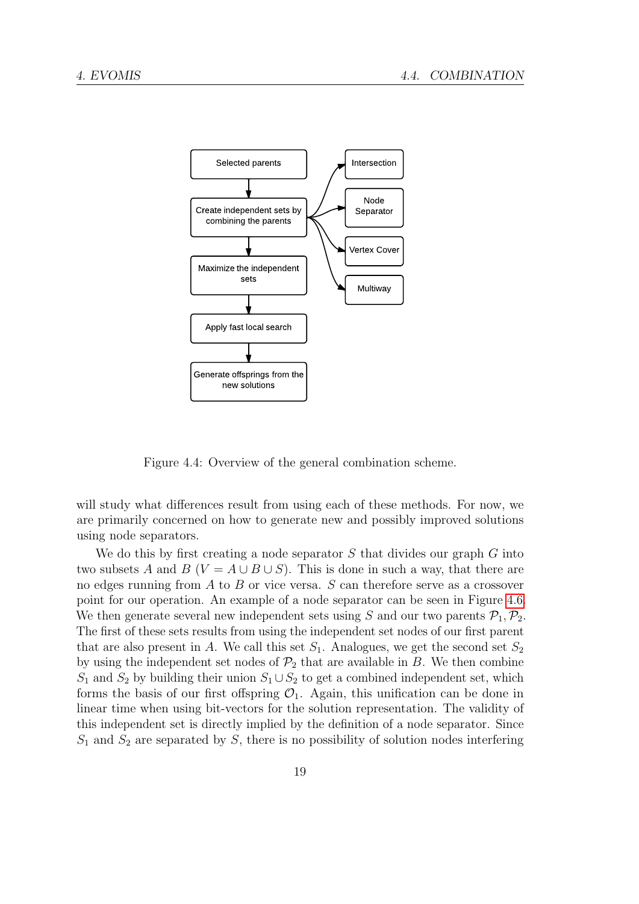Figure 4.4: Overview of the general combination scheme.

will study what differences result from using each of these methods. For now, we are primarily concerned on how to generate new and possibly improved solutions using node separators.

We do this by first creating a node separator $S$ that divides our graph $G$ into two subsets $A$ and $B$ ($V = A \cup B \cup S$). This is done in such a way, that there are no edges running from $A$ to $B$ or vice versa. $S$ can therefore serve as a crossover point for our operation. An example of a node separator can be seen in Figure 4.6. We then generate several new independent sets using $S$ and our two parents $\mathcal{P}_1, \mathcal{P}_2$. The first of these sets results from using the independent set nodes of our first parent that are also present in $A$. We call this set $S_1$. Analogues, we get the second set $S_2$ by using the independent set nodes of $\mathcal{P}_2$ that are available in $B$. We then combine $S_1$ and $S_2$ by building their union $S_1 \cup S_2$ to get a combined independent set, which forms the basis of our first offspring $\mathcal{O}_1$. Again, this unification can be done in linear time when using bit-vectors for the solution representation. The validity of this independent set is directly implied by the definition of a node separator. Since $S_1$ and $S_2$ are separated by $S$, there is no possibility of solution nodes interfering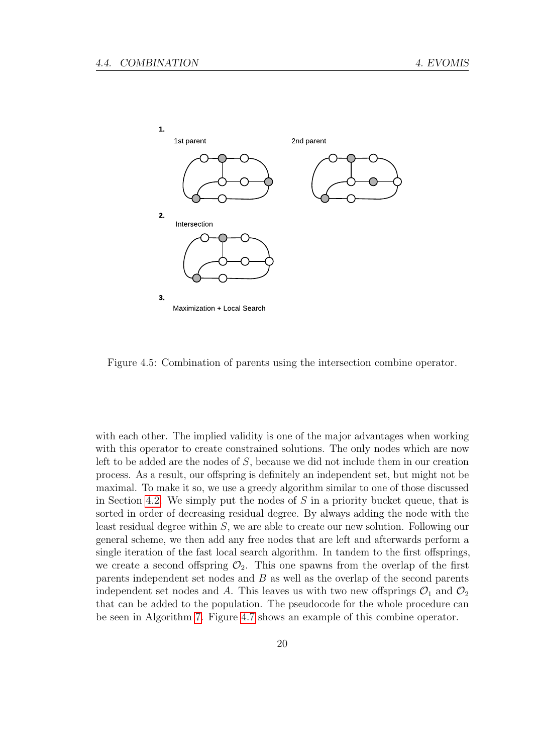Figure 4.5: Combination of parents using the intersection combine operator.

with each other. The implied validity is one of the major advantages when working with this operator to create constrained solutions. The only nodes which are now left to be added are the nodes of $S$, because we did not include them in our creation process. As a result, our offspring is definitely an independent set, but might not be maximal. To make it so, we use a greedy algorithm similar to one of those discussed in Section 4.2. We simply put the nodes of $S$ in a priority bucket queue, that is sorted in order of decreasing residual degree. By always adding the node with the least residual degree within $S$, we are able to create our new solution. Following our general scheme, we then add any free nodes that are left and afterwards perform a single iteration of the fast local search algorithm. In tandem to the first offsprings, we create a second offspring $\mathcal{O}_2$. This one spawns from the overlap of the first parents independent set nodes and $B$ as well as the overlap of the second parents independent set nodes and $A$. This leaves us with two new offsprings $\mathcal{O}_1$ and $\mathcal{O}_2$ that can be added to the population. The pseudocode for the whole procedure can be seen in Algorithm 7. Figure 4.7 shows an example of this combine operator.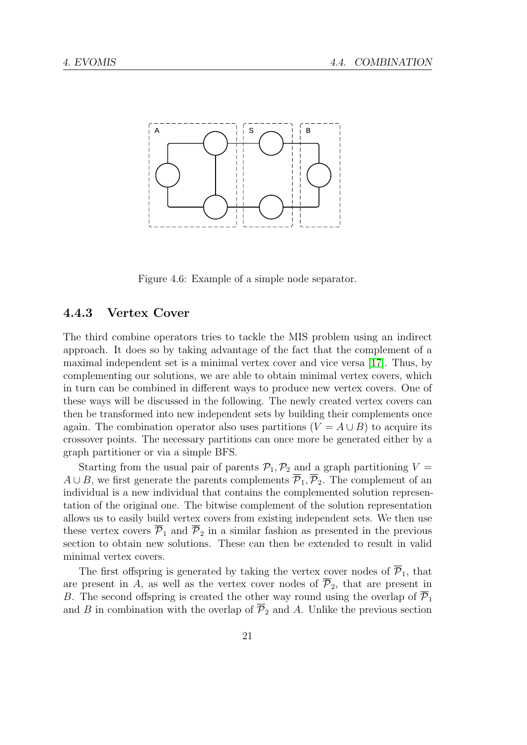Figure 4.6: Example of a simple node separator.

### 4.4.3 Vertex Cover

The third combine operators tries to tackle the MIS problem using an indirect approach. It does so by taking advantage of the fact that the complement of a maximal independent set is a minimal vertex cover and vice versa [17]. Thus, by complementing our solutions, we are able to obtain minimal vertex covers, which in turn can be combined in different ways to produce new vertex covers. One of these ways will be discussed in the following. The newly created vertex covers can then be transformed into new independent sets by building their complements once again. The combination operator also uses partitions ($V = A \cup B$) to acquire its crossover points. The necessary partitions can once more be generated either by a graph partitioner or via a simple BFS.

Starting from the usual pair of parents $\mathcal{P}_1, \mathcal{P}_2$ and a graph partitioning $V = A \cup B$, we first generate the parents complements $\overline{\mathcal{P}}_1, \overline{\mathcal{P}}_2$. The complement of an individual is a new individual that contains the complemented solution representation of the original one. The bitwise complement of the solution representation allows us to easily build vertex covers from existing independent sets. We then use these vertex covers $\overline{\mathcal{P}}_1$ and $\overline{\mathcal{P}}_2$ in a similar fashion as presented in the previous section to obtain new solutions. These can then be extended to result in valid minimal vertex covers.

The first offspring is generated by taking the vertex cover nodes of $\overline{\mathcal{P}}_1$, that are present in $A$, as well as the vertex cover nodes of $\overline{\mathcal{P}}_2$, that are present in $B$. The second offspring is created the other way round using the overlap of $\overline{\mathcal{P}}_1$ and $B$ in combination with the overlap of $\overline{\mathcal{P}}_2$ and $A$. Unlike the previous section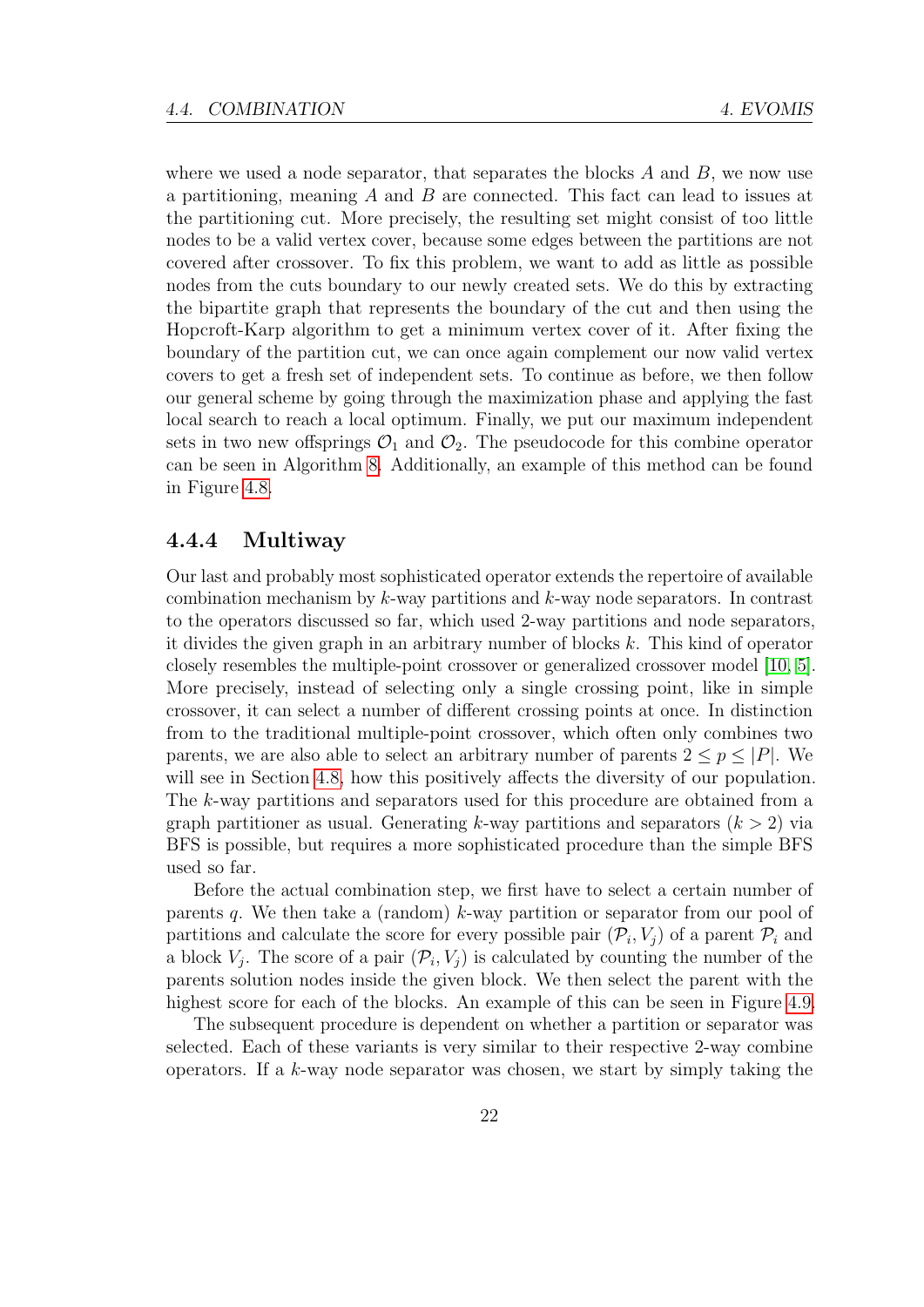where we used a node separator, that separates the blocks $A$ and $B$, we now use a partitioning, meaning $A$ and $B$ are connected. This fact can lead to issues at the partitioning cut. More precisely, the resulting set might consist of too little nodes to be a valid vertex cover, because some edges between the partitions are not covered after crossover. To fix this problem, we want to add as little as possible nodes from the cuts boundary to our newly created sets. We do this by extracting the bipartite graph that represents the boundary of the cut and then using the Hopcroft-Karp algorithm to get a minimum vertex cover of it. After fixing the boundary of the partition cut, we can once again complement our now valid vertex covers to get a fresh set of independent sets. To continue as before, we then follow our general scheme by going through the maximization phase and applying the fast local search to reach a local optimum. Finally, we put our maximum independent sets in two new offsprings $\mathcal{O}_1$ and $\mathcal{O}_2$. The pseudocode for this combine operator can be seen in Algorithm 8. Additionally, an example of this method can be found in Figure 4.8.

### 4.4.4 Multiway

Our last and probably most sophisticated operator extends the repertoire of available combination mechanism by $k$-way partitions and $k$-way node separators. In contrast to the operators discussed so far, which used 2-way partitions and node separators, it divides the given graph in an arbitrary number of blocks $k$. This kind of operator closely resembles the multiple-point crossover or generalized crossover model [10, 5]. More precisely, instead of selecting only a single crossing point, like in simple crossover, it can select a number of different crossing points at once. In distinction from to the traditional multiple-point crossover, which often only combines two parents, we are also able to select an arbitrary number of parents $2 \leq p \leq |P|$. We will see in Section 4.8, how this positively affects the diversity of our population. The $k$-way partitions and separators used for this procedure are obtained from a graph partitioner as usual. Generating $k$-way partitions and separators ($k > 2$) via BFS is possible, but requires a more sophisticated procedure than the simple BFS used so far.

Before the actual combination step, we first have to select a certain number of parents $q$. We then take a (random) $k$-way partition or separator from our pool of partitions and calculate the score for every possible pair $(\mathcal{P}_i, V_j)$ of a parent $\mathcal{P}_i$ and a block $V_j$. The score of a pair $(\mathcal{P}_i, V_j)$ is calculated by counting the number of the parents solution nodes inside the given block. We then select the parent with the highest score for each of the blocks. An example of this can be seen in Figure 4.9.

The subsequent procedure is dependent on whether a partition or separator was selected. Each of these variants is very similar to their respective 2-way combine operators. If a $k$-way node separator was chosen, we start by simply taking the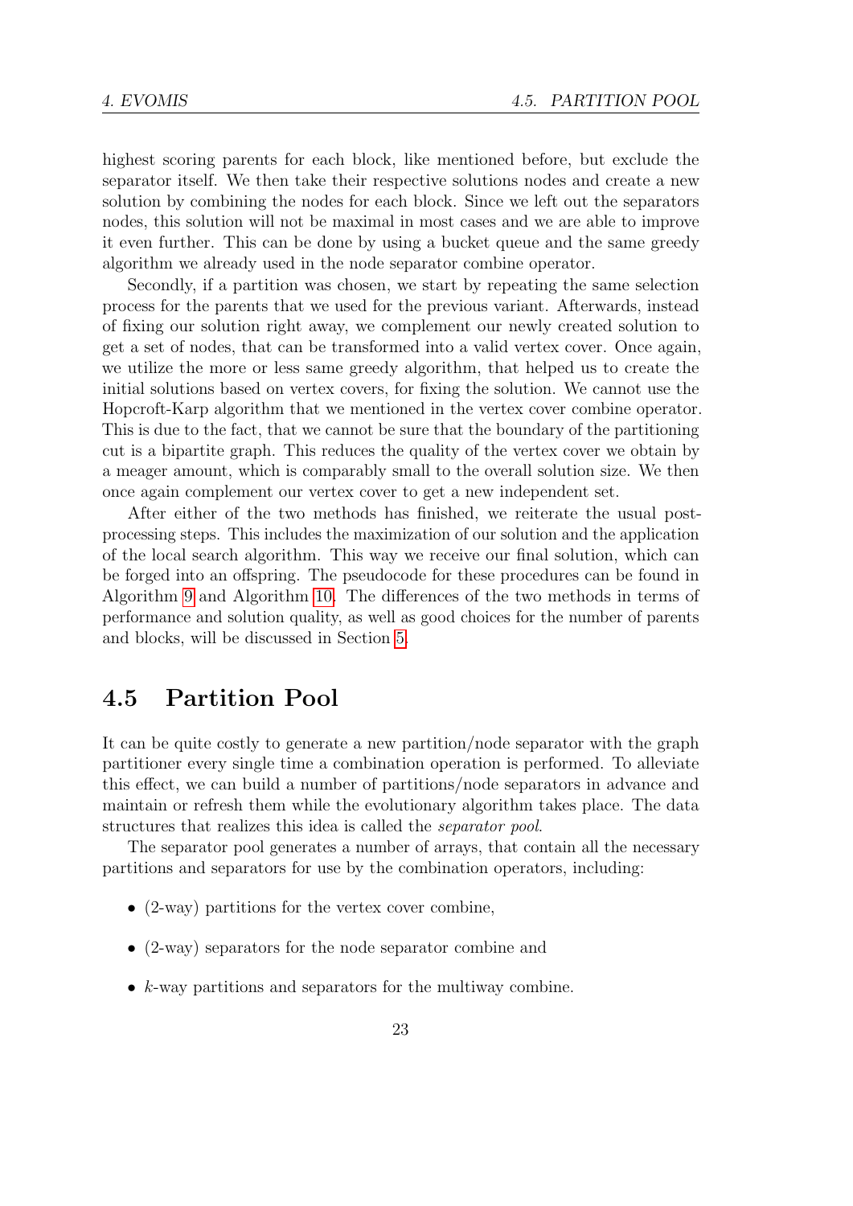highest scoring parents for each block, like mentioned before, but exclude the separator itself. We then take their respective solutions nodes and create a new solution by combining the nodes for each block. Since we left out the separators nodes, this solution will not be maximal in most cases and we are able to improve it even further. This can be done by using a bucket queue and the same greedy algorithm we already used in the node separator combine operator.

Secondly, if a partition was chosen, we start by repeating the same selection process for the parents that we used for the previous variant. Afterwards, instead of fixing our solution right away, we complement our newly created solution to get a set of nodes, that can be transformed into a valid vertex cover. Once again, we utilize the more or less same greedy algorithm, that helped us to create the initial solutions based on vertex covers, for fixing the solution. We cannot use the Hopcroft-Karp algorithm that we mentioned in the vertex cover combine operator. This is due to the fact, that we cannot be sure that the boundary of the partitioning cut is a bipartite graph. This reduces the quality of the vertex cover we obtain by a meager amount, which is comparably small to the overall solution size. We then once again complement our vertex cover to get a new independent set.

After either of the two methods has finished, we reiterate the usual post-processing steps. This includes the maximization of our solution and the application of the local search algorithm. This way we receive our final solution, which can be forged into an offspring. The pseudocode for these procedures can be found in Algorithm 9 and Algorithm 10. The differences of the two methods in terms of performance and solution quality, as well as good choices for the number of parents and blocks, will be discussed in Section 5.

## 4.5 Partition Pool

It can be quite costly to generate a new partition/node separator with the graph partitioner every single time a combination operation is performed. To alleviate this effect, we can build a number of partitions/node separators in advance and maintain or refresh them while the evolutionary algorithm takes place. The data structures that realizes this idea is called the *separator pool*.

The separator pool generates a number of arrays, that contain all the necessary partitions and separators for use by the combination operators, including:

- (2-way) partitions for the vertex cover combine,
- (2-way) separators for the node separator combine and
- $k$-way partitions and separators for the multiway combine.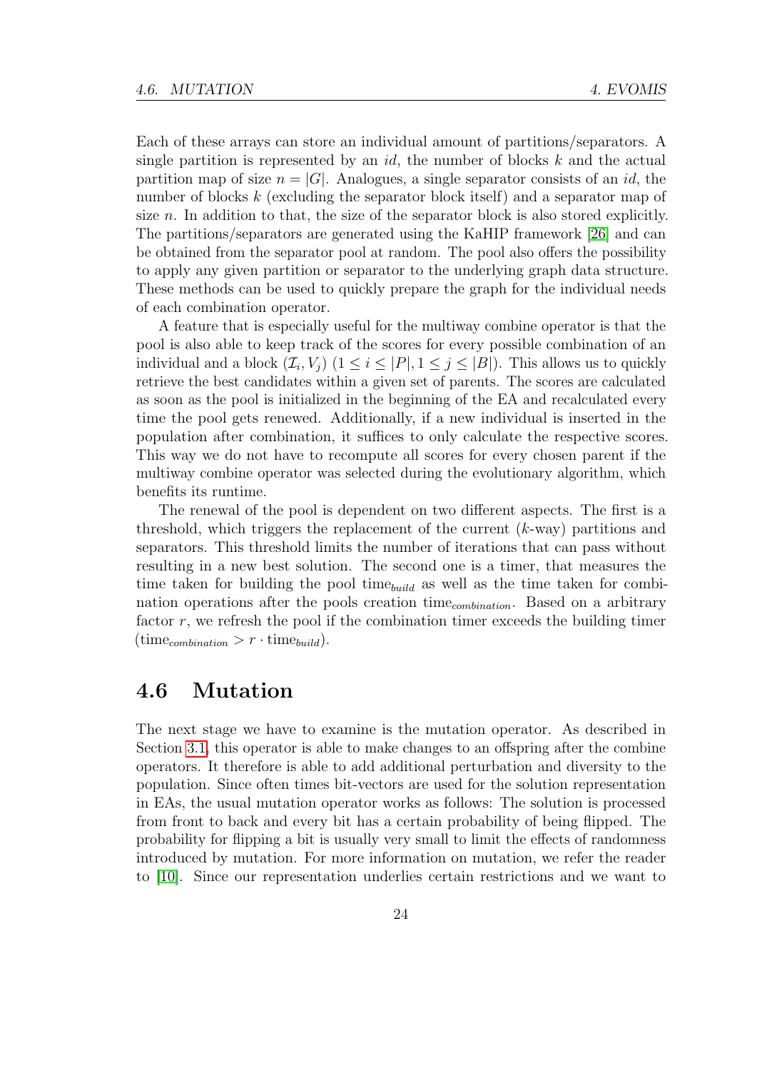Each of these arrays can store an individual amount of partitions/separators. A single partition is represented by an *id*, the number of blocks $k$ and the actual partition map of size $n = |G|$. Analogues, a single separator consists of an *id*, the number of blocks $k$ (excluding the separator block itself) and a separator map of size $n$. In addition to that, the size of the separator block is also stored explicitly. The partitions/separators are generated using the KaHIP framework [26] and can be obtained from the separator pool at random. The pool also offers the possibility to apply any given partition or separator to the underlying graph data structure. These methods can be used to quickly prepare the graph for the individual needs of each combination operator.

A feature that is especially useful for the multiway combine operator is that the pool is also able to keep track of the scores for every possible combination of an individual and a block $(\mathcal{I}_i, V_j)$ $(1 \leq i \leq |P|, 1 \leq j \leq |B|)$. This allows us to quickly retrieve the best candidates within a given set of parents. The scores are calculated as soon as the pool is initialized in the beginning of the EA and recalculated every time the pool gets renewed. Additionally, if a new individual is inserted in the population after combination, it suffices to only calculate the respective scores. This way we do not have to recompute all scores for every chosen parent if the multiway combine operator was selected during the evolutionary algorithm, which benefits its runtime.

The renewal of the pool is dependent on two different aspects. The first is a threshold, which triggers the replacement of the current ($k$-way) partitions and separators. This threshold limits the number of iterations that can pass without resulting in a new best solution. The second one is a timer, that measures the time taken for building the pool $\text{time}_{build}$ as well as the time taken for combination operations after the pools creation $\text{time}_{combination}$. Based on a arbitrary factor $r$, we refresh the pool if the combination timer exceeds the building timer ($\text{time}_{combination} > r \cdot \text{time}_{build}$).

## 4.6 Mutation

The next stage we have to examine is the mutation operator. As described in Section 3.1, this operator is able to make changes to an offspring after the combine operators. It therefore is able to add additional perturbation and diversity to the population. Since often times bit-vectors are used for the solution representation in EAs, the usual mutation operator works as follows: The solution is processed from front to back and every bit has a certain probability of being flipped. The probability for flipping a bit is usually very small to limit the effects of randomness introduced by mutation. For more information on mutation, we refer the reader to [10]. Since our representation underlies certain restrictions and we want to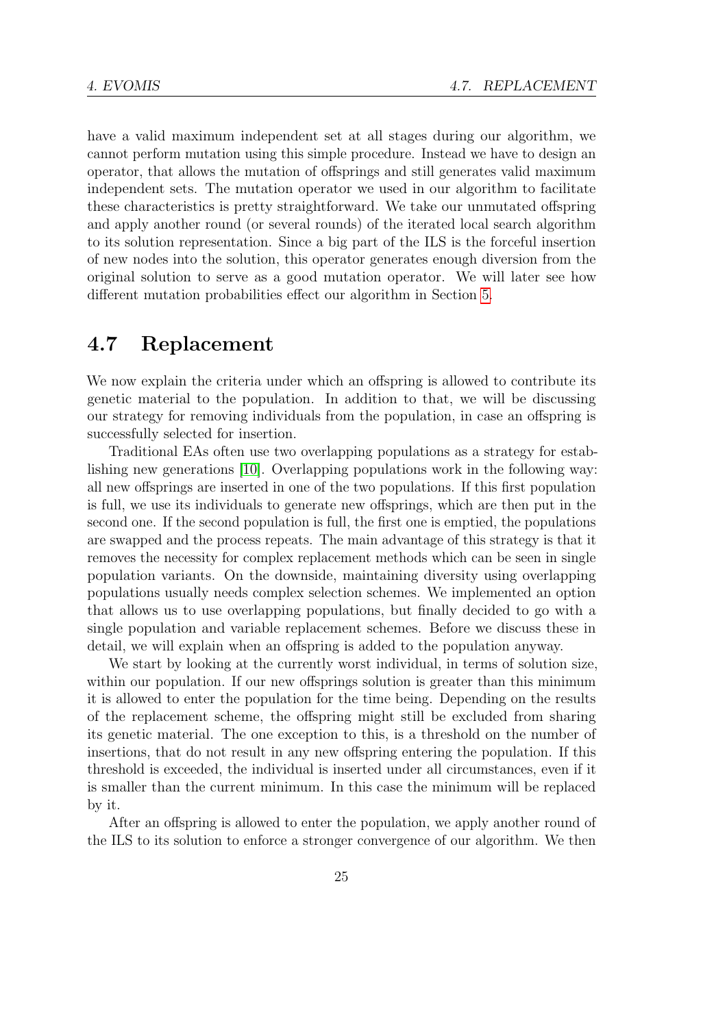have a valid maximum independent set at all stages during our algorithm, we cannot perform mutation using this simple procedure. Instead we have to design an operator, that allows the mutation of offsprings and still generates valid maximum independent sets. The mutation operator we used in our algorithm to facilitate these characteristics is pretty straightforward. We take our unmutated offspring and apply another round (or several rounds) of the iterated local search algorithm to its solution representation. Since a big part of the ILS is the forceful insertion of new nodes into the solution, this operator generates enough diversion from the original solution to serve as a good mutation operator. We will later see how different mutation probabilities effect our algorithm in Section 5.

## 4.7 Replacement

We now explain the criteria under which an offspring is allowed to contribute its genetic material to the population. In addition to that, we will be discussing our strategy for removing individuals from the population, in case an offspring is successfully selected for insertion.

Traditional EAs often use two overlapping populations as a strategy for establishing new generations [10]. Overlapping populations work in the following way: all new offsprings are inserted in one of the two populations. If this first population is full, we use its individuals to generate new offsprings, which are then put in the second one. If the second population is full, the first one is emptied, the populations are swapped and the process repeats. The main advantage of this strategy is that it removes the necessity for complex replacement methods which can be seen in single population variants. On the downside, maintaining diversity using overlapping populations usually needs complex selection schemes. We implemented an option that allows us to use overlapping populations, but finally decided to go with a single population and variable replacement schemes. Before we discuss these in detail, we will explain when an offspring is added to the population anyway.

We start by looking at the currently worst individual, in terms of solution size, within our population. If our new offsprings solution is greater than this minimum it is allowed to enter the population for the time being. Depending on the results of the replacement scheme, the offspring might still be excluded from sharing its genetic material. The one exception to this, is a threshold on the number of insertions, that do not result in any new offspring entering the population. If this threshold is exceeded, the individual is inserted under all circumstances, even if it is smaller than the current minimum. In this case the minimum will be replaced by it.

After an offspring is allowed to enter the population, we apply another round of the ILS to its solution to enforce a stronger convergence of our algorithm. We then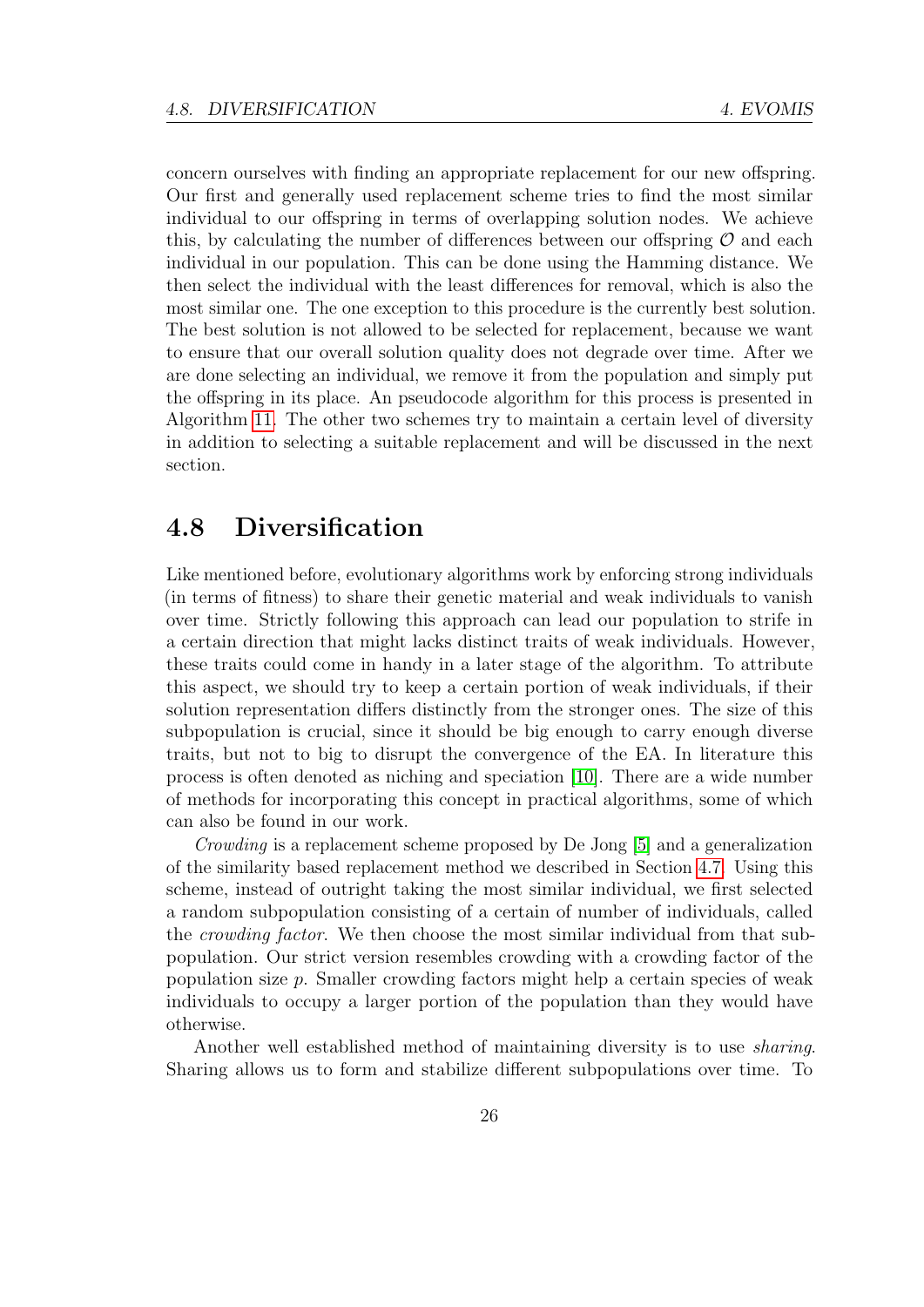concern ourselves with finding an appropriate replacement for our new offspring. Our first and generally used replacement scheme tries to find the most similar individual to our offspring in terms of overlapping solution nodes. We achieve this, by calculating the number of differences between our offspring $\mathcal{O}$ and each individual in our population. This can be done using the Hamming distance. We then select the individual with the least differences for removal, which is also the most similar one. The one exception to this procedure is the currently best solution. The best solution is not allowed to be selected for replacement, because we want to ensure that our overall solution quality does not degrade over time. After we are done selecting an individual, we remove it from the population and simply put the offspring in its place. An pseudocode algorithm for this process is presented in Algorithm 11. The other two schemes try to maintain a certain level of diversity in addition to selecting a suitable replacement and will be discussed in the next section.

## 4.8 Diversification

Like mentioned before, evolutionary algorithms work by enforcing strong individuals (in terms of fitness) to share their genetic material and weak individuals to vanish over time. Strictly following this approach can lead our population to strife in a certain direction that might lacks distinct traits of weak individuals. However, these traits could come in handy in a later stage of the algorithm. To attribute this aspect, we should try to keep a certain portion of weak individuals, if their solution representation differs distinctly from the stronger ones. The size of this subpopulation is crucial, since it should be big enough to carry enough diverse traits, but not to big to disrupt the convergence of the EA. In literature this process is often denoted as niching and speciation [10]. There are a wide number of methods for incorporating this concept in practical algorithms, some of which can also be found in our work.

*Crowding* is a replacement scheme proposed by De Jong [5] and a generalization of the similarity based replacement method we described in Section 4.7. Using this scheme, instead of outright taking the most similar individual, we first selected a random subpopulation consisting of a certain of number of individuals, called the *crowding factor*. We then choose the most similar individual from that subpopulation. Our strict version resembles crowding with a crowding factor of the population size $p$. Smaller crowding factors might help a certain species of weak individuals to occupy a larger portion of the population than they would have otherwise.

Another well established method of maintaining diversity is to use *sharing*. Sharing allows us to form and stabilize different subpopulations over time. To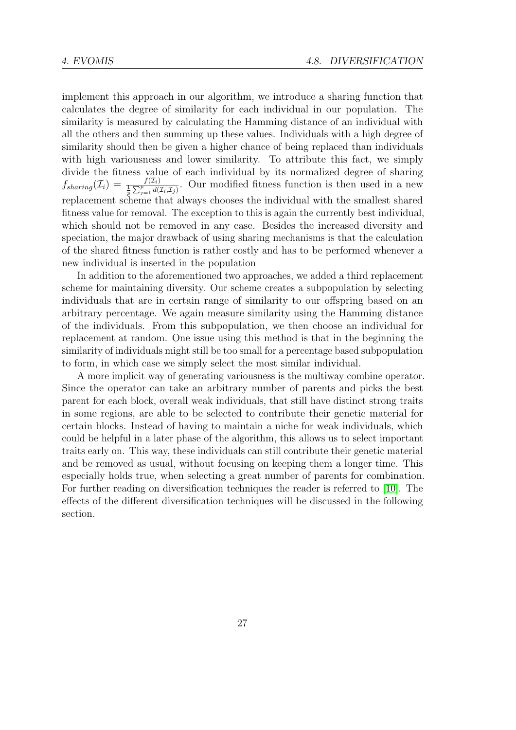implement this approach in our algorithm, we introduce a sharing function that calculates the degree of similarity for each individual in our population. The similarity is measured by calculating the Hamming distance of an individual with all the others and then summing up these values. Individuals with a high degree of similarity should then be given a higher chance of being replaced than individuals with high variousness and lower similarity. To attribute this fact, we simply divide the fitness value of each individual by its normalized degree of sharing $f_{sharing}(\mathcal{I}_i) = \frac{f(\mathcal{I}_i)}{\frac{1}{p}\sum_{j=1}^{p} d(\mathcal{I}_i, \mathcal{I}_j)}$. Our modified fitness function is then used in a new replacement scheme that always chooses the individual with the smallest shared fitness value for removal. The exception to this is again the currently best individual, which should not be removed in any case. Besides the increased diversity and speciation, the major drawback of using sharing mechanisms is that the calculation of the shared fitness function is rather costly and has to be performed whenever a new individual is inserted in the population

In addition to the aforementioned two approaches, we added a third replacement scheme for maintaining diversity. Our scheme creates a subpopulation by selecting individuals that are in certain range of similarity to our offspring based on an arbitrary percentage. We again measure similarity using the Hamming distance of the individuals. From this subpopulation, we then choose an individual for replacement at random. One issue using this method is that in the beginning the similarity of individuals might still be too small for a percentage based subpopulation to form, in which case we simply select the most similar individual.

A more implicit way of generating variousness is the multiway combine operator. Since the operator can take an arbitrary number of parents and picks the best parent for each block, overall weak individuals, that still have distinct strong traits in some regions, are able to be selected to contribute their genetic material for certain blocks. Instead of having to maintain a niche for weak individuals, which could be helpful in a later phase of the algorithm, this allows us to select important traits early on. This way, these individuals can still contribute their genetic material and be removed as usual, without focusing on keeping them a longer time. This especially holds true, when selecting a great number of parents for combination. For further reading on diversification techniques the reader is referred to [10]. The effects of the different diversification techniques will be discussed in the following section.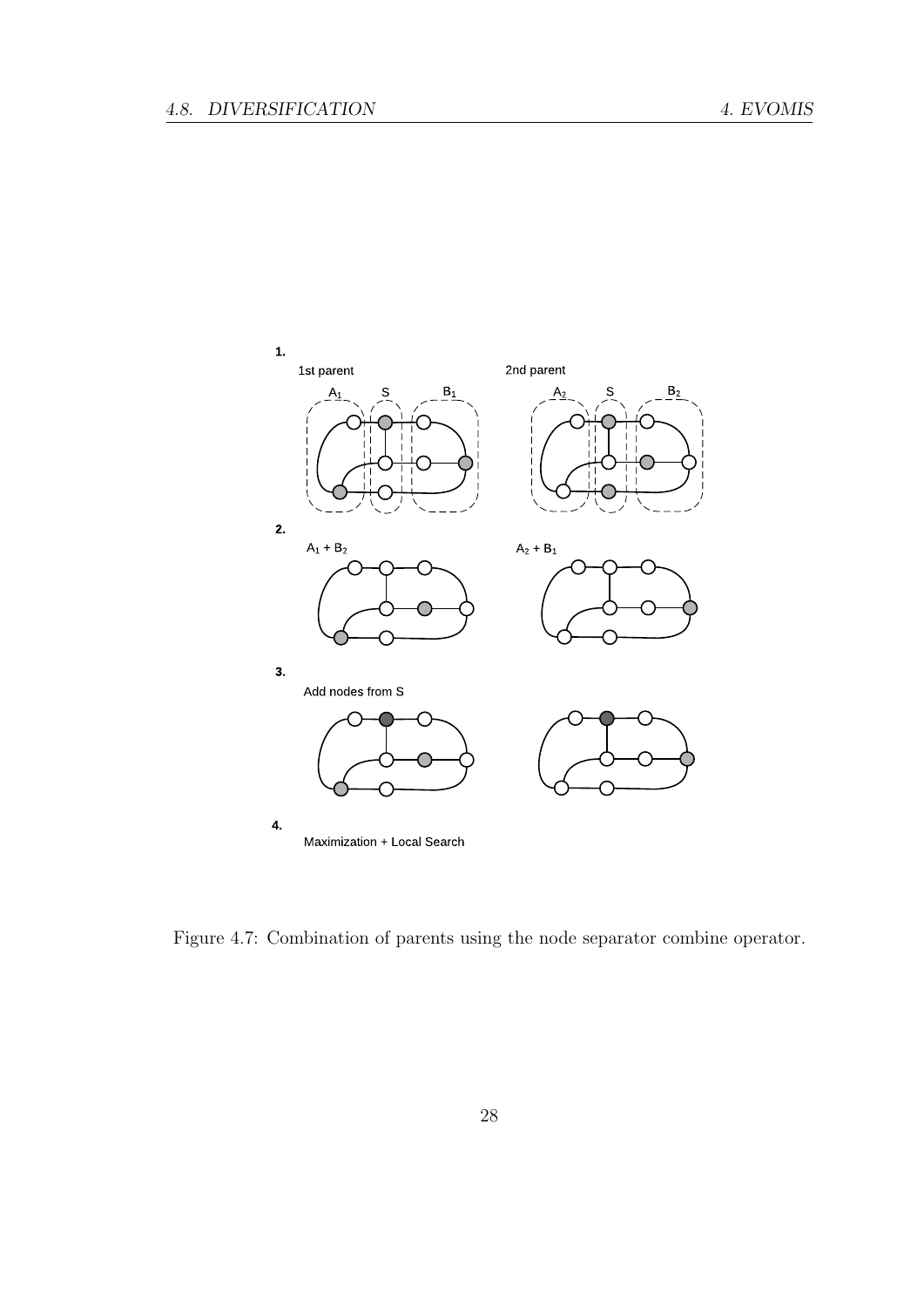1.

1st parent

$A_1$ S $B_1$

2nd parent

$A_2$ S $B_2$

2.

$A_1 + B_2$

$A_2 + B_1$

3.

Add nodes from S

4.

Maximization + Local Search

Figure 4.7: Combination of parents using the node separator combine operator.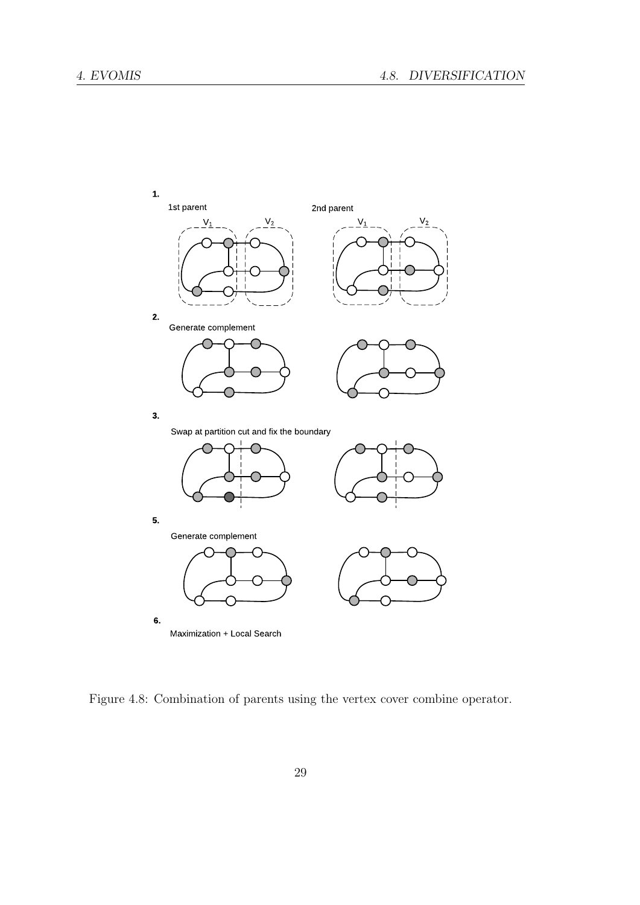1.

1st parent

2nd parent

$V_1$ $V_2$

$V_1$ $V_2$

2.

Generate complement

3.

Swap at partition cut and fix the boundary

5.

Generate complement

6.

Maximization + Local Search

Figure 4.8: Combination of parents using the vertex cover combine operator.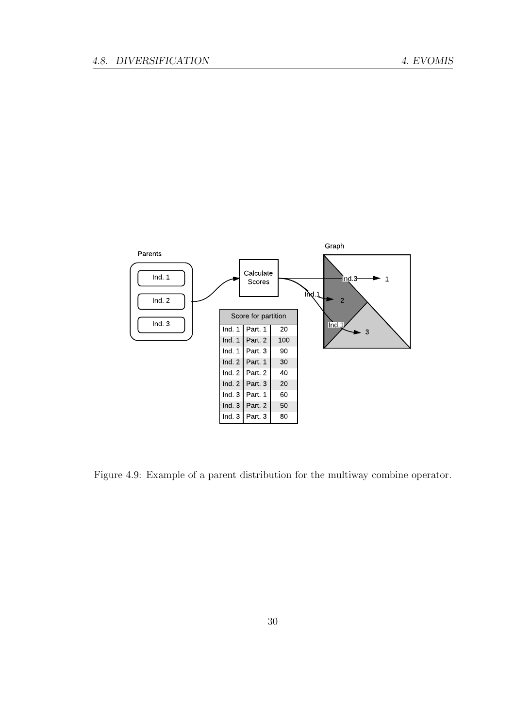| Score for partition | | |
|---|---|---|
| Ind. 1 | Part. 1 | 20 |
| Ind. 1 | Part. 2 | 100 |
| Ind. 1 | Part. 3 | 90 |
| Ind. 2 | Part. 1 | 30 |
| Ind. 2 | Part. 2 | 40 |
| Ind. 2 | Part. 3 | 20 |
| Ind. 3 | Part. 1 | 60 |
| Ind. 3 | Part. 2 | 50 |
| Ind. 3 | Part. 3 | 80 |

Figure 4.9: Example of a parent distribution for the multiway combine operator.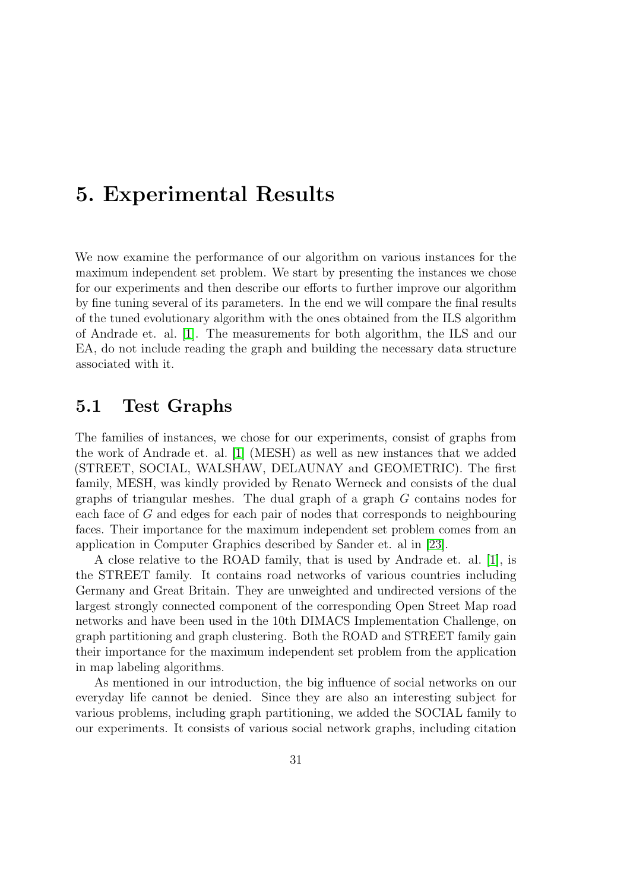# 5. Experimental Results

We now examine the performance of our algorithm on various instances for the maximum independent set problem. We start by presenting the instances we chose for our experiments and then describe our efforts to further improve our algorithm by fine tuning several of its parameters. In the end we will compare the final results of the tuned evolutionary algorithm with the ones obtained from the ILS algorithm of Andrade et. al. [1]. The measurements for both algorithm, the ILS and our EA, do not include reading the graph and building the necessary data structure associated with it.

## 5.1 Test Graphs

The families of instances, we chose for our experiments, consist of graphs from the work of Andrade et. al. [1] (MESH) as well as new instances that we added (STREET, SOCIAL, WALSHAW, DELAUNAY and GEOMETRIC). The first family, MESH, was kindly provided by Renato Werneck and consists of the dual graphs of triangular meshes. The dual graph of a graph $G$ contains nodes for each face of $G$ and edges for each pair of nodes that corresponds to neighbouring faces. Their importance for the maximum independent set problem comes from an application in Computer Graphics described by Sander et. al in [23].

A close relative to the ROAD family, that is used by Andrade et. al. [1], is the STREET family. It contains road networks of various countries including Germany and Great Britain. They are unweighted and undirected versions of the largest strongly connected component of the corresponding Open Street Map road networks and have been used in the 10th DIMACS Implementation Challenge, on graph partitioning and graph clustering. Both the ROAD and STREET family gain their importance for the maximum independent set problem from the application in map labeling algorithms.

As mentioned in our introduction, the big influence of social networks on our everyday life cannot be denied. Since they are also an interesting subject for various problems, including graph partitioning, we added the SOCIAL family to our experiments. It consists of various social network graphs, including citation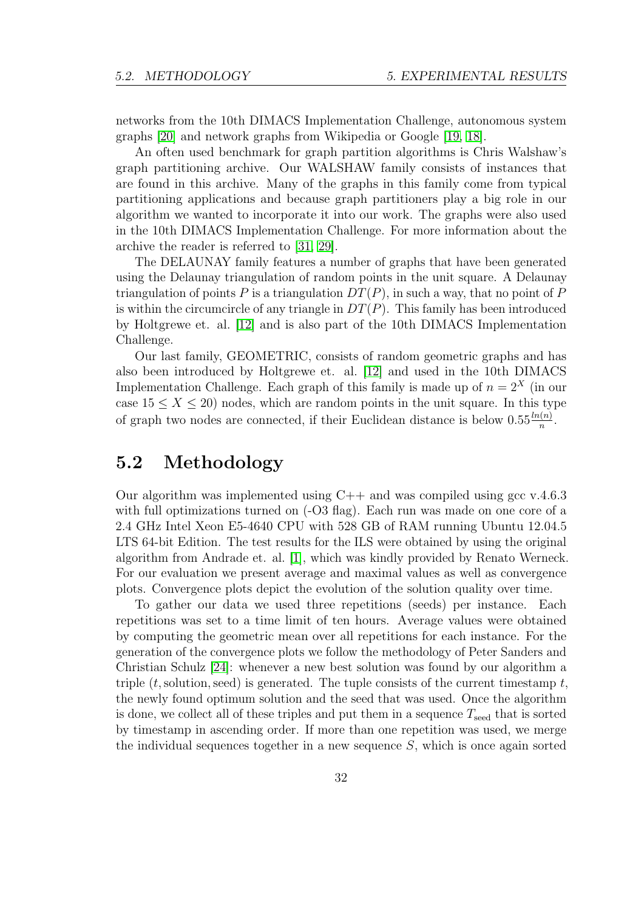networks from the 10th DIMACS Implementation Challenge, autonomous system graphs [20] and network graphs from Wikipedia or Google [19, 18].

An often used benchmark for graph partition algorithms is Chris Walshaw's graph partitioning archive. Our WALSHAW family consists of instances that are found in this archive. Many of the graphs in this family come from typical partitioning applications and because graph partitioners play a big role in our algorithm we wanted to incorporate it into our work. The graphs were also used in the 10th DIMACS Implementation Challenge. For more information about the archive the reader is referred to [31, 29].

The DELAUNAY family features a number of graphs that have been generated using the Delaunay triangulation of random points in the unit square. A Delaunay triangulation of points $P$ is a triangulation $DT(P)$, in such a way, that no point of $P$ is within the circumcircle of any triangle in $DT(P)$. This family has been introduced by Holtgrewe et. al. [12] and is also part of the 10th DIMACS Implementation Challenge.

Our last family, GEOMETRIC, consists of random geometric graphs and has also been introduced by Holtgrewe et. al. [12] and used in the 10th DIMACS Implementation Challenge. Each graph of this family is made up of $n = 2^X$ (in our case $15 \leq X \leq 20$) nodes, which are random points in the unit square. In this type of graph two nodes are connected, if their Euclidean distance is below $0.55\frac{ln(n)}{n}$.

## 5.2 Methodology

Our algorithm was implemented using C++ and was compiled using gcc v.4.6.3 with full optimizations turned on (-O3 flag). Each run was made on one core of a 2.4 GHz Intel Xeon E5-4640 CPU with 528 GB of RAM running Ubuntu 12.04.5 LTS 64-bit Edition. The test results for the ILS were obtained by using the original algorithm from Andrade et. al. [1], which was kindly provided by Renato Werneck. For our evaluation we present average and maximal values as well as convergence plots. Convergence plots depict the evolution of the solution quality over time.

To gather our data we used three repetitions (seeds) per instance. Each repetitions was set to a time limit of ten hours. Average values were obtained by computing the geometric mean over all repetitions for each instance. For the generation of the convergence plots we follow the methodology of Peter Sanders and Christian Schulz [24]: whenever a new best solution was found by our algorithm a triple $(t, \text{solution}, \text{seed})$ is generated. The tuple consists of the current timestamp $t$, the newly found optimum solution and the seed that was used. Once the algorithm is done, we collect all of these triples and put them in a sequence $T_{\text{seed}}$ that is sorted by timestamp in ascending order. If more than one repetition was used, we merge the individual sequences together in a new sequence $S$, which is once again sorted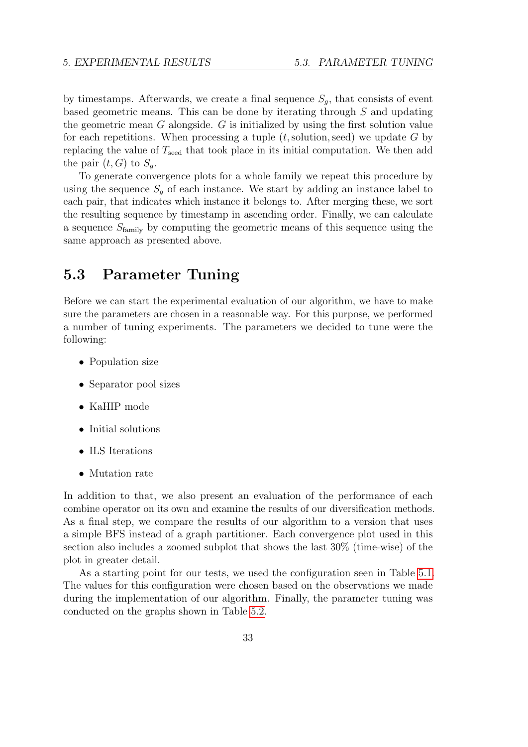by timestamps. Afterwards, we create a final sequence $S_g$, that consists of event based geometric means. This can be done by iterating through $S$ and updating the geometric mean $G$ alongside. $G$ is initialized by using the first solution value for each repetitions. When processing a tuple $(t, \text{solution}, \text{seed})$ we update $G$ by replacing the value of $T_{\text{seed}}$ that took place in its initial computation. We then add the pair $(t, G)$ to $S_g$.

To generate convergence plots for a whole family we repeat this procedure by using the sequence $S_g$ of each instance. We start by adding an instance label to each pair, that indicates which instance it belongs to. After merging these, we sort the resulting sequence by timestamp in ascending order. Finally, we can calculate a sequence $S_{\text{family}}$ by computing the geometric means of this sequence using the same approach as presented above.

## 5.3 Parameter Tuning

Before we can start the experimental evaluation of our algorithm, we have to make sure the parameters are chosen in a reasonable way. For this purpose, we performed a number of tuning experiments. The parameters we decided to tune were the following:

- Population size
- Separator pool sizes
- KaHIP mode
- Initial solutions
- ILS Iterations
- Mutation rate

In addition to that, we also present an evaluation of the performance of each combine operator on its own and examine the results of our diversification methods. As a final step, we compare the results of our algorithm to a version that uses a simple BFS instead of a graph partitioner. Each convergence plot used in this section also includes a zoomed subplot that shows the last 30% (time-wise) of the plot in greater detail.

As a starting point for our tests, we used the configuration seen in Table 5.1. The values for this configuration were chosen based on the observations we made during the implementation of our algorithm. Finally, the parameter tuning was conducted on the graphs shown in Table 5.2.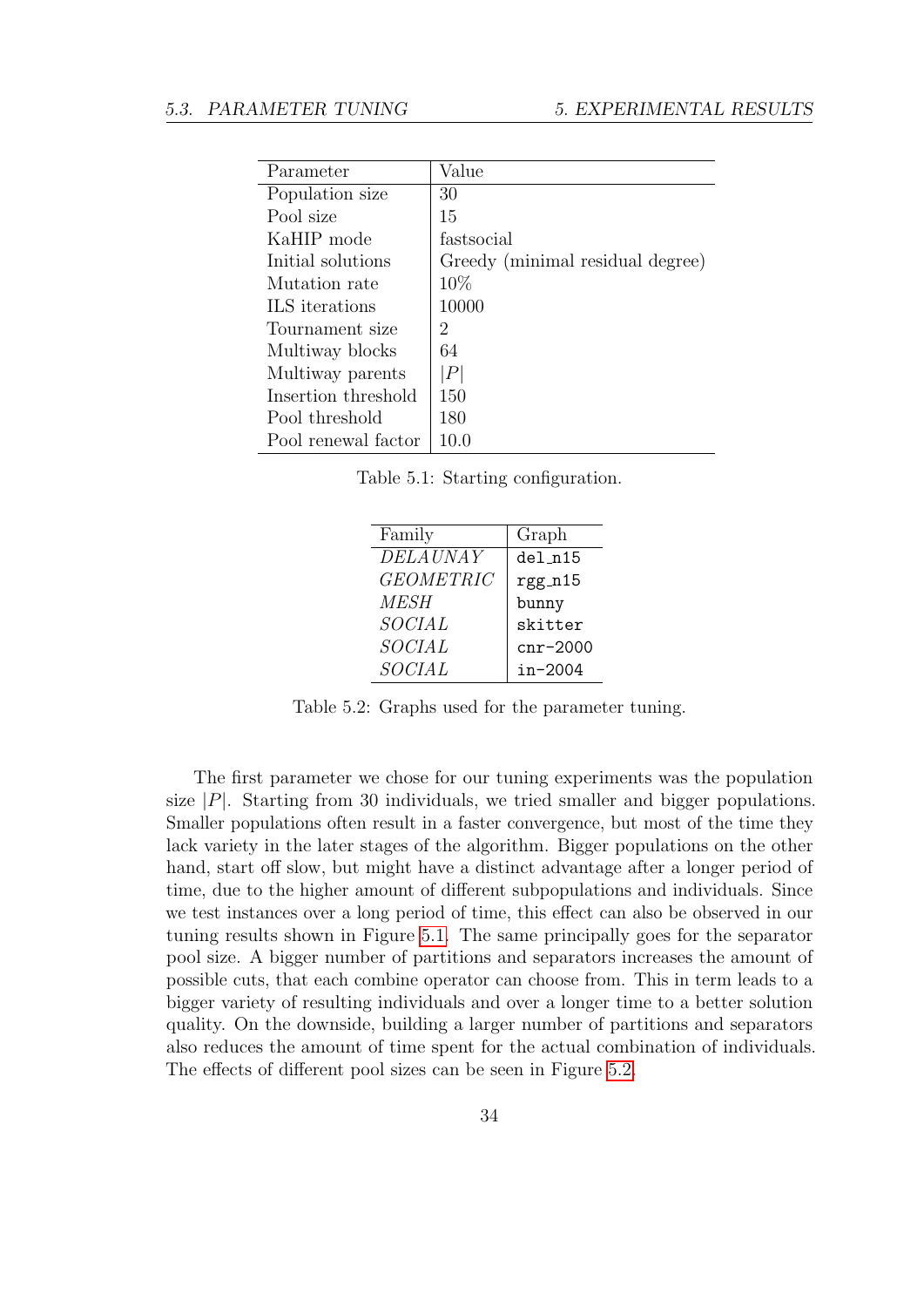| Parameter | Value |
|---|---|
| Population size | 30 |
| Pool size | 15 |
| KaHIP mode | fastsocial |
| Initial solutions | Greedy (minimal residual degree) |
| Mutation rate | 10% |
| ILS iterations | 10000 |
| Tournament size | 2 |
| Multiway blocks | 64 |
| Multiway parents | $\lvert P \rvert$ |
| Insertion threshold | 150 |
| Pool threshold | 180 |
| Pool renewal factor | 10.0 |

Table 5.1: Starting configuration.

| Family | Graph |
|---|---|
| *DELAUNAY* | `del_n15` |
| *GEOMETRIC* | `rgg_n15` |
| *MESH* | `bunny` |
| *SOCIAL* | `skitter` |
| *SOCIAL* | `cnr-2000` |
| *SOCIAL* | `in-2004` |

Table 5.2: Graphs used for the parameter tuning.

The first parameter we chose for our tuning experiments was the population size $|P|$. Starting from 30 individuals, we tried smaller and bigger populations. Smaller populations often result in a faster convergence, but most of the time they lack variety in the later stages of the algorithm. Bigger populations on the other hand, start off slow, but might have a distinct advantage after a longer period of time, due to the higher amount of different subpopulations and individuals. Since we test instances over a long period of time, this effect can also be observed in our tuning results shown in Figure 5.1. The same principally goes for the separator pool size. A bigger number of partitions and separators increases the amount of possible cuts, that each combine operator can choose from. This in term leads to a bigger variety of resulting individuals and over a longer time to a better solution quality. On the downside, building a larger number of partitions and separators also reduces the amount of time spent for the actual combination of individuals. The effects of different pool sizes can be seen in Figure 5.2.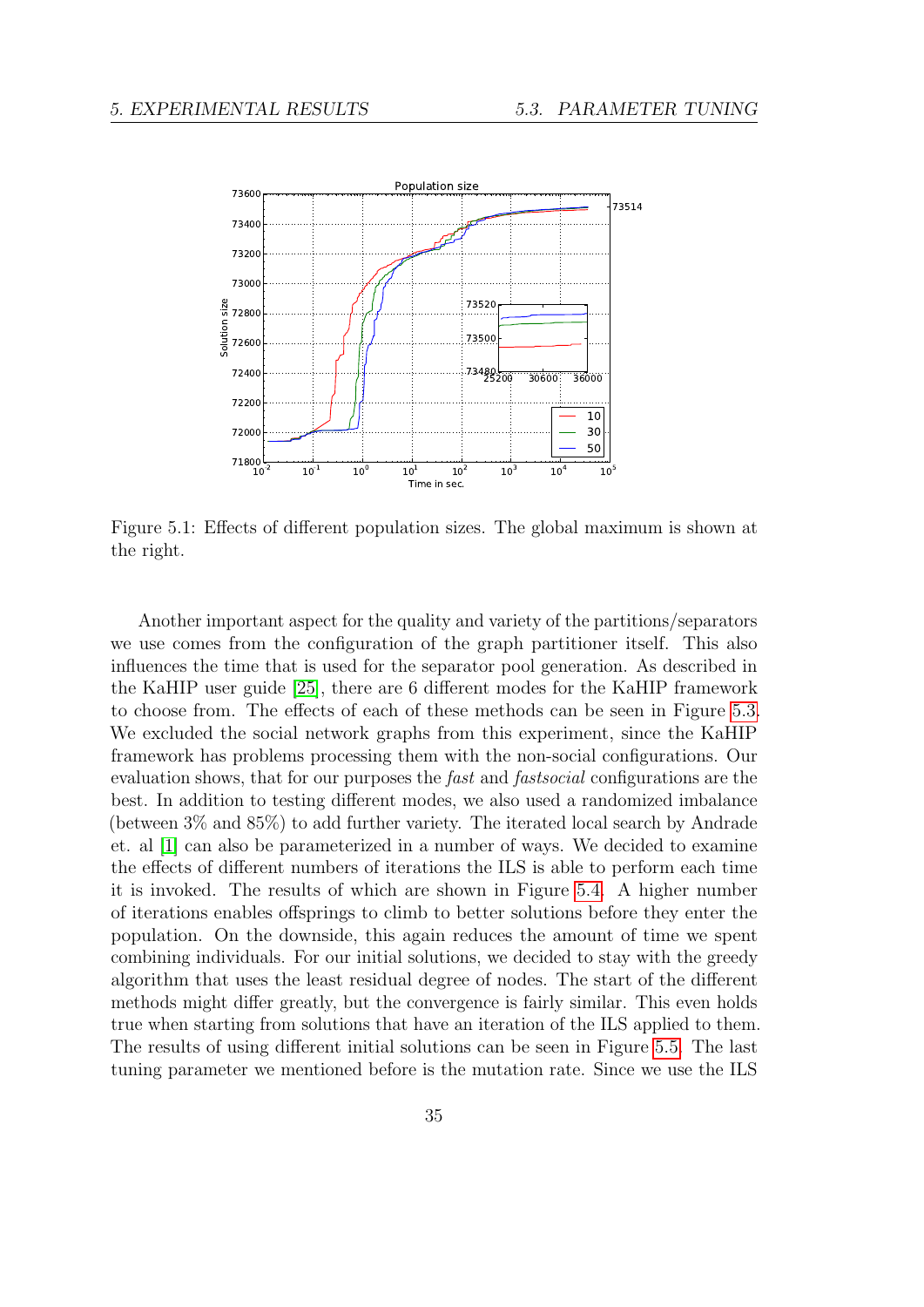Figure 5.1: Effects of different population sizes. The global maximum is shown at the right.

Another important aspect for the quality and variety of the partitions/separators we use comes from the configuration of the graph partitioner itself. This also influences the time that is used for the separator pool generation. As described in the KaHIP user guide [25], there are 6 different modes for the KaHIP framework to choose from. The effects of each of these methods can be seen in Figure 5.3. We excluded the social network graphs from this experiment, since the KaHIP framework has problems processing them with the non-social configurations. Our evaluation shows, that for our purposes the *fast* and *fastsocial* configurations are the best. In addition to testing different modes, we also used a randomized imbalance (between 3% and 85%) to add further variety. The iterated local search by Andrade et. al [1] can also be parameterized in a number of ways. We decided to examine the effects of different numbers of iterations the ILS is able to perform each time it is invoked. The results of which are shown in Figure 5.4. A higher number of iterations enables offsprings to climb to better solutions before they enter the population. On the downside, this again reduces the amount of time we spent combining individuals. For our initial solutions, we decided to stay with the greedy algorithm that uses the least residual degree of nodes. The start of the different methods might differ greatly, but the convergence is fairly similar. This even holds true when starting from solutions that have an iteration of the ILS applied to them. The results of using different initial solutions can be seen in Figure 5.5. The last tuning parameter we mentioned before is the mutation rate. Since we use the ILS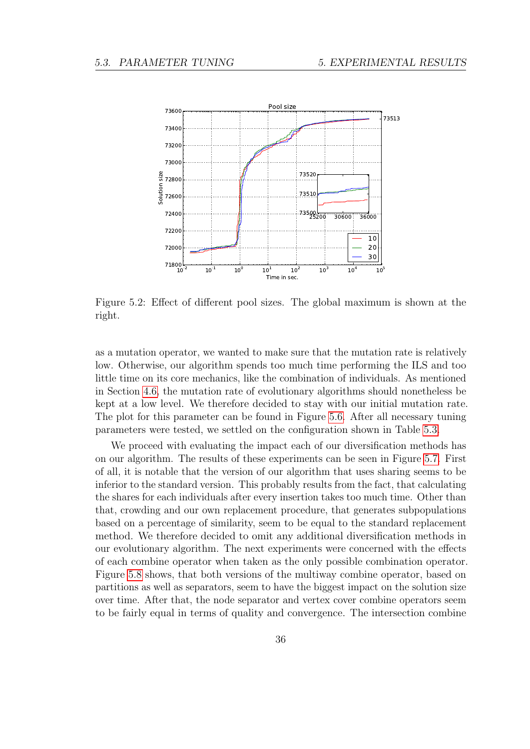Figure 5.2: Effect of different pool sizes. The global maximum is shown at the right.

as a mutation operator, we wanted to make sure that the mutation rate is relatively low. Otherwise, our algorithm spends too much time performing the ILS and too little time on its core mechanics, like the combination of individuals. As mentioned in Section 4.6, the mutation rate of evolutionary algorithms should nonetheless be kept at a low level. We therefore decided to stay with our initial mutation rate. The plot for this parameter can be found in Figure 5.6. After all necessary tuning parameters were tested, we settled on the configuration shown in Table 5.3.

We proceed with evaluating the impact each of our diversification methods has on our algorithm. The results of these experiments can be seen in Figure 5.7. First of all, it is notable that the version of our algorithm that uses sharing seems to be inferior to the standard version. This probably results from the fact, that calculating the shares for each individuals after every insertion takes too much time. Other than that, crowding and our own replacement procedure, that generates subpopulations based on a percentage of similarity, seem to be equal to the standard replacement method. We therefore decided to omit any additional diversification methods in our evolutionary algorithm. The next experiments were concerned with the effects of each combine operator when taken as the only possible combination operator. Figure 5.8 shows, that both versions of the multiway combine operator, based on partitions as well as separators, seem to have the biggest impact on the solution size over time. After that, the node separator and vertex cover combine operators seem to be fairly equal in terms of quality and convergence. The intersection combine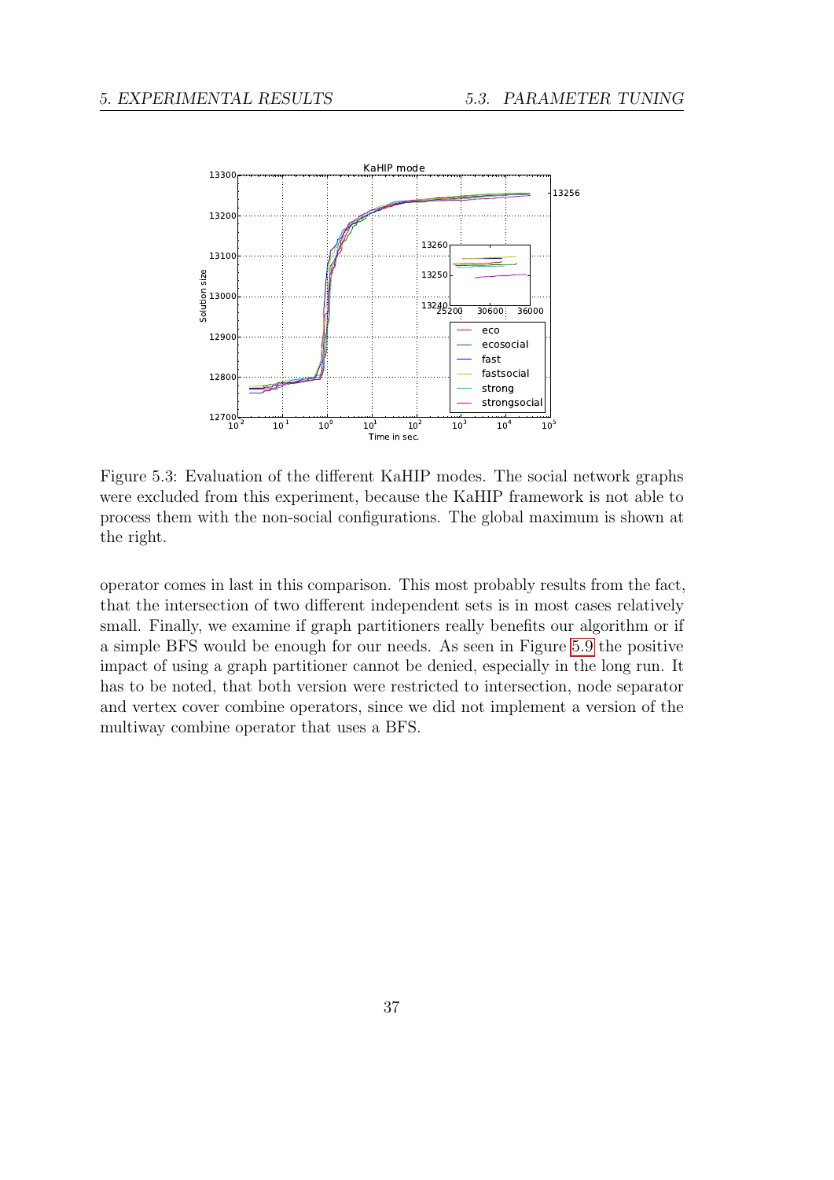Figure 5.3: Evaluation of the different KaHIP modes. The social network graphs were excluded from this experiment, because the KaHIP framework is not able to process them with the non-social configurations. The global maximum is shown at the right.

operator comes in last in this comparison. This most probably results from the fact, that the intersection of two different independent sets is in most cases relatively small. Finally, we examine if graph partitioners really benefits our algorithm or if a simple BFS would be enough for our needs. As seen in Figure 5.9 the positive impact of using a graph partitioner cannot be denied, especially in the long run. It has to be noted, that both version were restricted to intersection, node separator and vertex cover combine operators, since we did not implement a version of the multiway combine operator that uses a BFS.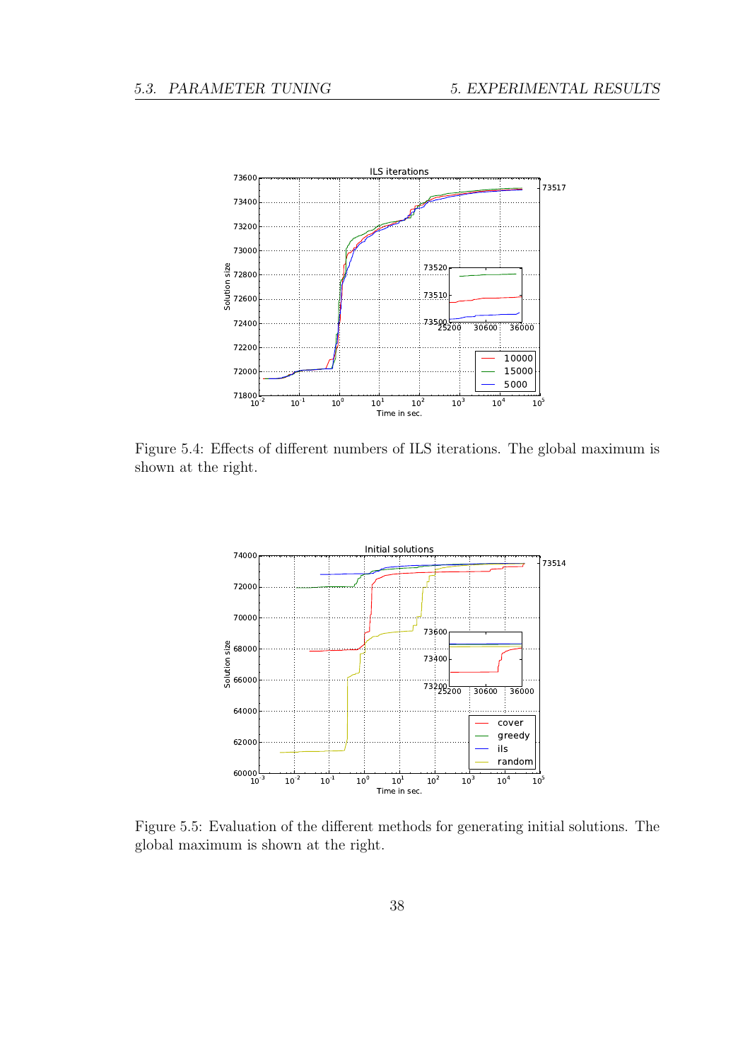Figure 5.4: Effects of different numbers of ILS iterations. The global maximum is shown at the right.

Figure 5.5: Evaluation of the different methods for generating initial solutions. The global maximum is shown at the right.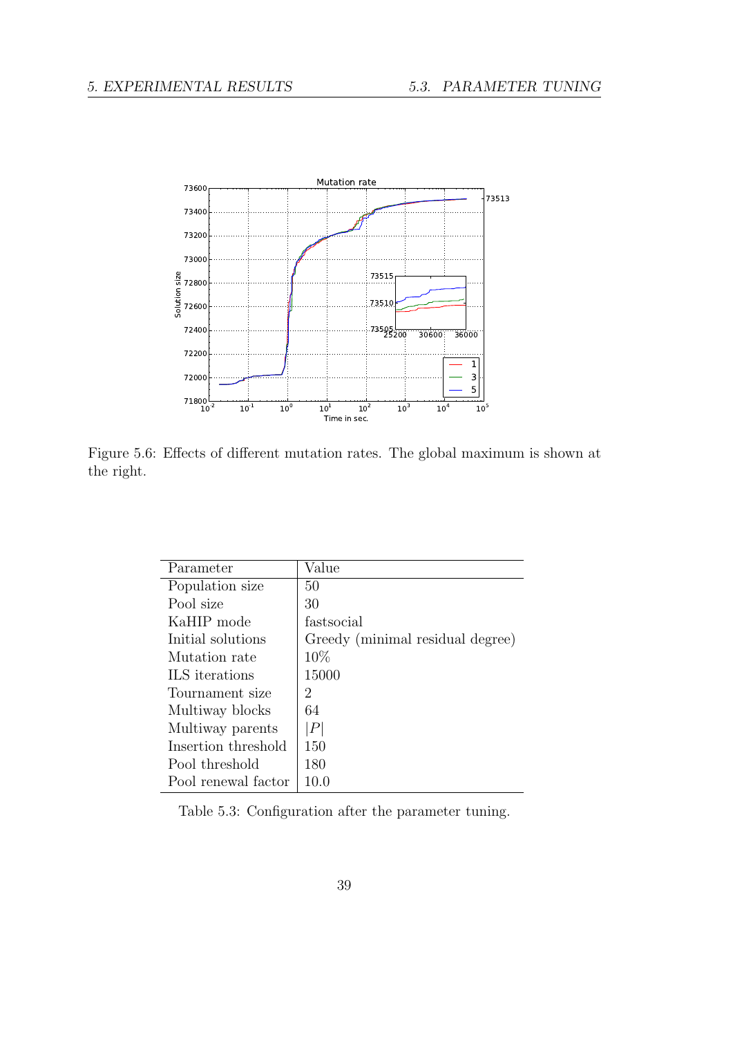Figure 5.6: Effects of different mutation rates. The global maximum is shown at the right.

| Parameter | Value |
|---|---|
| Population size | 50 |
| Pool size | 30 |
| KaHIP mode | fastsocial |
| Initial solutions | Greedy (minimal residual degree) |
| Mutation rate | 10% |
| ILS iterations | 15000 |
| Tournament size | 2 |
| Multiway blocks | 64 |
| Multiway parents | $\|P\|$ |
| Insertion threshold | 150 |
| Pool threshold | 180 |
| Pool renewal factor | 10.0 |

Table 5.3: Configuration after the parameter tuning.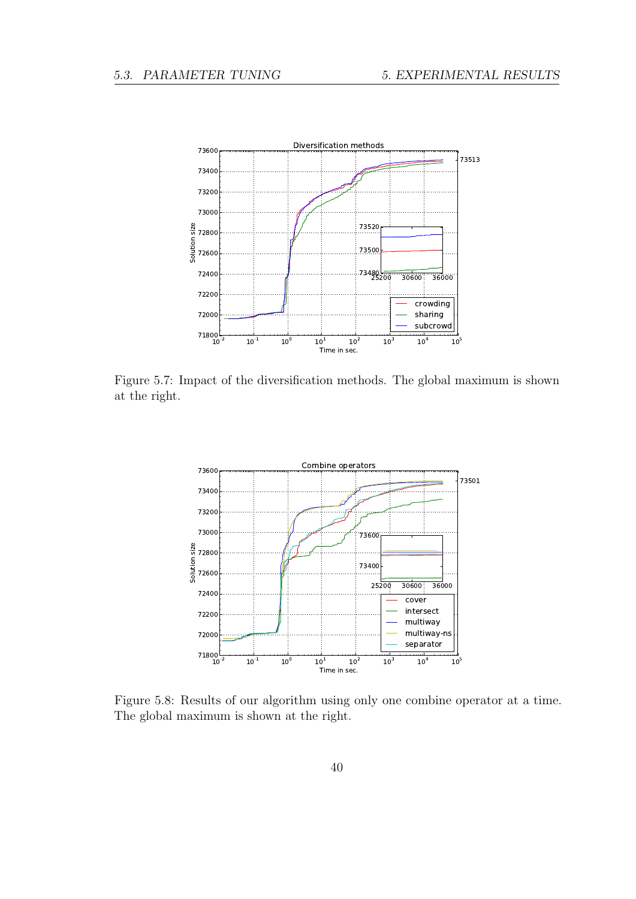Figure 5.7: Impact of the diversification methods. The global maximum is shown at the right.

Figure 5.8: Results of our algorithm using only one combine operator at a time. The global maximum is shown at the right.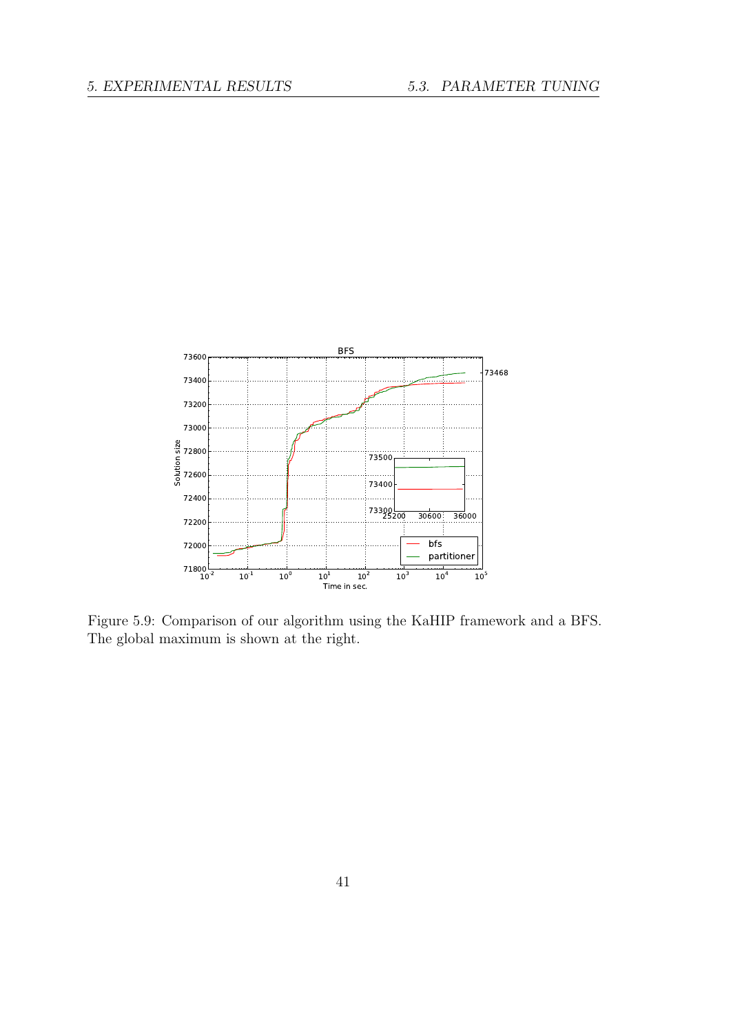Figure 5.9: Comparison of our algorithm using the KaHIP framework and a BFS. The global maximum is shown at the right.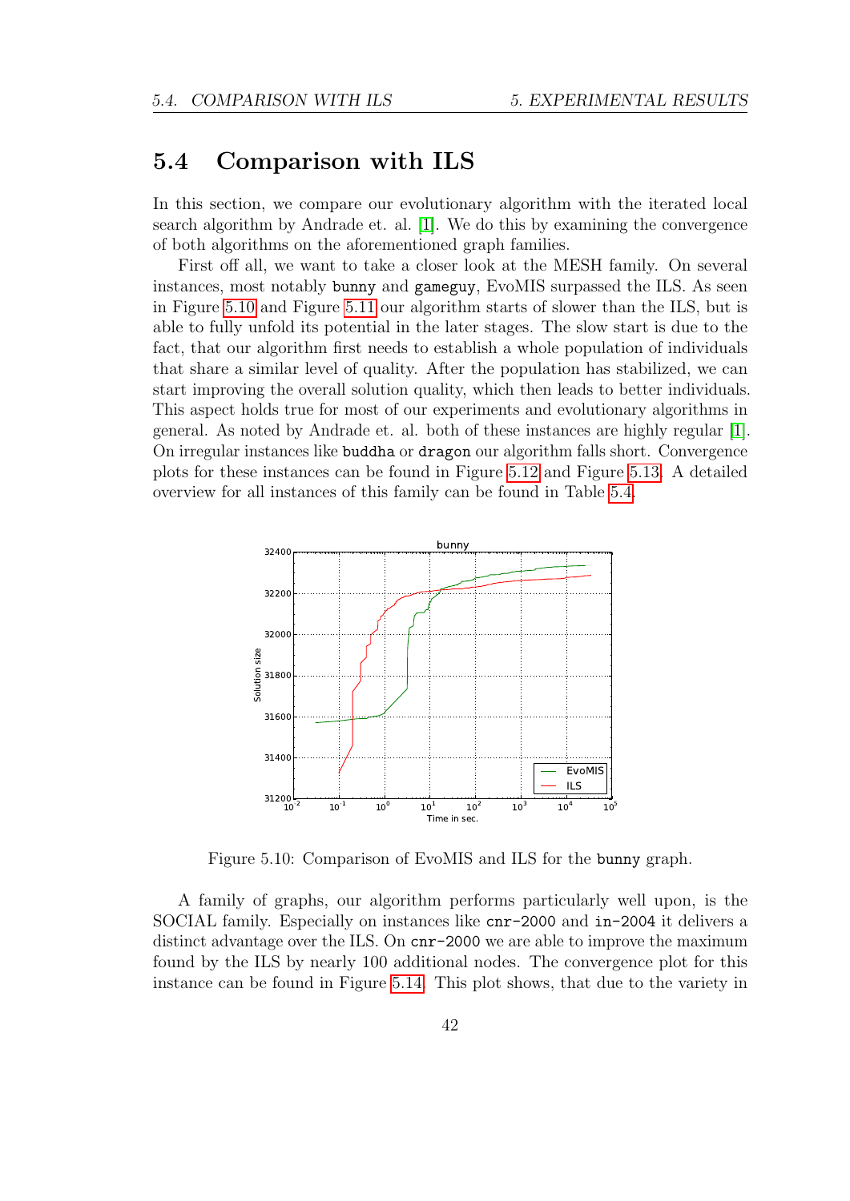## 5.4 Comparison with ILS

In this section, we compare our evolutionary algorithm with the iterated local search algorithm by Andrade et. al. [1]. We do this by examining the convergence of both algorithms on the aforementioned graph families.

First off all, we want to take a closer look at the MESH family. On several instances, most notably `bunny` and `gameguy`, EvoMIS surpassed the ILS. As seen in Figure 5.10 and Figure 5.11 our algorithm starts of slower than the ILS, but is able to fully unfold its potential in the later stages. The slow start is due to the fact, that our algorithm first needs to establish a whole population of individuals that share a similar level of quality. After the population has stabilized, we can start improving the overall solution quality, which then leads to better individuals. This aspect holds true for most of our experiments and evolutionary algorithms in general. As noted by Andrade et. al. both of these instances are highly regular [1]. On irregular instances like `buddha` or `dragon` our algorithm falls short. Convergence plots for these instances can be found in Figure 5.12 and Figure 5.13. A detailed overview for all instances of this family can be found in Table 5.4.

Figure 5.10: Comparison of EvoMIS and ILS for the `bunny` graph.

A family of graphs, our algorithm performs particularly well upon, is the SOCIAL family. Especially on instances like `cnr-2000` and `in-2004` it delivers a distinct advantage over the ILS. On `cnr-2000` we are able to improve the maximum found by the ILS by nearly 100 additional nodes. The convergence plot for this instance can be found in Figure 5.14. This plot shows, that due to the variety in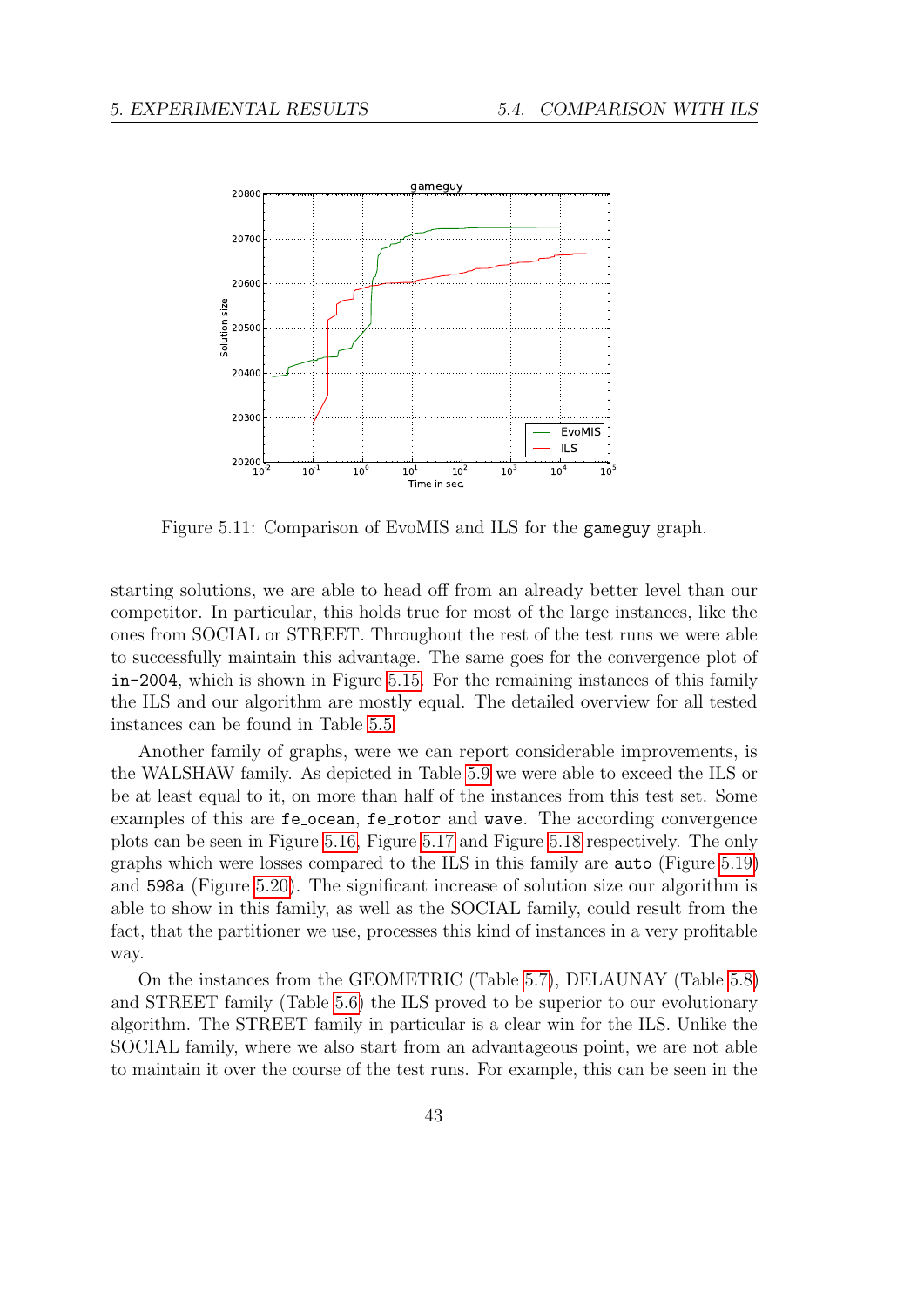Figure 5.11: Comparison of EvoMIS and ILS for the gameguy graph.

starting solutions, we are able to head off from an already better level than our competitor. In particular, this holds true for most of the large instances, like the ones from SOCIAL or STREET. Throughout the rest of the test runs we were able to successfully maintain this advantage. The same goes for the convergence plot of in-2004, which is shown in Figure 5.15. For the remaining instances of this family the ILS and our algorithm are mostly equal. The detailed overview for all tested instances can be found in Table 5.5.

Another family of graphs, were we can report considerable improvements, is the WALSHAW family. As depicted in Table 5.9 we were able to exceed the ILS or be at least equal to it, on more than half of the instances from this test set. Some examples of this are fe_ocean, fe_rotor and wave. The according convergence plots can be seen in Figure 5.16, Figure 5.17 and Figure 5.18 respectively. The only graphs which were losses compared to the ILS in this family are auto (Figure 5.19) and 598a (Figure 5.20). The significant increase of solution size our algorithm is able to show in this family, as well as the SOCIAL family, could result from the fact, that the partitioner we use, processes this kind of instances in a very profitable way.

On the instances from the GEOMETRIC (Table 5.7), DELAUNAY (Table 5.8) and STREET family (Table 5.6) the ILS proved to be superior to our evolutionary algorithm. The STREET family in particular is a clear win for the ILS. Unlike the SOCIAL family, where we also start from an advantageous point, we are not able to maintain it over the course of the test runs. For example, this can be seen in the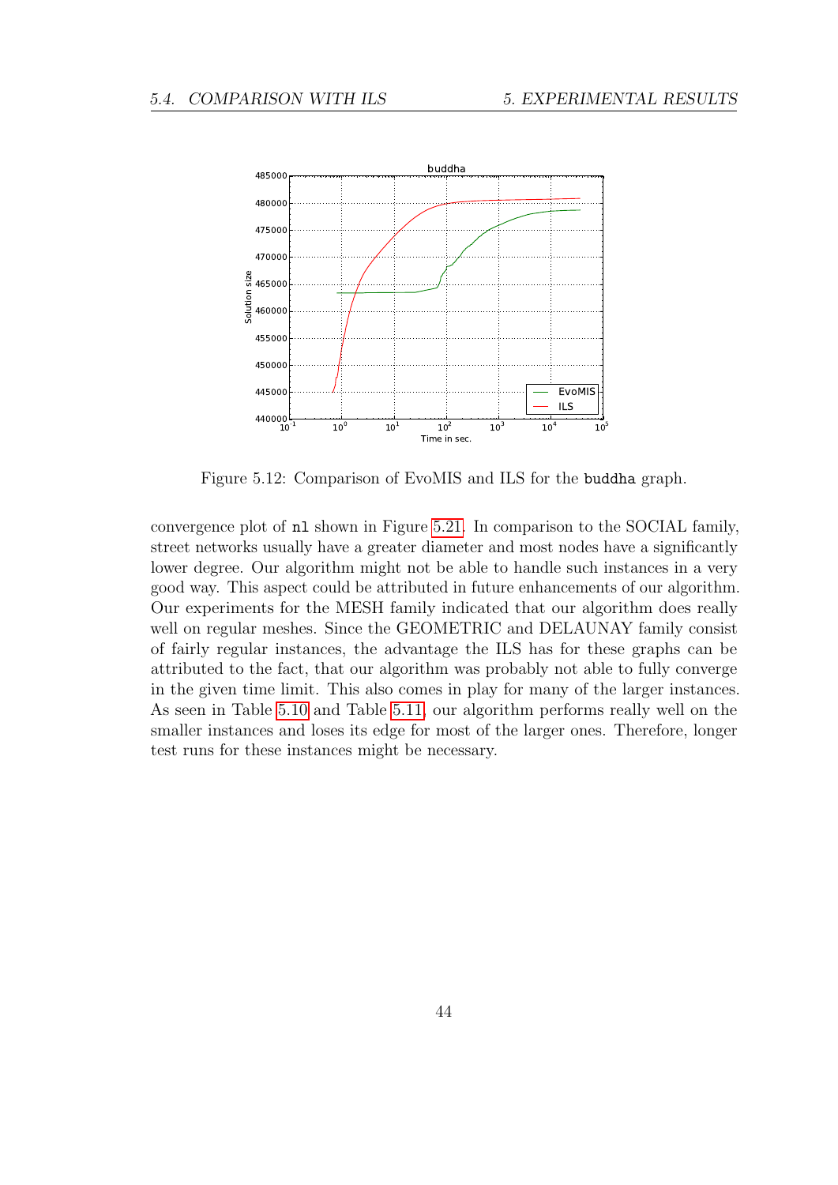Figure 5.12: Comparison of EvoMIS and ILS for the `buddha` graph.

convergence plot of `nl` shown in Figure 5.21. In comparison to the SOCIAL family, street networks usually have a greater diameter and most nodes have a significantly lower degree. Our algorithm might not be able to handle such instances in a very good way. This aspect could be attributed in future enhancements of our algorithm. Our experiments for the MESH family indicated that our algorithm does really well on regular meshes. Since the GEOMETRIC and DELAUNAY family consist of fairly regular instances, the advantage the ILS has for these graphs can be attributed to the fact, that our algorithm was probably not able to fully converge in the given time limit. This also comes in play for many of the larger instances. As seen in Table 5.10 and Table 5.11, our algorithm performs really well on the smaller instances and loses its edge for most of the larger ones. Therefore, longer test runs for these instances might be necessary.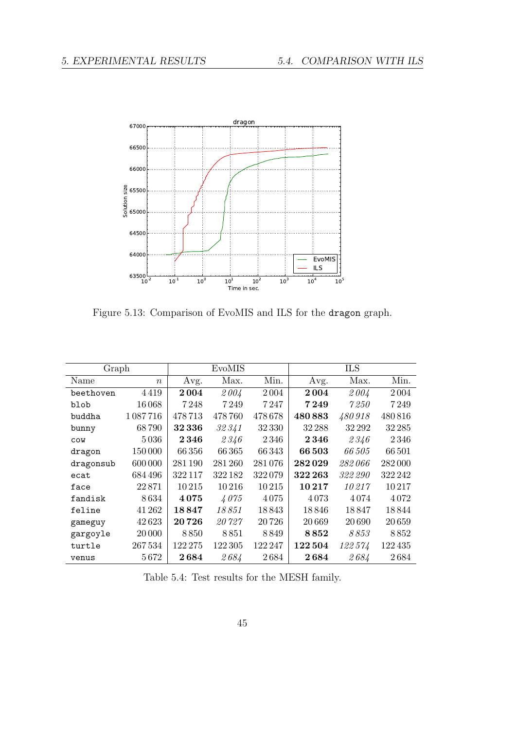Figure 5.13: Comparison of EvoMIS and ILS for the `dragon` graph.

| Graph | | EvoMIS | | | ILS | | |
|---|---|---|---|---|---|---|---|
| Name | $n$ | Avg. | Max. | Min. | Avg. | Max. | Min. |
| `beethoven` | 4 419 | **2 004** | *2 004* | 2 004 | **2 004** | *2 004* | 2 004 |
| `blob` | 16 068 | 7 248 | 7 249 | 7 247 | **7 249** | *7 250* | 7 249 |
| `buddha` | 1 087 716 | 478 713 | 478 760 | 478 678 | **480 883** | *480 918* | 480 816 |
| `bunny` | 68 790 | **32 336** | *32 341* | 32 330 | 32 288 | 32 292 | 32 285 |
| `cow` | 5 036 | **2 346** | *2 346* | 2 346 | **2 346** | *2 346* | 2 346 |
| `dragon` | 150 000 | 66 356 | 66 365 | 66 343 | **66 503** | *66 505* | 66 501 |
| `dragonsub` | 600 000 | 281 190 | 281 260 | 281 076 | **282 029** | *282 066* | 282 000 |
| `ecat` | 684 496 | 322 117 | 322 182 | 322 079 | **322 263** | *322 290* | 322 242 |
| `face` | 22 871 | 10 215 | 10 216 | 10 215 | **10 217** | *10 217* | 10 217 |
| `fandisk` | 8 634 | **4 075** | *4 075* | 4 075 | 4 073 | 4 074 | 4 072 |
| `feline` | 41 262 | **18 847** | *18 851* | 18 843 | 18 846 | 18 847 | 18 844 |
| `gameguy` | 42 623 | **20 726** | *20 727* | 20 726 | 20 669 | 20 690 | 20 659 |
| `gargoyle` | 20 000 | 8 850 | 8 851 | 8 849 | **8 852** | *8 853* | 8 852 |
| `turtle` | 267 534 | 122 275 | 122 305 | 122 247 | **122 504** | *122 574* | 122 435 |
| `venus` | 5 672 | **2 684** | *2 684* | 2 684 | **2 684** | *2 684* | 2 684 |

Table 5.4: Test results for the MESH family.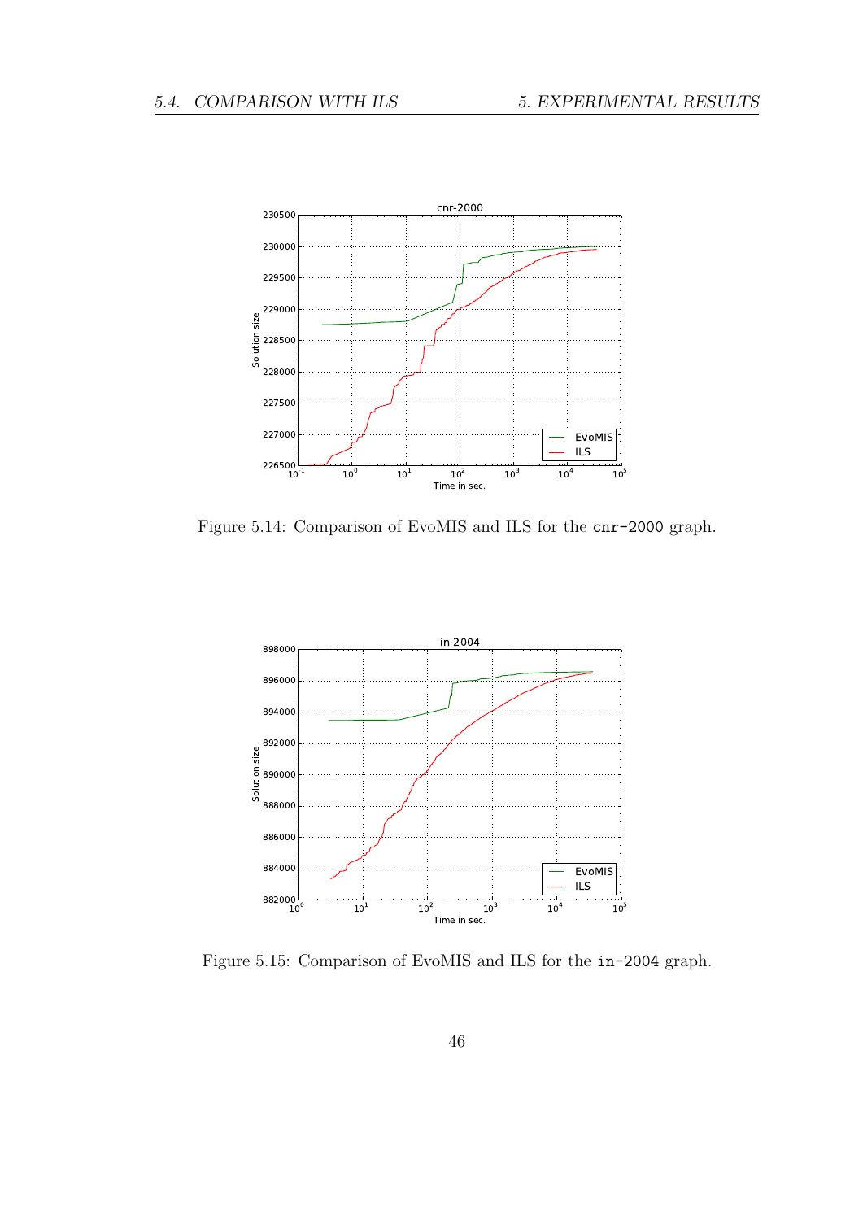Figure 5.14: Comparison of EvoMIS and ILS for the `cnr-2000` graph.

Figure 5.15: Comparison of EvoMIS and ILS for the `in-2004` graph.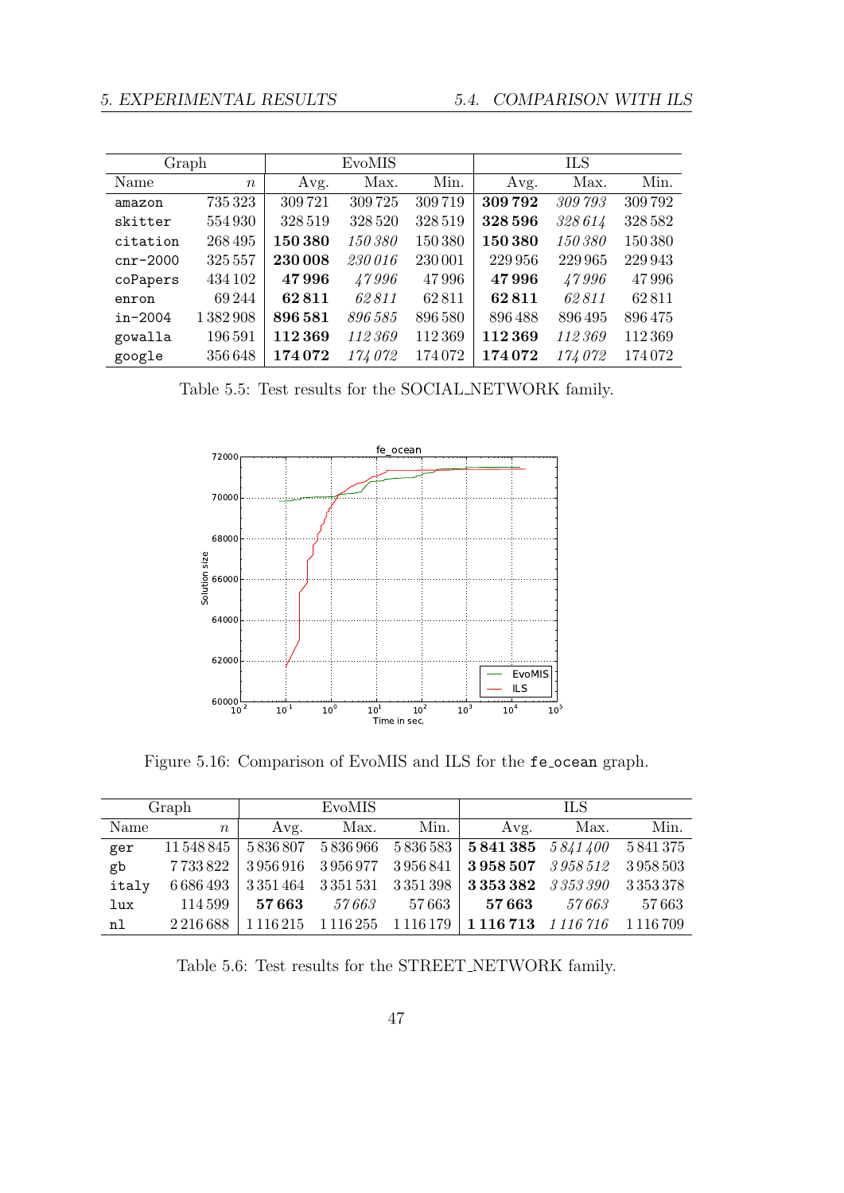| Graph | | EvoMIS | | | ILS | | |
|---|---|---|---|---|---|---|---|
| Name | $n$ | Avg. | Max. | Min. | Avg. | Max. | Min. |
| amazon | 735 323 | 309 721 | 309 725 | 309 719 | **309 792** | *309 793* | 309 792 |
| skitter | 554 930 | 328 519 | 328 520 | 328 519 | **328 596** | *328 614* | 328 582 |
| citation | 268 495 | **150 380** | *150 380* | 150 380 | **150 380** | *150 380* | 150 380 |
| cnr-2000 | 325 557 | **230 008** | *230 016* | 230 001 | 229 956 | 229 965 | 229 943 |
| coPapers | 434 102 | **47 996** | *47 996* | 47 996 | **47 996** | *47 996* | 47 996 |
| enron | 69 244 | **62 811** | *62 811* | 62 811 | **62 811** | *62 811* | 62 811 |
| in-2004 | 1 382 908 | **896 581** | *896 585* | 896 580 | 896 488 | 896 495 | 896 475 |
| gowalla | 196 591 | **112 369** | *112 369* | 112 369 | **112 369** | *112 369* | 112 369 |
| google | 356 648 | **174 072** | *174 072* | 174 072 | **174 072** | *174 072* | 174 072 |

Table 5.5: Test results for the SOCIAL_NETWORK family.

Figure 5.16: Comparison of EvoMIS and ILS for the fe_ocean graph.

| Graph | | EvoMIS | | | ILS | | |
|---|---|---|---|---|---|---|---|
| Name | $n$ | Avg. | Max. | Min. | Avg. | Max. | Min. |
| ger | 11 548 845 | 5 836 807 | 5 836 966 | 5 836 583 | **5 841 385** | *5 841 400* | 5 841 375 |
| gb | 7 733 822 | 3 956 916 | 3 956 977 | 3 956 841 | **3 958 507** | *3 958 512* | 3 958 503 |
| italy | 6 686 493 | 3 351 464 | 3 351 531 | 3 351 398 | **3 353 382** | *3 353 390* | 3 353 378 |
| lux | 114 599 | **57 663** | *57 663* | 57 663 | **57 663** | *57 663* | 57 663 |
| nl | 2 216 688 | 1 116 215 | 1 116 255 | 1 116 179 | **1 116 713** | *1 116 716* | 1 116 709 |

Table 5.6: Test results for the STREET_NETWORK family.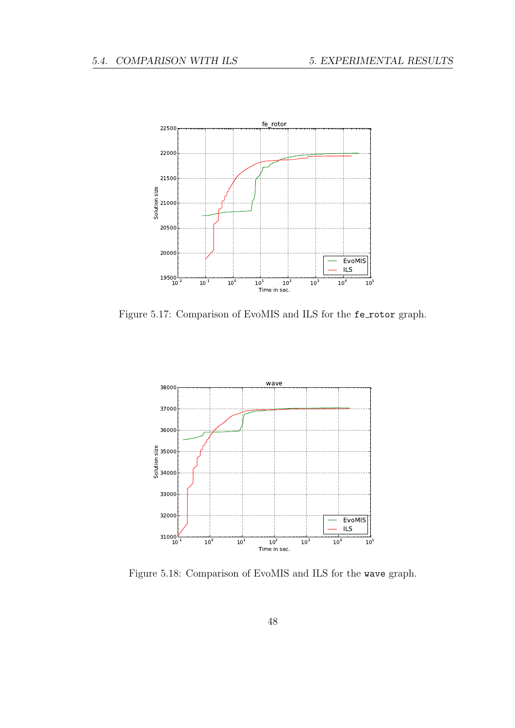Figure 5.17: Comparison of EvoMIS and ILS for the fe_rotor graph.

Figure 5.18: Comparison of EvoMIS and ILS for the wave graph.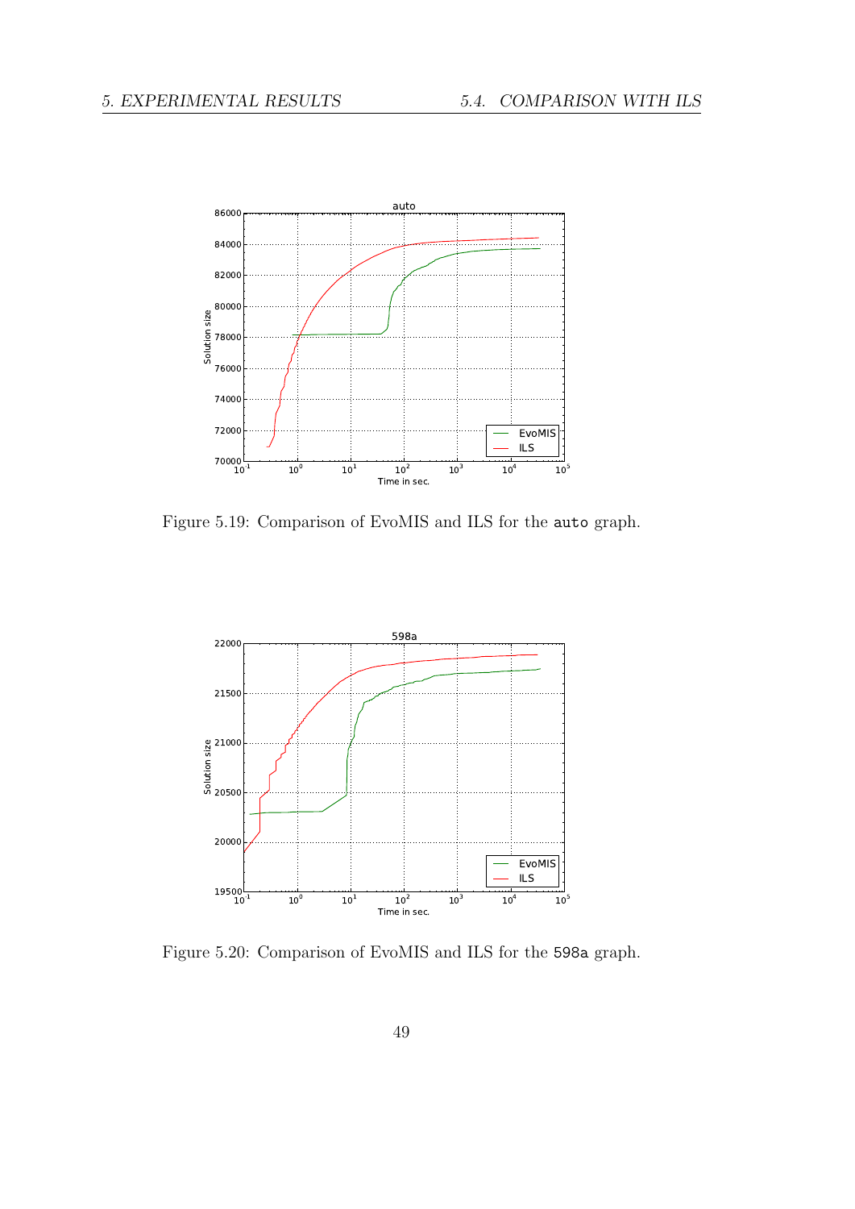Figure 5.19: Comparison of EvoMIS and ILS for the `auto` graph.

Figure 5.20: Comparison of EvoMIS and ILS for the `598a` graph.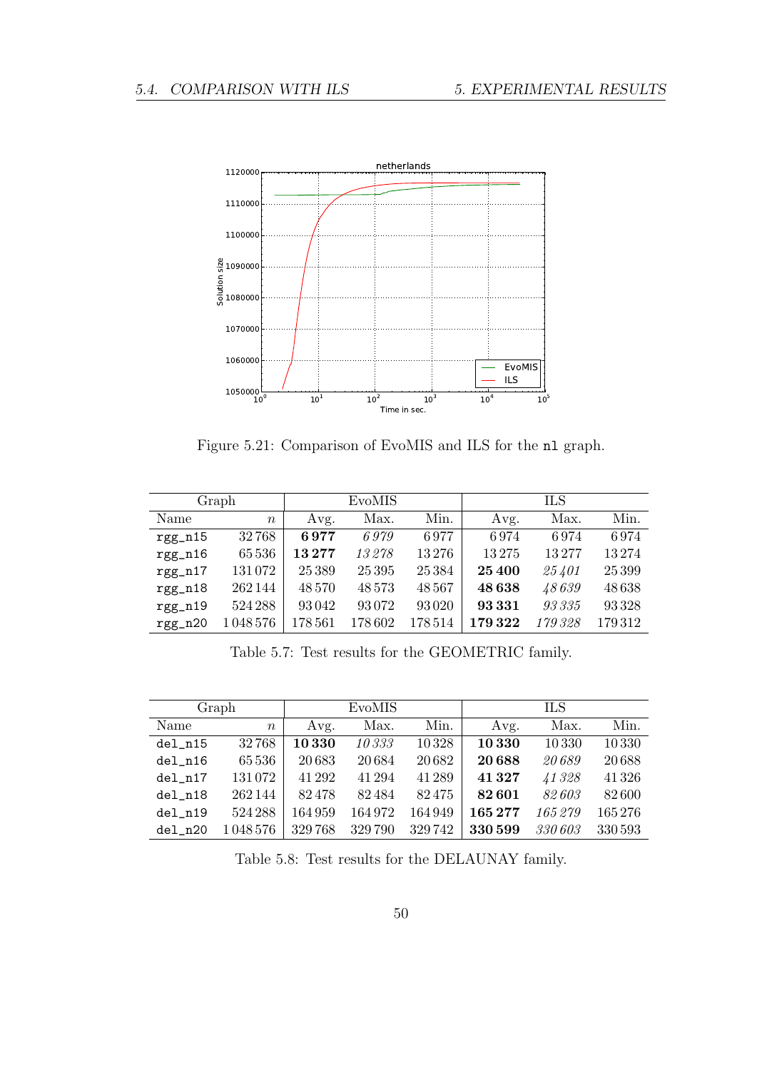Figure 5.21: Comparison of EvoMIS and ILS for the nl graph.

| Graph | | EvoMIS | | | ILS | | |
|---|---|---|---|---|---|---|---|
| Name | $n$ | Avg. | Max. | Min. | Avg. | Max. | Min. |
| rgg_n15 | 32 768 | **6 977** | *6 979* | 6 977 | 6 974 | 6 974 | 6 974 |
| rgg_n16 | 65 536 | **13 277** | *13 278* | 13 276 | 13 275 | 13 277 | 13 274 |
| rgg_n17 | 131 072 | 25 389 | 25 395 | 25 384 | **25 400** | *25 401* | 25 399 |
| rgg_n18 | 262 144 | 48 570 | 48 573 | 48 567 | **48 638** | *48 639* | 48 638 |
| rgg_n19 | 524 288 | 93 042 | 93 072 | 93 020 | **93 331** | *93 335* | 93 328 |
| rgg_n20 | 1 048 576 | 178 561 | 178 602 | 178 514 | **179 322** | *179 328* | 179 312 |

Table 5.7: Test results for the GEOMETRIC family.

| Graph | | EvoMIS | | | ILS | | |
|---|---|---|---|---|---|---|---|
| Name | $n$ | Avg. | Max. | Min. | Avg. | Max. | Min. |
| del_n15 | 32 768 | **10 330** | *10 333* | 10 328 | **10 330** | 10 330 | 10 330 |
| del_n16 | 65 536 | 20 683 | 20 684 | 20 682 | **20 688** | *20 689* | 20 688 |
| del_n17 | 131 072 | 41 292 | 41 294 | 41 289 | **41 327** | *41 328* | 41 326 |
| del_n18 | 262 144 | 82 478 | 82 484 | 82 475 | **82 601** | *82 603* | 82 600 |
| del_n19 | 524 288 | 164 959 | 164 972 | 164 949 | **165 277** | *165 279* | 165 276 |
| del_n20 | 1 048 576 | 329 768 | 329 790 | 329 742 | **330 599** | *330 603* | 330 593 |

Table 5.8: Test results for the DELAUNAY family.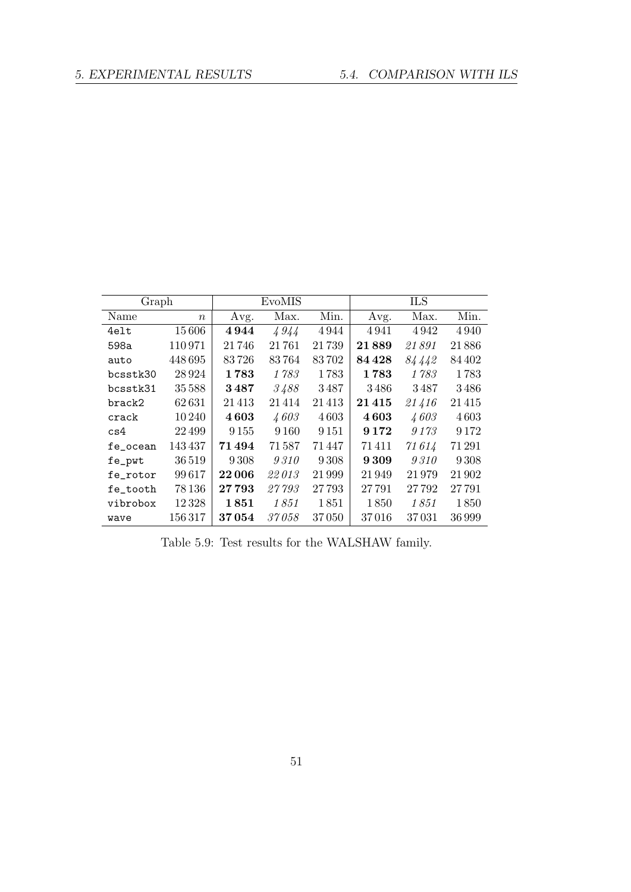| Graph | | EvoMIS | | | ILS | | |
|---|---|---|---|---|---|---|---|
| Name | $n$ | Avg. | Max. | Min. | Avg. | Max. | Min. |
| 4elt | 15 606 | **4 944** | *4 944* | 4 944 | 4 941 | 4 942 | 4 940 |
| 598a | 110 971 | 21 746 | 21 761 | 21 739 | **21 889** | *21 891* | 21 886 |
| auto | 448 695 | 83 726 | 83 764 | 83 702 | **84 428** | *84 442* | 84 402 |
| bcsstk30 | 28 924 | **1 783** | *1 783* | 1 783 | **1 783** | *1 783* | 1 783 |
| bcsstk31 | 35 588 | **3 487** | *3 488* | 3 487 | 3 486 | 3 487 | 3 486 |
| brack2 | 62 631 | 21 413 | 21 414 | 21 413 | **21 415** | *21 416* | 21 415 |
| crack | 10 240 | **4 603** | *4 603* | 4 603 | **4 603** | *4 603* | 4 603 |
| cs4 | 22 499 | 9 155 | 9 160 | 9 151 | **9 172** | *9 173* | 9 172 |
| fe_ocean | 143 437 | **71 494** | 71 587 | 71 447 | 71 411 | *71 614* | 71 291 |
| fe_pwt | 36 519 | 9 308 | *9 310* | 9 308 | **9 309** | *9 310* | 9 308 |
| fe_rotor | 99 617 | **22 006** | *22 013* | 21 999 | 21 949 | 21 979 | 21 902 |
| fe_tooth | 78 136 | **27 793** | *27 793* | 27 793 | 27 791 | 27 792 | 27 791 |
| vibrobox | 12 328 | **1 851** | *1 851* | 1 851 | 1 850 | *1 851* | 1 850 |
| wave | 156 317 | **37 054** | *37 058* | 37 050 | 37 016 | 37 031 | 36 999 |

Table 5.9: Test results for the WALSHAW family.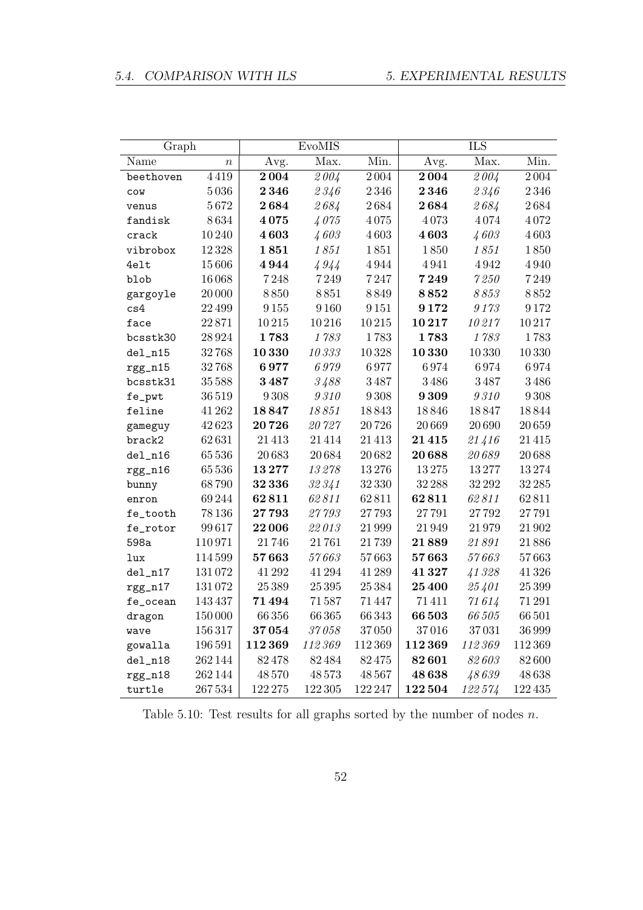| Graph | | EvoMIS | | | ILS | | |
|---|---|---|---|---|---|---|---|
| Name | $n$ | Avg. | Max. | Min. | Avg. | Max. | Min. |
| beethoven | 4419 | **2004** | *2004* | 2004 | **2004** | *2004* | 2004 |
| cow | 5036 | **2346** | *2346* | 2346 | **2346** | *2346* | 2346 |
| venus | 5672 | **2684** | *2684* | 2684 | **2684** | *2684* | 2684 |
| fandisk | 8634 | **4075** | *4075* | 4075 | 4073 | 4074 | 4072 |
| crack | 10240 | **4603** | *4603* | 4603 | **4603** | *4603* | 4603 |
| vibrobox | 12328 | **1851** | *1851* | 1851 | 1850 | *1851* | 1850 |
| 4elt | 15606 | **4944** | *4944* | 4944 | 4941 | 4942 | 4940 |
| blob | 16068 | 7248 | 7249 | 7247 | **7249** | *7250* | 7249 |
| gargoyle | 20000 | 8850 | 8851 | 8849 | **8852** | *8853* | 8852 |
| cs4 | 22499 | 9155 | 9160 | 9151 | **9172** | *9173* | 9172 |
| face | 22871 | 10215 | 10216 | 10215 | **10217** | *10217* | 10217 |
| bcsstk30 | 28924 | **1783** | *1783* | 1783 | **1783** | *1783* | 1783 |
| del_n15 | 32768 | **10330** | *10333* | 10328 | **10330** | 10330 | 10330 |
| rgg_n15 | 32768 | **6977** | *6979* | 6977 | 6974 | 6974 | 6974 |
| bcsstk31 | 35588 | **3487** | *3488* | 3487 | 3486 | 3487 | 3486 |
| fe_pwt | 36519 | 9308 | *9310* | 9308 | **9309** | *9310* | 9308 |
| feline | 41262 | **18847** | *18851* | 18843 | 18846 | 18847 | 18844 |
| gameguy | 42623 | **20726** | *20727* | 20726 | 20669 | 20690 | 20659 |
| brack2 | 62631 | 21413 | 21414 | 21413 | **21415** | *21416* | 21415 |
| del_n16 | 65536 | 20683 | 20684 | 20682 | **20688** | *20689* | 20688 |
| rgg_n16 | 65536 | **13277** | *13278* | 13276 | 13275 | 13277 | 13274 |
| bunny | 68790 | **32336** | *32341* | 32330 | 32288 | 32292 | 32285 |
| enron | 69244 | **62811** | *62811* | 62811 | **62811** | *62811* | 62811 |
| fe_tooth | 78136 | **27793** | *27793* | 27793 | 27791 | 27792 | 27791 |
| fe_rotor | 99617 | **22006** | *22013* | 21999 | 21949 | 21979 | 21902 |
| 598a | 110971 | 21746 | 21761 | 21739 | **21889** | *21891* | 21886 |
| lux | 114599 | **57663** | *57663* | 57663 | **57663** | *57663* | 57663 |
| del_n17 | 131072 | 41292 | 41294 | 41289 | **41327** | *41328* | 41326 |
| rgg_n17 | 131072 | 25389 | 25395 | 25384 | **25400** | *25401* | 25399 |
| fe_ocean | 143437 | **71494** | 71587 | 71447 | 71411 | *71614* | 71291 |
| dragon | 150000 | 66356 | 66365 | 66343 | **66503** | *66505* | 66501 |
| wave | 156317 | **37054** | *37058* | 37050 | 37016 | 37031 | 36999 |
| gowalla | 196591 | **112369** | *112369* | 112369 | **112369** | *112369* | 112369 |
| del_n18 | 262144 | 82478 | 82484 | 82475 | **82601** | *82603* | 82600 |
| rgg_n18 | 262144 | 48570 | 48573 | 48567 | **48638** | *48639* | 48638 |
| turtle | 267534 | 122275 | 122305 | 122247 | **122504** | *122574* | 122435 |

Table 5.10: Test results for all graphs sorted by the number of nodes $n$.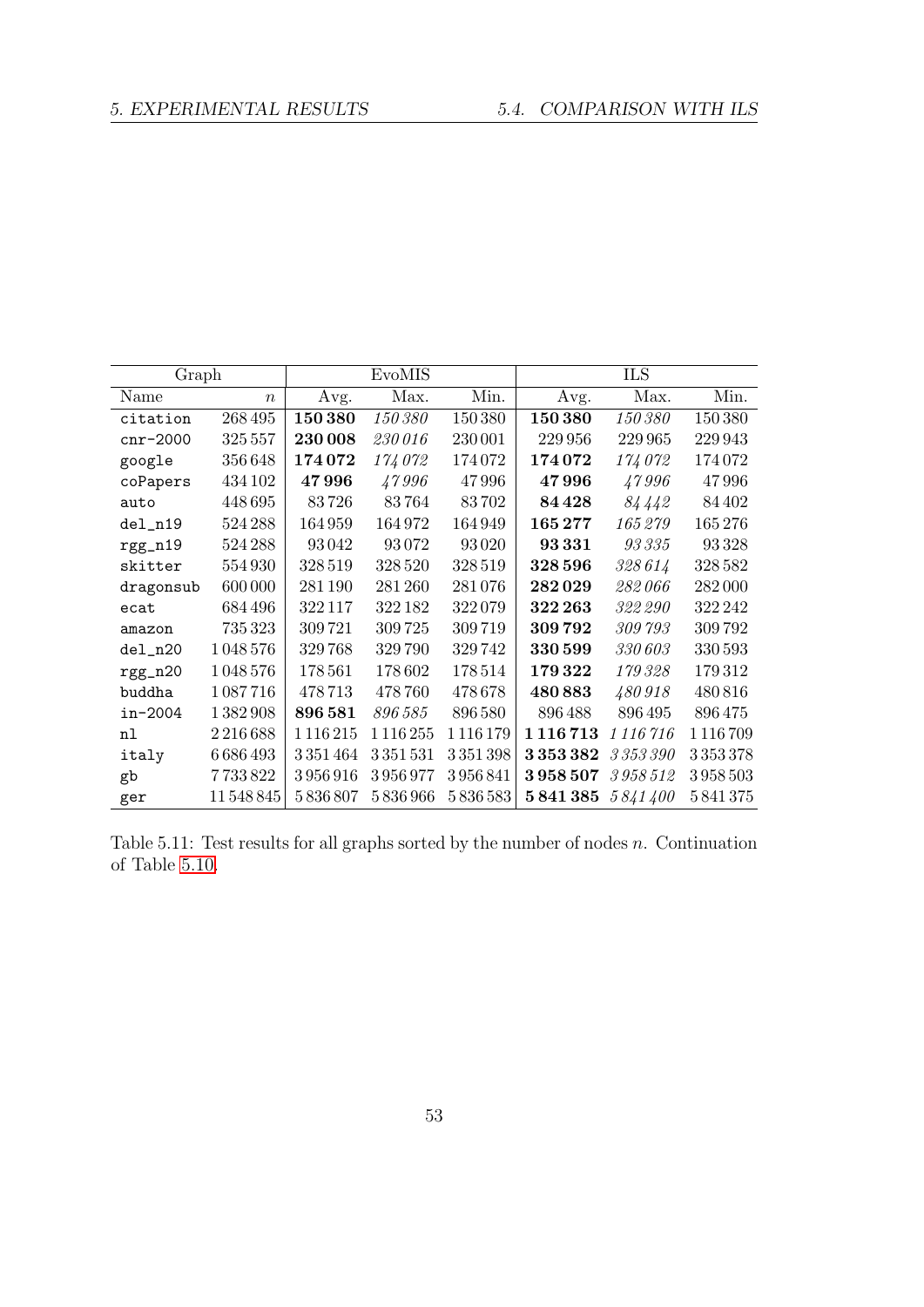| Graph | | EvoMIS | | | ILS | | |
|---|---|---|---|---|---|---|---|
| Name | $n$ | Avg. | Max. | Min. | Avg. | Max. | Min. |
| citation | 268 495 | **150 380** | *150 380* | 150 380 | **150 380** | *150 380* | 150 380 |
| cnr-2000 | 325 557 | **230 008** | *230 016* | 230 001 | 229 956 | 229 965 | 229 943 |
| google | 356 648 | **174 072** | *174 072* | 174 072 | **174 072** | *174 072* | 174 072 |
| coPapers | 434 102 | **47 996** | *47 996* | 47 996 | **47 996** | *47 996* | 47 996 |
| auto | 448 695 | 83 726 | 83 764 | 83 702 | **84 428** | *84 442* | 84 402 |
| del_n19 | 524 288 | 164 959 | 164 972 | 164 949 | **165 277** | *165 279* | 165 276 |
| rgg_n19 | 524 288 | 93 042 | 93 072 | 93 020 | **93 331** | *93 335* | 93 328 |
| skitter | 554 930 | 328 519 | 328 520 | 328 519 | **328 596** | *328 614* | 328 582 |
| dragonsub | 600 000 | 281 190 | 281 260 | 281 076 | **282 029** | *282 066* | 282 000 |
| ecat | 684 496 | 322 117 | 322 182 | 322 079 | **322 263** | *322 290* | 322 242 |
| amazon | 735 323 | 309 721 | 309 725 | 309 719 | **309 792** | *309 793* | 309 792 |
| del_n20 | 1 048 576 | 329 768 | 329 790 | 329 742 | **330 599** | *330 603* | 330 593 |
| rgg_n20 | 1 048 576 | 178 561 | 178 602 | 178 514 | **179 322** | *179 328* | 179 312 |
| buddha | 1 087 716 | 478 713 | 478 760 | 478 678 | **480 883** | *480 918* | 480 816 |
| in-2004 | 1 382 908 | **896 581** | *896 585* | 896 580 | 896 488 | 896 495 | 896 475 |
| nl | 2 216 688 | 1 116 215 | 1 116 255 | 1 116 179 | **1 116 713** | *1 116 716* | 1 116 709 |
| italy | 6 686 493 | 3 351 464 | 3 351 531 | 3 351 398 | **3 353 382** | *3 353 390* | 3 353 378 |
| gb | 7 733 822 | 3 956 916 | 3 956 977 | 3 956 841 | **3 958 507** | *3 958 512* | 3 958 503 |
| ger | 11 548 845 | 5 836 807 | 5 836 966 | 5 836 583 | **5 841 385** | *5 841 400* | 5 841 375 |

Table 5.11: Test results for all graphs sorted by the number of nodes $n$. Continuation of Table 5.10.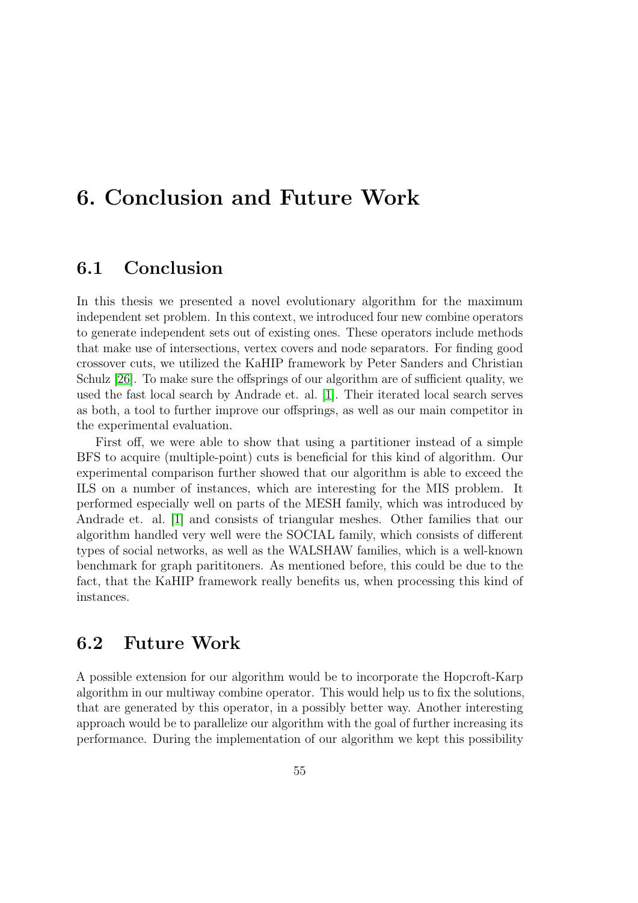# 6. Conclusion and Future Work

## 6.1 Conclusion

In this thesis we presented a novel evolutionary algorithm for the maximum independent set problem. In this context, we introduced four new combine operators to generate independent sets out of existing ones. These operators include methods that make use of intersections, vertex covers and node separators. For finding good crossover cuts, we utilized the KaHIP framework by Peter Sanders and Christian Schulz [26]. To make sure the offsprings of our algorithm are of sufficient quality, we used the fast local search by Andrade et. al. [1]. Their iterated local search serves as both, a tool to further improve our offsprings, as well as our main competitor in the experimental evaluation.

First off, we were able to show that using a partitioner instead of a simple BFS to acquire (multiple-point) cuts is beneficial for this kind of algorithm. Our experimental comparison further showed that our algorithm is able to exceed the ILS on a number of instances, which are interesting for the MIS problem. It performed especially well on parts of the MESH family, which was introduced by Andrade et. al. [1] and consists of triangular meshes. Other families that our algorithm handled very well were the SOCIAL family, which consists of different types of social networks, as well as the WALSHAW families, which is a well-known benchmark for graph parititoners. As mentioned before, this could be due to the fact, that the KaHIP framework really benefits us, when processing this kind of instances.

## 6.2 Future Work

A possible extension for our algorithm would be to incorporate the Hopcroft-Karp algorithm in our multiway combine operator. This would help us to fix the solutions, that are generated by this operator, in a possibly better way. Another interesting approach would be to parallelize our algorithm with the goal of further increasing its performance. During the implementation of our algorithm we kept this possibility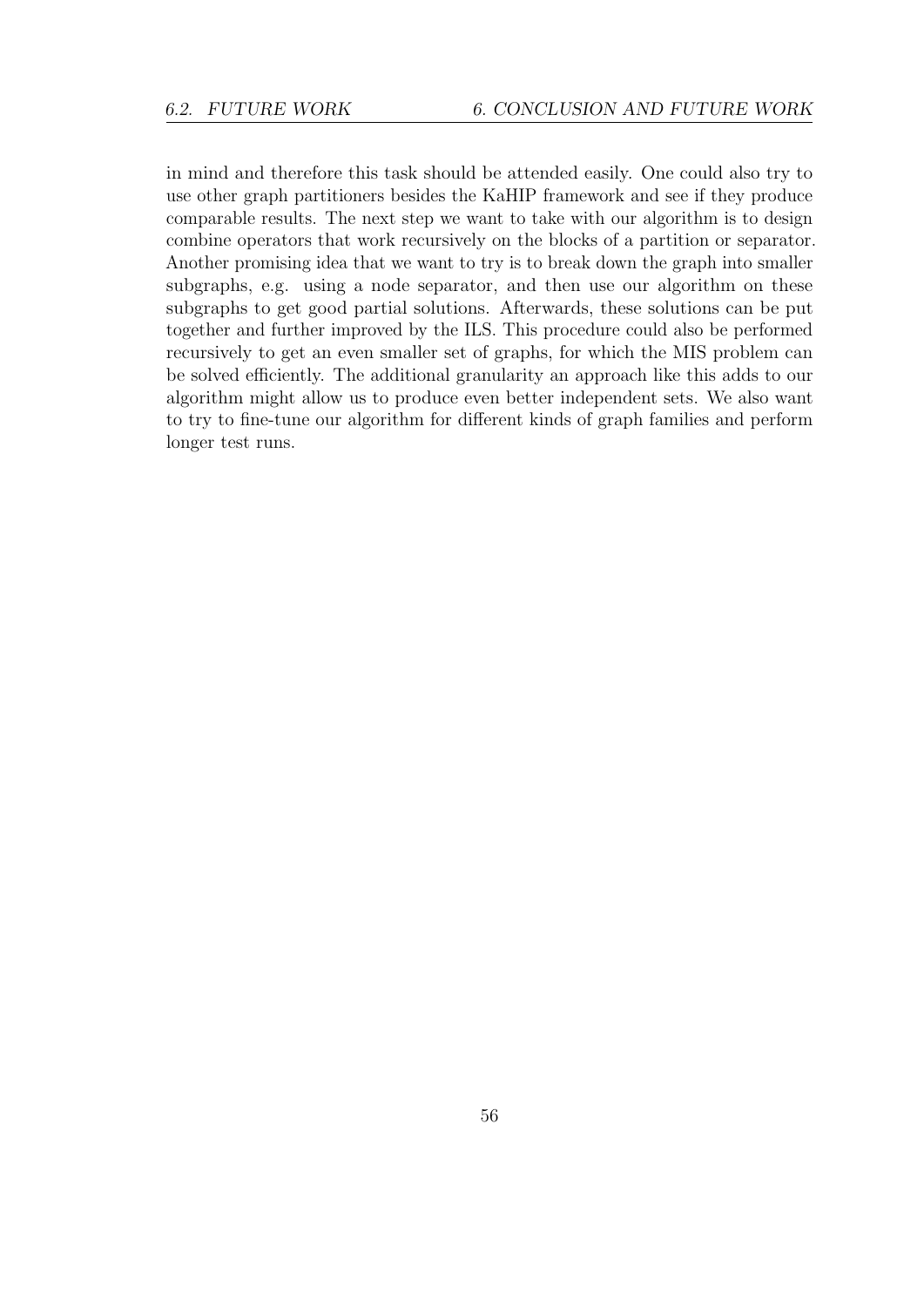in mind and therefore this task should be attended easily. One could also try to use other graph partitioners besides the KaHIP framework and see if they produce comparable results. The next step we want to take with our algorithm is to design combine operators that work recursively on the blocks of a partition or separator. Another promising idea that we want to try is to break down the graph into smaller subgraphs, e.g. using a node separator, and then use our algorithm on these subgraphs to get good partial solutions. Afterwards, these solutions can be put together and further improved by the ILS. This procedure could also be performed recursively to get an even smaller set of graphs, for which the MIS problem can be solved efficiently. The additional granularity an approach like this adds to our algorithm might allow us to produce even better independent sets. We also want to try to fine-tune our algorithm for different kinds of graph families and perform longer test runs.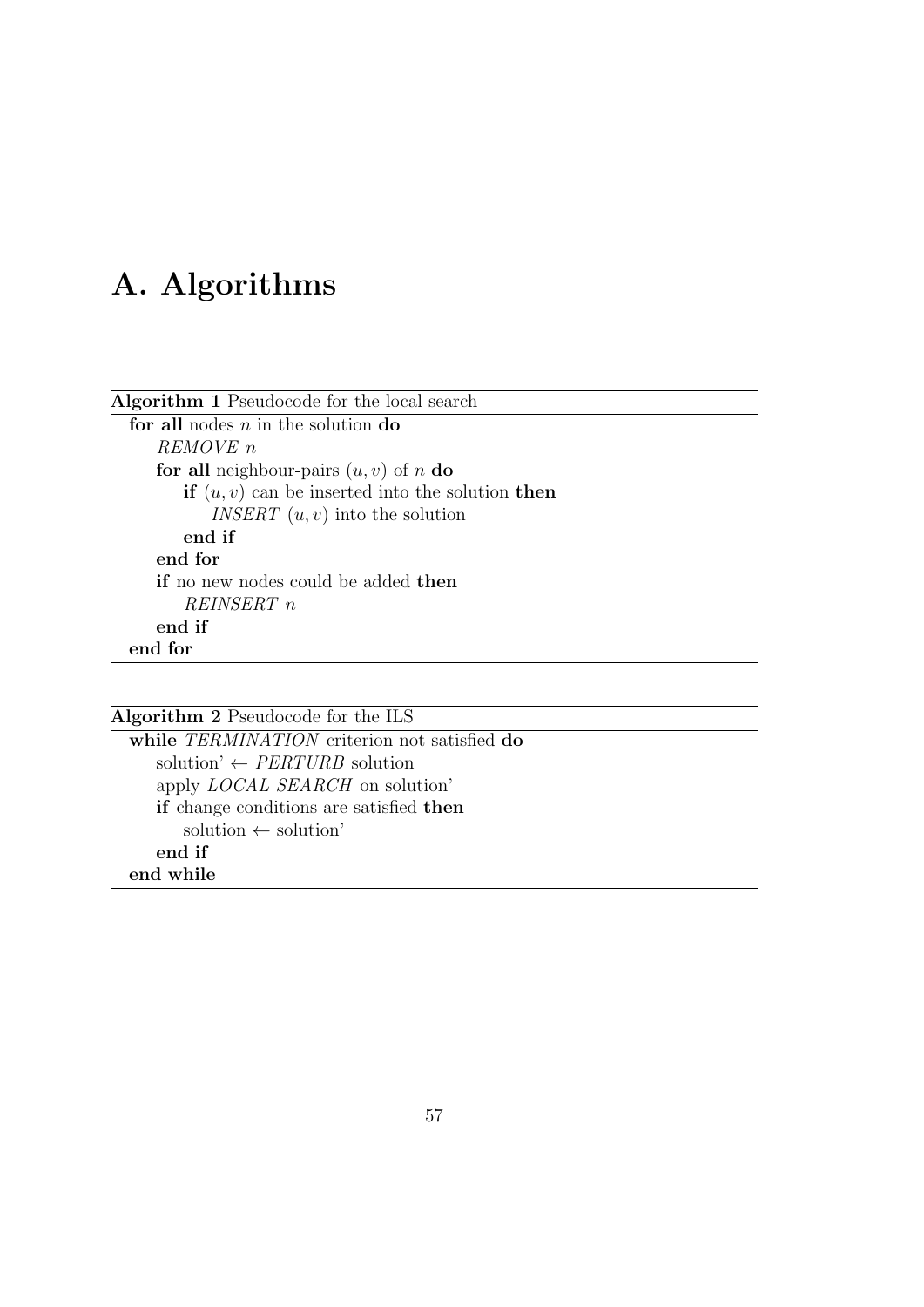# A. Algorithms

**Algorithm 1** Pseudocode for the local search

```
for all nodes n in the solution do
    REMOVE n
    for all neighbour-pairs (u, v) of n do
        if (u, v) can be inserted into the solution then
            INSERT (u, v) into the solution
        end if
    end for
    if no new nodes could be added then
        REINSERT n
    end if
end for
```

**Algorithm 2** Pseudocode for the ILS

```
while TERMINATION criterion not satisfied do
    solution' ← PERTURB solution
    apply LOCAL SEARCH on solution'
    if change conditions are satisfied then
        solution ← solution'
    end if
end while
```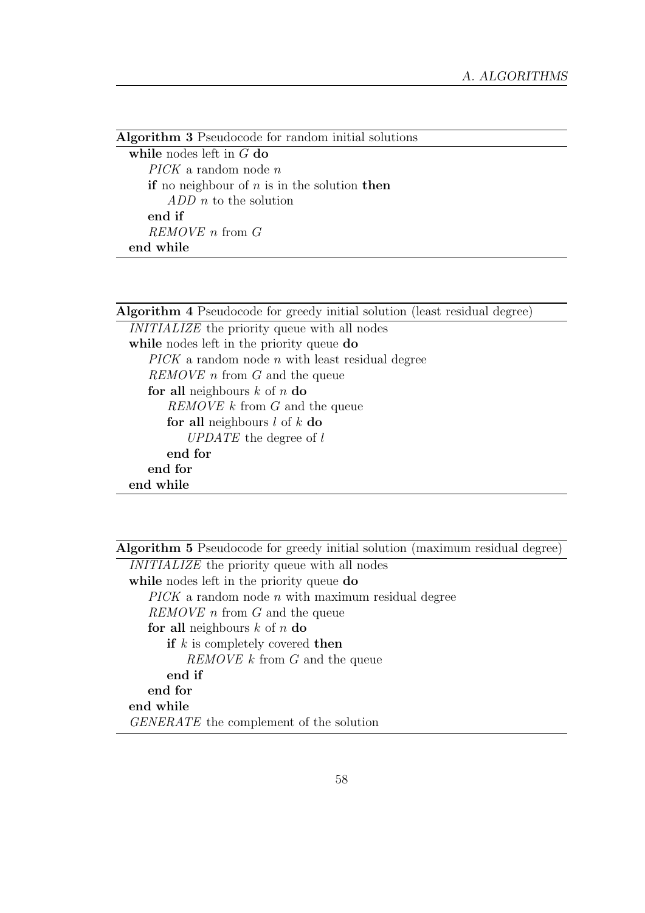**Algorithm 3** Pseudocode for random initial solutions

```
while nodes left in G do
    PICK a random node n
    if no neighbour of n is in the solution then
        ADD n to the solution
    end if
    REMOVE n from G
end while
```

**Algorithm 4** Pseudocode for greedy initial solution (least residual degree)

```
INITIALIZE the priority queue with all nodes
while nodes left in the priority queue do
    PICK a random node n with least residual degree
    REMOVE n from G and the queue
    for all neighbours k of n do
        REMOVE k from G and the queue
        for all neighbours l of k do
            UPDATE the degree of l
        end for
    end for
end while
```

**Algorithm 5** Pseudocode for greedy initial solution (maximum residual degree)

```
INITIALIZE the priority queue with all nodes
while nodes left in the priority queue do
    PICK a random node n with maximum residual degree
    REMOVE n from G and the queue
    for all neighbours k of n do
        if k is completely covered then
            REMOVE k from G and the queue
        end if
    end for
end while
GENERATE the complement of the solution
```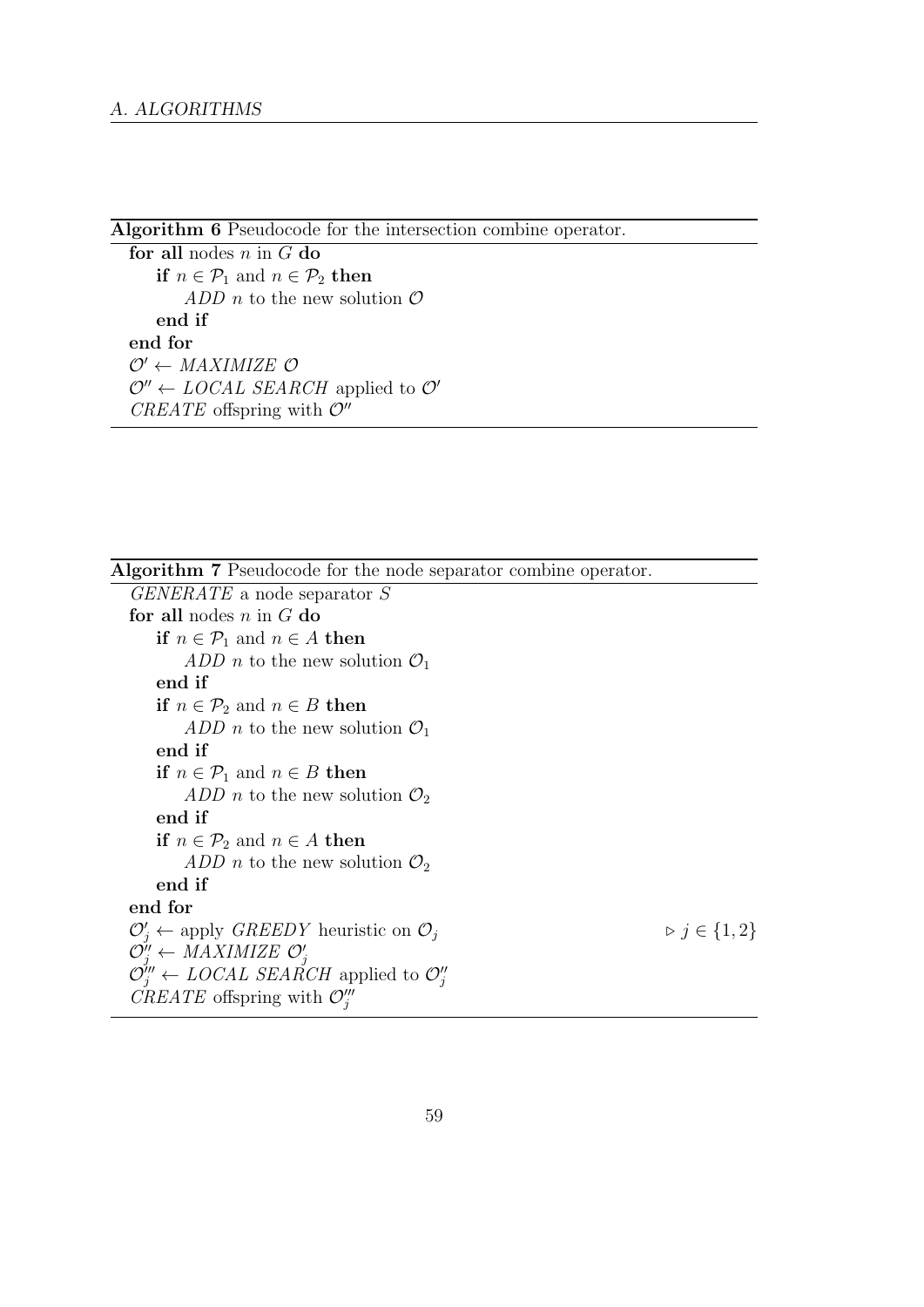**Algorithm 6** Pseudocode for the intersection combine operator.

```
for all nodes n in G do
    if n ∈ P_1 and n ∈ P_2 then
        ADD n to the new solution O
    end if
end for
O' ← MAXIMIZE O
O'' ← LOCAL SEARCH applied to O'
CREATE offspring with O''
```

**Algorithm 7** Pseudocode for the node separator combine operator.

```
GENERATE a node separator S
for all nodes n in G do
    if n ∈ P_1 and n ∈ A then
        ADD n to the new solution O_1
    end if
    if n ∈ P_2 and n ∈ B then
        ADD n to the new solution O_1
    end if
    if n ∈ P_1 and n ∈ B then
        ADD n to the new solution O_2
    end if
    if n ∈ P_2 and n ∈ A then
        ADD n to the new solution O_2
    end if
end for
O'_j ← apply GREEDY heuristic on O_j                    ▷ j ∈ {1, 2}
O''_j ← MAXIMIZE O'_j
O'''_j ← LOCAL SEARCH applied to O''_j
CREATE offspring with O'''_j
```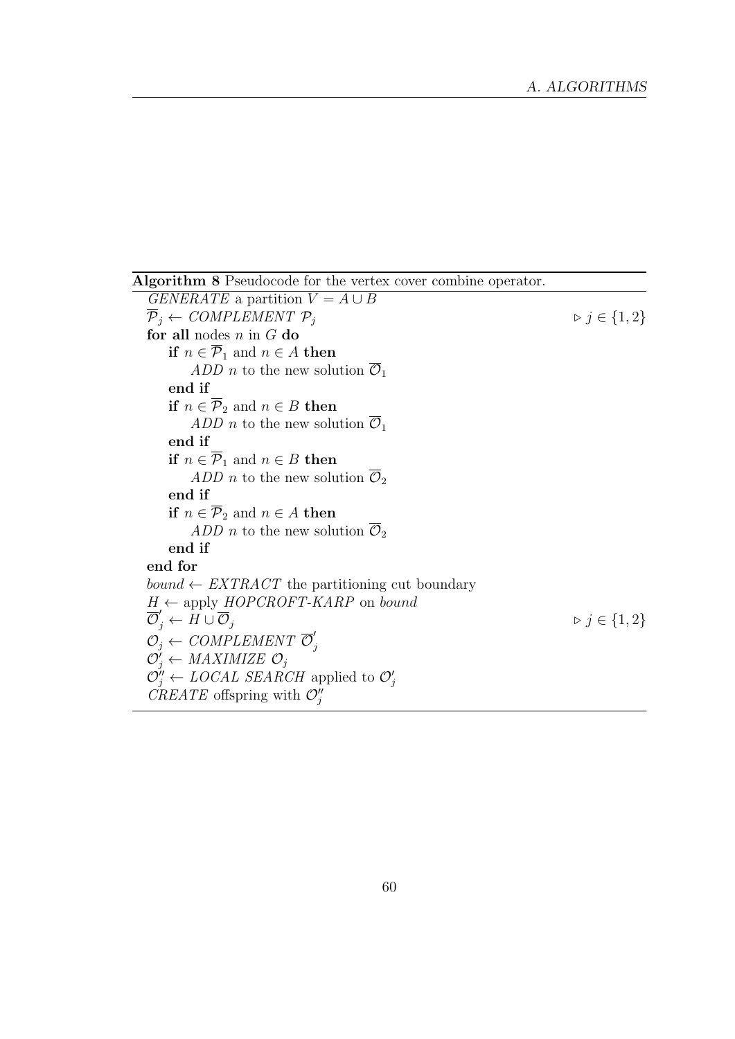**Algorithm 8** Pseudocode for the vertex cover combine operator.

*GENERATE* a partition $V = A \cup B$

$\overline{\mathcal{P}}_j \leftarrow$ *COMPLEMENT* $\mathcal{P}_j$ $\qquad \triangleright\ j \in \{1, 2\}$

**for all** nodes $n$ in $G$ **do**

&nbsp;&nbsp;&nbsp;&nbsp;**if** $n \in \overline{\mathcal{P}}_1$ and $n \in A$ **then**

&nbsp;&nbsp;&nbsp;&nbsp;&nbsp;&nbsp;&nbsp;&nbsp;*ADD* $n$ to the new solution $\overline{\mathcal{O}}_1$

&nbsp;&nbsp;&nbsp;&nbsp;**end if**

&nbsp;&nbsp;&nbsp;&nbsp;**if** $n \in \overline{\mathcal{P}}_2$ and $n \in B$ **then**

&nbsp;&nbsp;&nbsp;&nbsp;&nbsp;&nbsp;&nbsp;&nbsp;*ADD* $n$ to the new solution $\overline{\mathcal{O}}_1$

&nbsp;&nbsp;&nbsp;&nbsp;**end if**

&nbsp;&nbsp;&nbsp;&nbsp;**if** $n \in \overline{\mathcal{P}}_1$ and $n \in B$ **then**

&nbsp;&nbsp;&nbsp;&nbsp;&nbsp;&nbsp;&nbsp;&nbsp;*ADD* $n$ to the new solution $\overline{\mathcal{O}}_2$

&nbsp;&nbsp;&nbsp;&nbsp;**end if**

&nbsp;&nbsp;&nbsp;&nbsp;**if** $n \in \overline{\mathcal{P}}_2$ and $n \in A$ **then**

&nbsp;&nbsp;&nbsp;&nbsp;&nbsp;&nbsp;&nbsp;&nbsp;*ADD* $n$ to the new solution $\overline{\mathcal{O}}_2$

&nbsp;&nbsp;&nbsp;&nbsp;**end if**

**end for**

*bound* $\leftarrow$ *EXTRACT* the partitioning cut boundary

$H \leftarrow$ apply *HOPCROFT-KARP* on *bound*

$\overline{\mathcal{O}}'_j \leftarrow H \cup \overline{\mathcal{O}}_j$ $\qquad \triangleright\ j \in \{1, 2\}$

$\mathcal{O}_j \leftarrow$ *COMPLEMENT* $\overline{\mathcal{O}}'_j$

$\mathcal{O}'_j \leftarrow$ *MAXIMIZE* $\mathcal{O}_j$

$\mathcal{O}''_j \leftarrow$ *LOCAL SEARCH* applied to $\mathcal{O}'_j$

*CREATE* offspring with $\mathcal{O}''_j$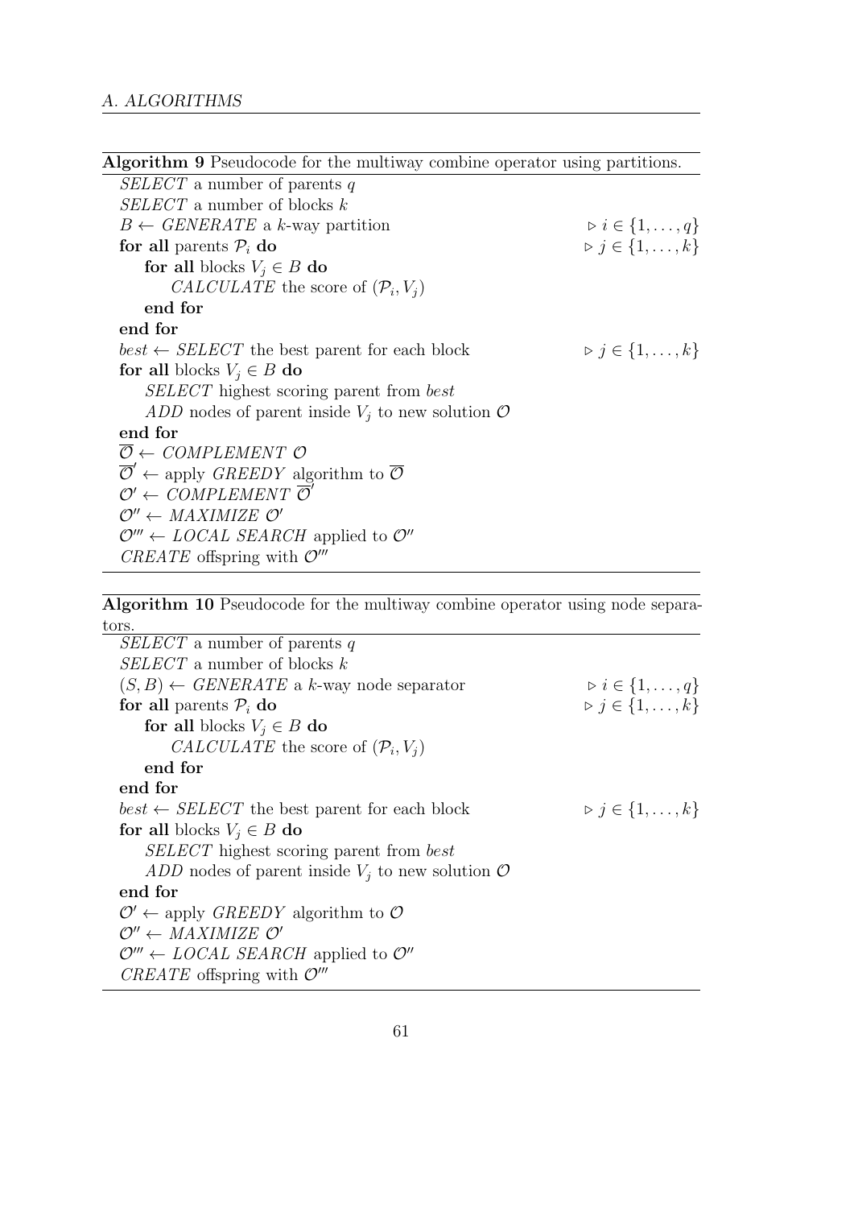**Algorithm 9** Pseudocode for the multiway combine operator using partitions.

```
SELECT a number of parents q
SELECT a number of blocks k
B ← GENERATE a k-way partition                          ▷ i ∈ {1,...,q}
for all parents P_i do                                  ▷ j ∈ {1,...,k}
    for all blocks V_j ∈ B do
        CALCULATE the score of (P_i, V_j)
    end for
end for
best ← SELECT the best parent for each block            ▷ j ∈ {1,...,k}
for all blocks V_j ∈ B do
    SELECT highest scoring parent from best
    ADD nodes of parent inside V_j to new solution O
end for
Ō ← COMPLEMENT O
Ō' ← apply GREEDY algorithm to Ō
O' ← COMPLEMENT Ō'
O'' ← MAXIMIZE O'
O''' ← LOCAL SEARCH applied to O''
CREATE offspring with O'''
```

**Algorithm 10** Pseudocode for the multiway combine operator using node separators.

```
SELECT a number of parents q
SELECT a number of blocks k
(S, B) ← GENERATE a k-way node separator                ▷ i ∈ {1,...,q}
for all parents P_i do                                  ▷ j ∈ {1,...,k}
    for all blocks V_j ∈ B do
        CALCULATE the score of (P_i, V_j)
    end for
end for
best ← SELECT the best parent for each block            ▷ j ∈ {1,...,k}
for all blocks V_j ∈ B do
    SELECT highest scoring parent from best
    ADD nodes of parent inside V_j to new solution O
end for
O' ← apply GREEDY algorithm to O
O'' ← MAXIMIZE O'
O''' ← LOCAL SEARCH applied to O''
CREATE offspring with O'''
```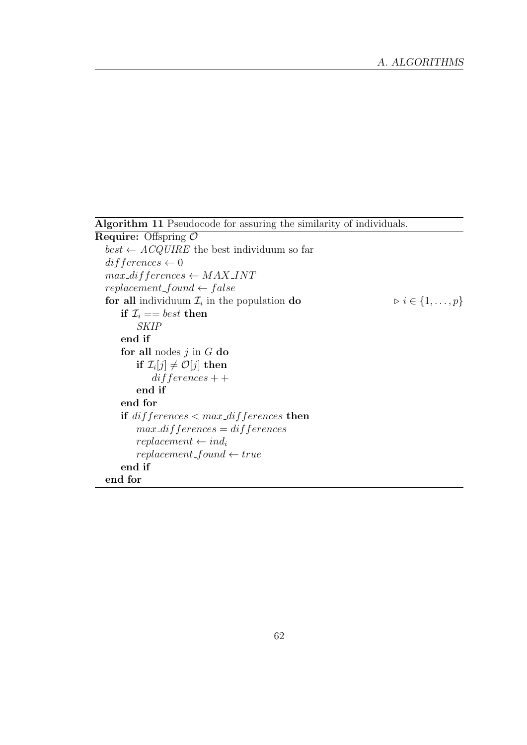**Algorithm 11** Pseudocode for assuring the similarity of individuals.

**Require:** Offspring $\mathcal{O}$

$best \leftarrow$ *ACQUIRE* the best individuum so far
$differences \leftarrow 0$
$max\_differences \leftarrow MAX\_INT$
$replacement\_found \leftarrow false$
**for all** individuum $\mathcal{I}_i$ in the population **do** $\triangleright\ i \in \{1, \ldots, p\}$
  **if** $\mathcal{I}_i == best$ **then**
    *SKIP*
  **end if**
  **for all** nodes $j$ in $G$ **do**
    **if** $\mathcal{I}_i[j] \neq \mathcal{O}[j]$ **then**
      $differences++$
    **end if**
  **end for**
  **if** $differences < max\_differences$ **then**
    $max\_differences = differences$
    $replacement \leftarrow ind_i$
    $replacement\_found \leftarrow true$
  **end if**
**end for**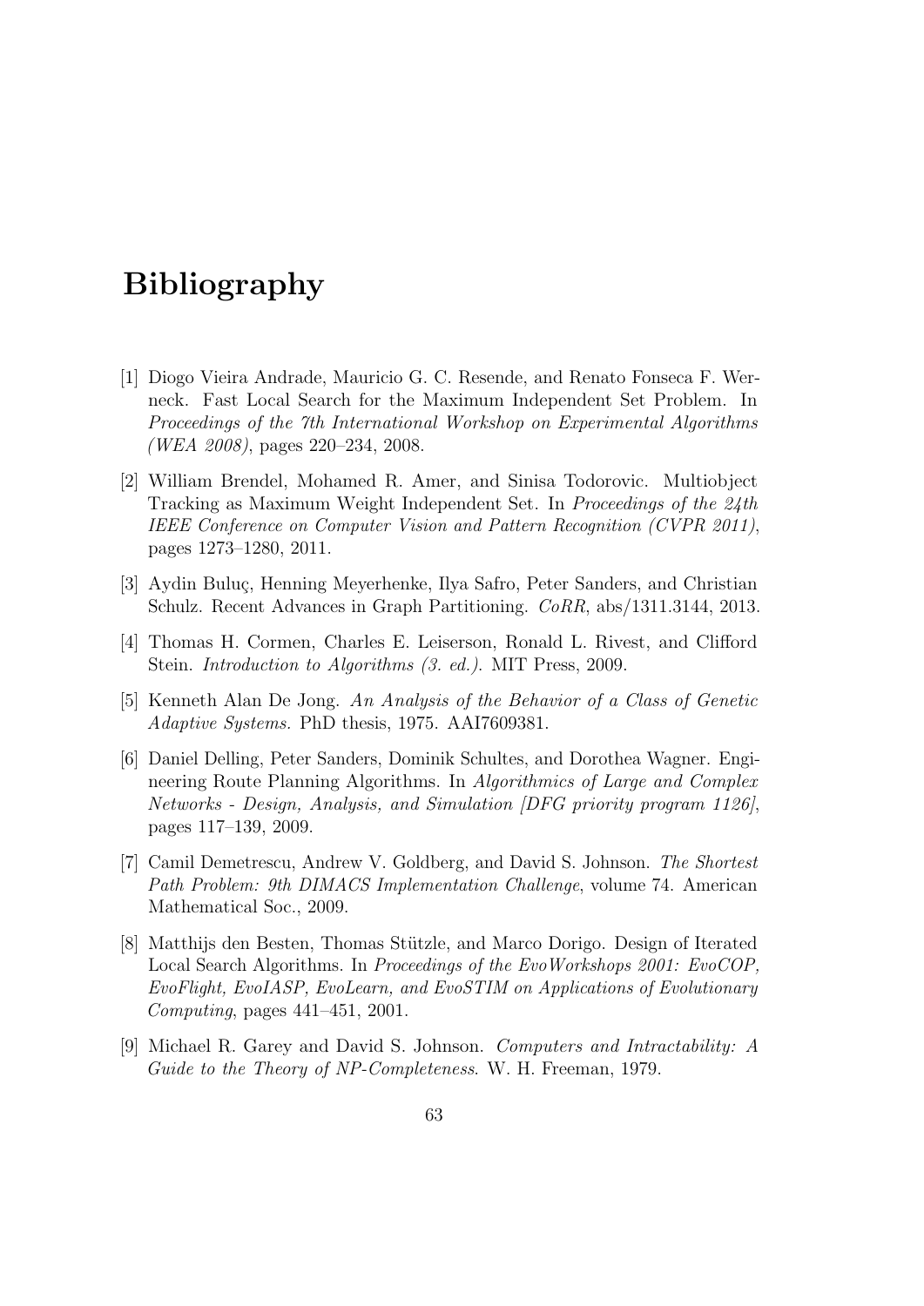# Bibliography

[1] Diogo Vieira Andrade, Mauricio G. C. Resende, and Renato Fonseca F. Werneck. Fast Local Search for the Maximum Independent Set Problem. In *Proceedings of the 7th International Workshop on Experimental Algorithms (WEA 2008)*, pages 220–234, 2008.

[2] William Brendel, Mohamed R. Amer, and Sinisa Todorovic. Multiobject Tracking as Maximum Weight Independent Set. In *Proceedings of the 24th IEEE Conference on Computer Vision and Pattern Recognition (CVPR 2011)*, pages 1273–1280, 2011.

[3] Aydin Buluç, Henning Meyerhenke, Ilya Safro, Peter Sanders, and Christian Schulz. Recent Advances in Graph Partitioning. *CoRR*, abs/1311.3144, 2013.

[4] Thomas H. Cormen, Charles E. Leiserson, Ronald L. Rivest, and Clifford Stein. *Introduction to Algorithms (3. ed.)*. MIT Press, 2009.

[5] Kenneth Alan De Jong. *An Analysis of the Behavior of a Class of Genetic Adaptive Systems.* PhD thesis, 1975. AAI7609381.

[6] Daniel Delling, Peter Sanders, Dominik Schultes, and Dorothea Wagner. Engineering Route Planning Algorithms. In *Algorithmics of Large and Complex Networks - Design, Analysis, and Simulation [DFG priority program 1126]*, pages 117–139, 2009.

[7] Camil Demetrescu, Andrew V. Goldberg, and David S. Johnson. *The Shortest Path Problem: 9th DIMACS Implementation Challenge*, volume 74. American Mathematical Soc., 2009.

[8] Matthijs den Besten, Thomas Stützle, and Marco Dorigo. Design of Iterated Local Search Algorithms. In *Proceedings of the EvoWorkshops 2001: EvoCOP, EvoFlight, EvoIASP, EvoLearn, and EvoSTIM on Applications of Evolutionary Computing*, pages 441–451, 2001.

[9] Michael R. Garey and David S. Johnson. *Computers and Intractability: A Guide to the Theory of NP-Completeness*. W. H. Freeman, 1979.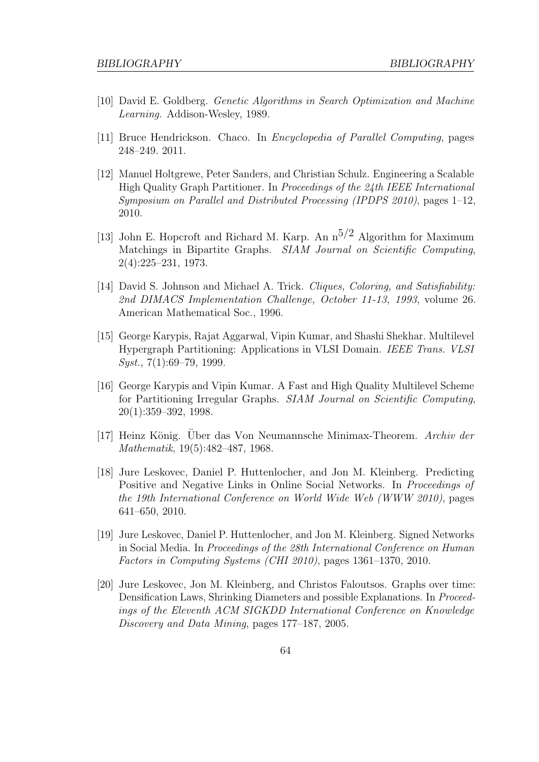[10] David E. Goldberg. *Genetic Algorithms in Search Optimization and Machine Learning*. Addison-Wesley, 1989.

[11] Bruce Hendrickson. Chaco. In *Encyclopedia of Parallel Computing*, pages 248–249. 2011.

[12] Manuel Holtgrewe, Peter Sanders, and Christian Schulz. Engineering a Scalable High Quality Graph Partitioner. In *Proceedings of the 24th IEEE International Symposium on Parallel and Distributed Processing (IPDPS 2010)*, pages 1–12, 2010.

[13] John E. Hopcroft and Richard M. Karp. An $n^{5/2}$ Algorithm for Maximum Matchings in Bipartite Graphs. *SIAM Journal on Scientific Computing*, 2(4):225–231, 1973.

[14] David S. Johnson and Michael A. Trick. *Cliques, Coloring, and Satisfiability: 2nd DIMACS Implementation Challenge, October 11-13, 1993*, volume 26. American Mathematical Soc., 1996.

[15] George Karypis, Rajat Aggarwal, Vipin Kumar, and Shashi Shekhar. Multilevel Hypergraph Partitioning: Applications in VLSI Domain. *IEEE Trans. VLSI Syst.*, 7(1):69–79, 1999.

[16] George Karypis and Vipin Kumar. A Fast and High Quality Multilevel Scheme for Partitioning Irregular Graphs. *SIAM Journal on Scientific Computing*, 20(1):359–392, 1998.

[17] Heinz König. Über das Von Neumannsche Minimax-Theorem. *Archiv der Mathematik*, 19(5):482–487, 1968.

[18] Jure Leskovec, Daniel P. Huttenlocher, and Jon M. Kleinberg. Predicting Positive and Negative Links in Online Social Networks. In *Proceedings of the 19th International Conference on World Wide Web (WWW 2010)*, pages 641–650, 2010.

[19] Jure Leskovec, Daniel P. Huttenlocher, and Jon M. Kleinberg. Signed Networks in Social Media. In *Proceedings of the 28th International Conference on Human Factors in Computing Systems (CHI 2010)*, pages 1361–1370, 2010.

[20] Jure Leskovec, Jon M. Kleinberg, and Christos Faloutsos. Graphs over time: Densification Laws, Shrinking Diameters and possible Explanations. In *Proceedings of the Eleventh ACM SIGKDD International Conference on Knowledge Discovery and Data Mining*, pages 177–187, 2005.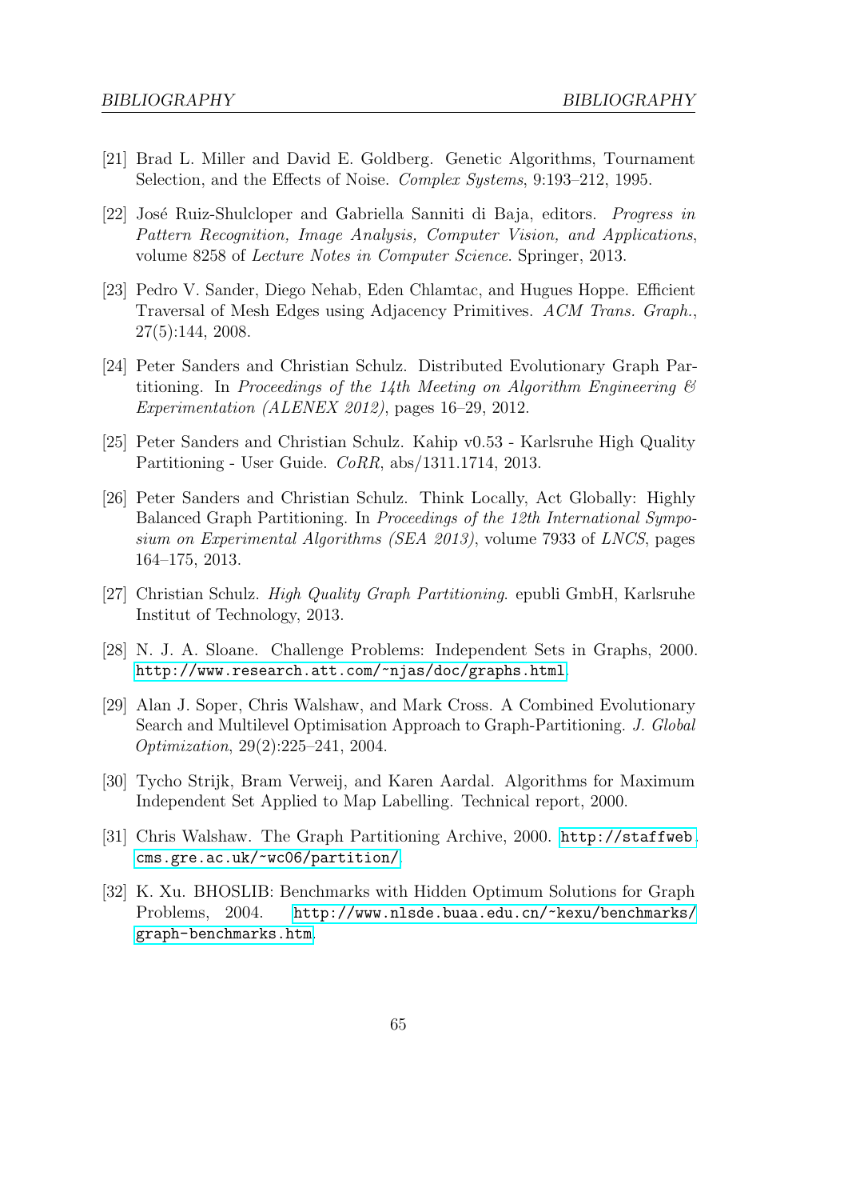[21] Brad L. Miller and David E. Goldberg. Genetic Algorithms, Tournament Selection, and the Effects of Noise. *Complex Systems*, 9:193–212, 1995.

[22] José Ruiz-Shulcloper and Gabriella Sanniti di Baja, editors. *Progress in Pattern Recognition, Image Analysis, Computer Vision, and Applications*, volume 8258 of *Lecture Notes in Computer Science*. Springer, 2013.

[23] Pedro V. Sander, Diego Nehab, Eden Chlamtac, and Hugues Hoppe. Efficient Traversal of Mesh Edges using Adjacency Primitives. *ACM Trans. Graph.*, 27(5):144, 2008.

[24] Peter Sanders and Christian Schulz. Distributed Evolutionary Graph Partitioning. In *Proceedings of the 14th Meeting on Algorithm Engineering & Experimentation (ALENEX 2012)*, pages 16–29, 2012.

[25] Peter Sanders and Christian Schulz. Kahip v0.53 - Karlsruhe High Quality Partitioning - User Guide. *CoRR*, abs/1311.1714, 2013.

[26] Peter Sanders and Christian Schulz. Think Locally, Act Globally: Highly Balanced Graph Partitioning. In *Proceedings of the 12th International Symposium on Experimental Algorithms (SEA 2013)*, volume 7933 of *LNCS*, pages 164–175, 2013.

[27] Christian Schulz. *High Quality Graph Partitioning*. epubli GmbH, Karlsruhe Institut of Technology, 2013.

[28] N. J. A. Sloane. Challenge Problems: Independent Sets in Graphs, 2000. `http://www.research.att.com/~njas/doc/graphs.html`.

[29] Alan J. Soper, Chris Walshaw, and Mark Cross. A Combined Evolutionary Search and Multilevel Optimisation Approach to Graph-Partitioning. *J. Global Optimization*, 29(2):225–241, 2004.

[30] Tycho Strijk, Bram Verweij, and Karen Aardal. Algorithms for Maximum Independent Set Applied to Map Labelling. Technical report, 2000.

[31] Chris Walshaw. The Graph Partitioning Archive, 2000. `http://staffweb.cms.gre.ac.uk/~wc06/partition/`.

[32] K. Xu. BHOSLIB: Benchmarks with Hidden Optimum Solutions for Graph Problems, 2004. `http://www.nlsde.buaa.edu.cn/~kexu/benchmarks/graph-benchmarks.htm`.